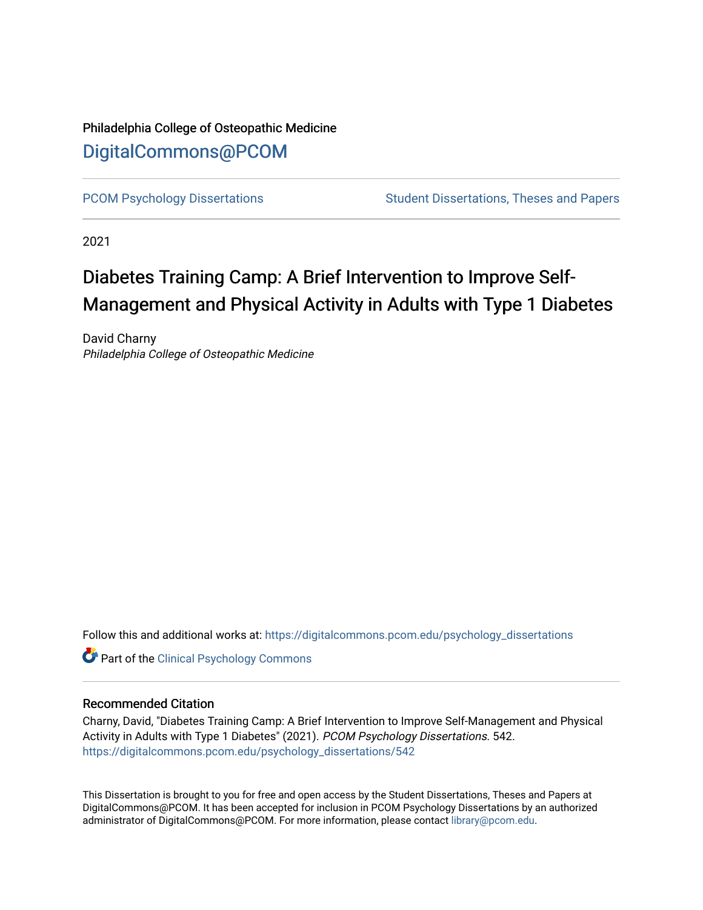Philadelphia College of Osteopathic Medicine

# DigitalCommons@PCOM

PCOM Psychology Dissertations | Student Dissertations, Theses and Papers

2021

## Diabetes Training Camp: A Brief Intervention to Improve Self-Management and Physical Activity in Adults with Type 1 Diabetes

David Charny
*Philadelphia College of Osteopathic Medicine*

Follow this and additional works at: https://digitalcommons.pcom.edu/psychology_dissertations

Part of the Clinical Psychology Commons

### Recommended Citation

Charny, David, "Diabetes Training Camp: A Brief Intervention to Improve Self-Management and Physical Activity in Adults with Type 1 Diabetes" (2021). *PCOM Psychology Dissertations*. 542.
https://digitalcommons.pcom.edu/psychology_dissertations/542

This Dissertation is brought to you for free and open access by the Student Dissertations, Theses and Papers at DigitalCommons@PCOM. It has been accepted for inclusion in PCOM Psychology Dissertations by an authorized administrator of DigitalCommons@PCOM. For more information, please contact library@pcom.edu.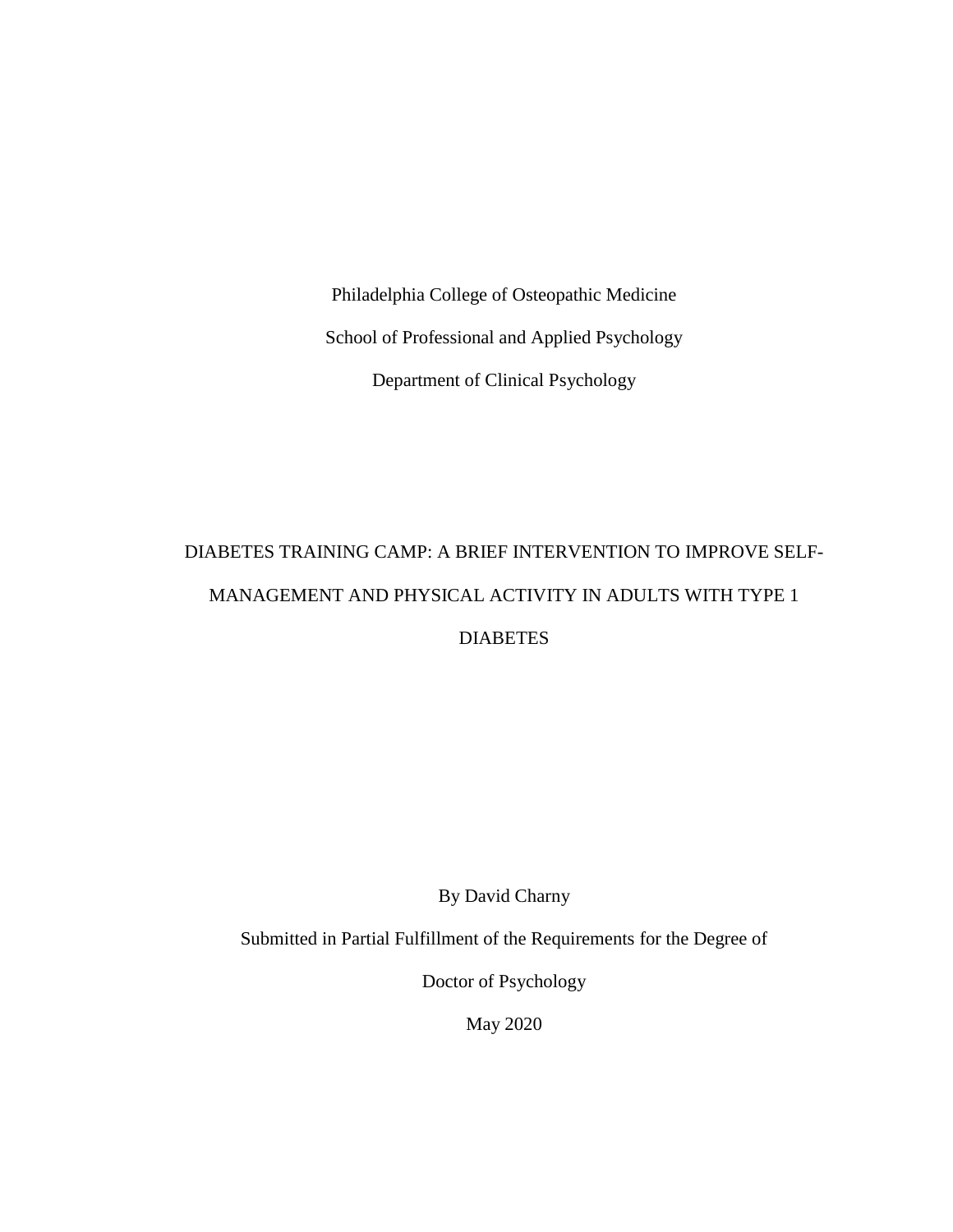Philadelphia College of Osteopathic Medicine

School of Professional and Applied Psychology

Department of Clinical Psychology

# DIABETES TRAINING CAMP: A BRIEF INTERVENTION TO IMPROVE SELF-MANAGEMENT AND PHYSICAL ACTIVITY IN ADULTS WITH TYPE 1 DIABETES

By David Charny

Submitted in Partial Fulfillment of the Requirements for the Degree of

Doctor of Psychology

May 2020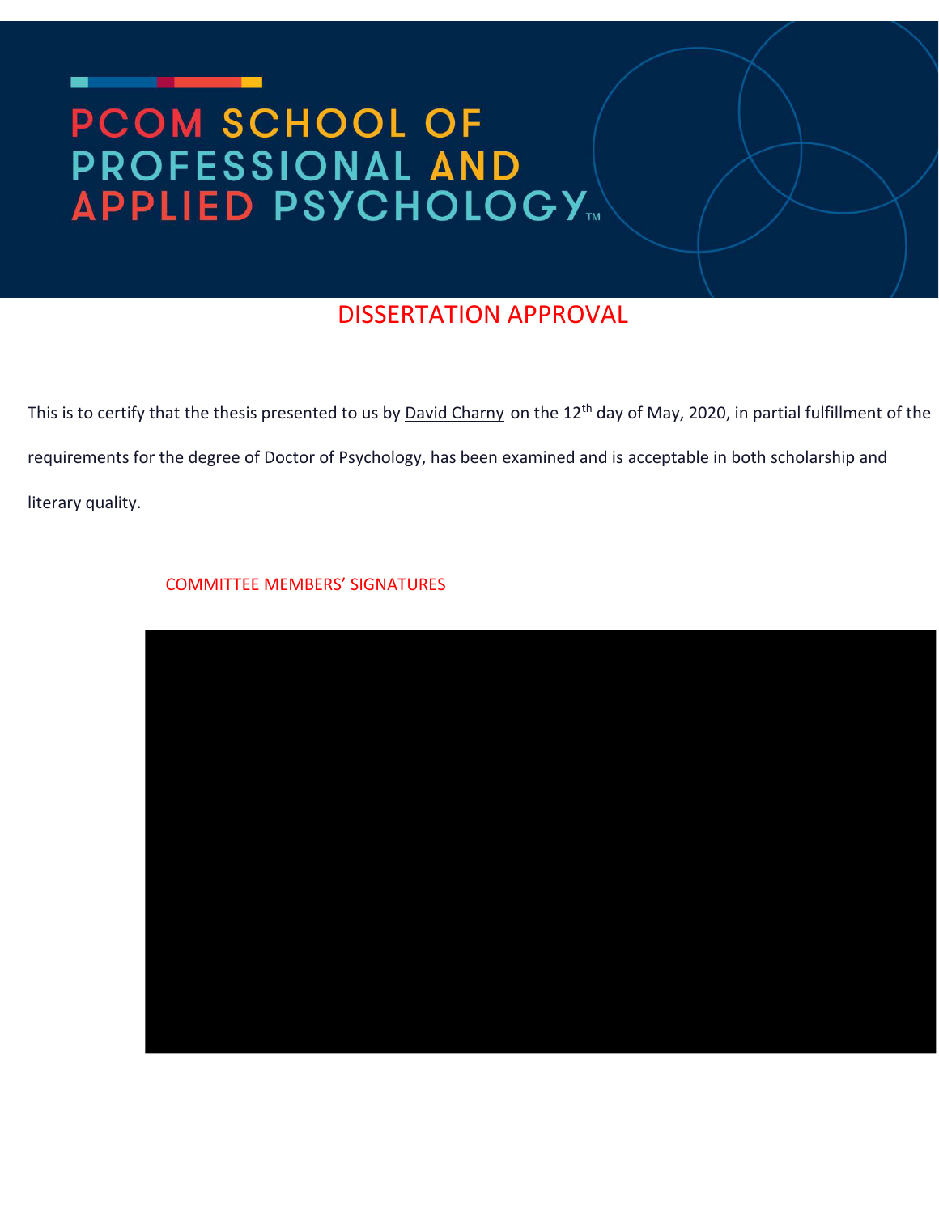# PCOM SCHOOL OF PROFESSIONAL AND APPLIED PSYCHOLOGY™

## DISSERTATION APPROVAL

This is to certify that the thesis presented to us by David Charny on the 12th day of May, 2020, in partial fulfillment of the requirements for the degree of Doctor of Psychology, has been examined and is acceptable in both scholarship and literary quality.

COMMITTEE MEMBERS' SIGNATURES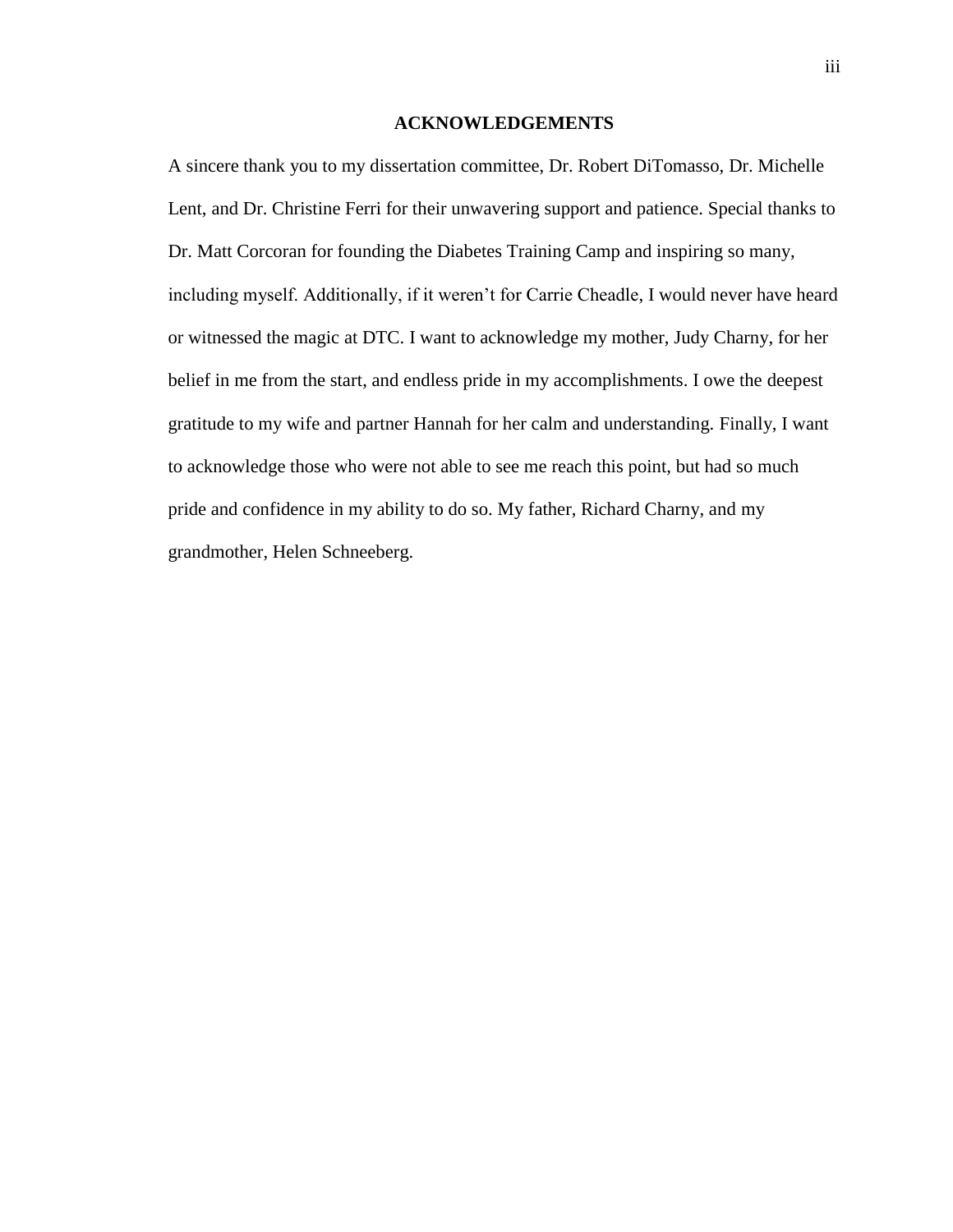# ACKNOWLEDGEMENTS

A sincere thank you to my dissertation committee, Dr. Robert DiTomasso, Dr. Michelle Lent, and Dr. Christine Ferri for their unwavering support and patience. Special thanks to Dr. Matt Corcoran for founding the Diabetes Training Camp and inspiring so many, including myself. Additionally, if it weren't for Carrie Cheadle, I would never have heard or witnessed the magic at DTC. I want to acknowledge my mother, Judy Charny, for her belief in me from the start, and endless pride in my accomplishments. I owe the deepest gratitude to my wife and partner Hannah for her calm and understanding. Finally, I want to acknowledge those who were not able to see me reach this point, but had so much pride and confidence in my ability to do so. My father, Richard Charny, and my grandmother, Helen Schneeberg.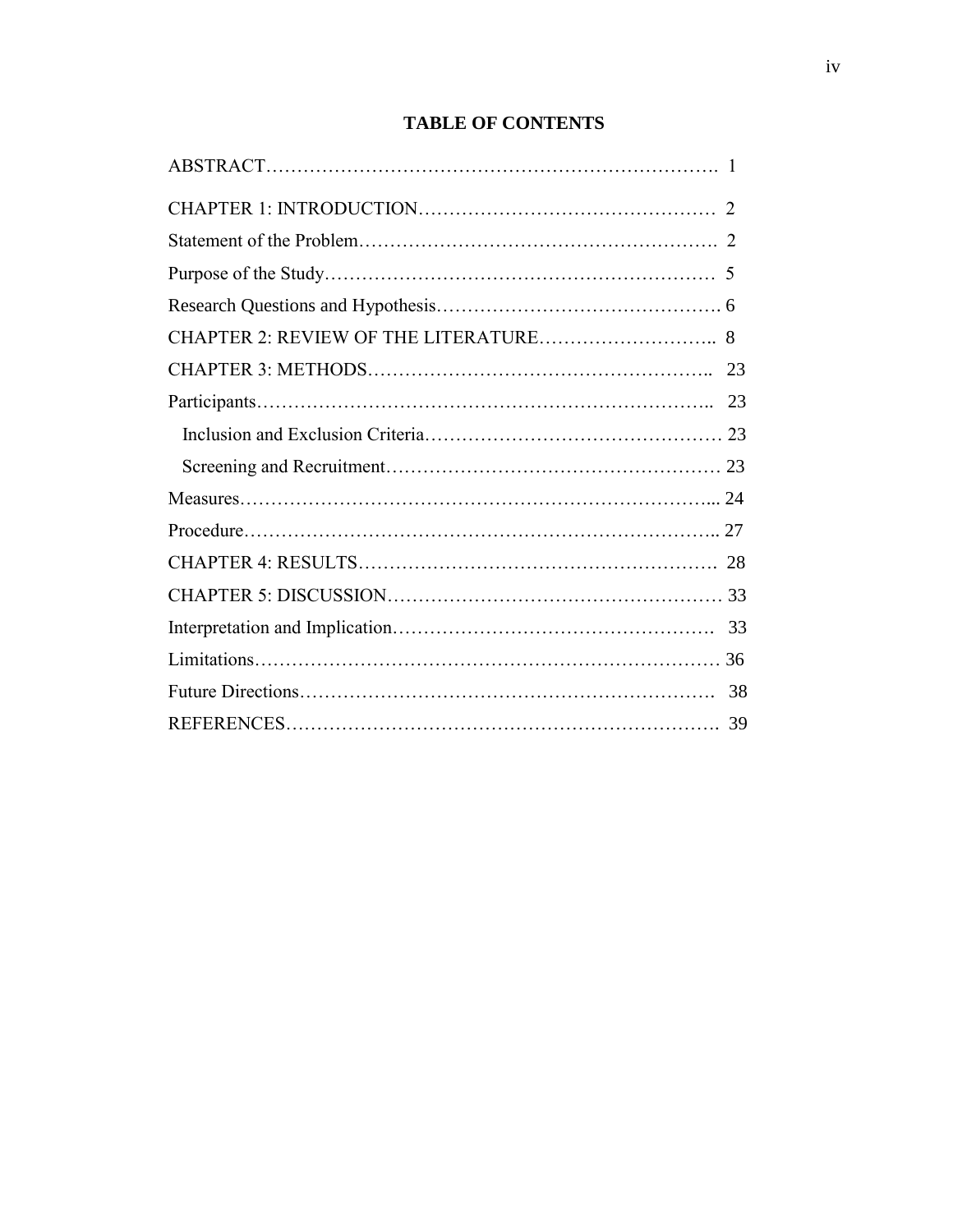# TABLE OF CONTENTS

ABSTRACT………………………………………………………………. 1

CHAPTER 1: INTRODUCTION………………………………………… 2

Statement of the Problem…………………………………………………. 2

Purpose of the Study……………………………………………………… 5

Research Questions and Hypothesis………………………………………. 6

CHAPTER 2: REVIEW OF THE LITERATURE……………………….. 8

CHAPTER 3: METHODS……………………………………………….. 23

Participants……………………………………………………………….. 23

Inclusion and Exclusion Criteria………………………………………… 23

Screening and Recruitment……………………………………………… 23

Measures…………………………………………………………………... 24

Procedure………………………………………………………………….. 27

CHAPTER 4: RESULTS…………………………………………………. 28

CHAPTER 5: DISCUSSION……………………………………………… 33

Interpretation and Implication…………………………………………… 33

Limitations………………………………………………………………… 36

Future Directions…………………………………………………………. 38

REFERENCES……………………………………………………………. 39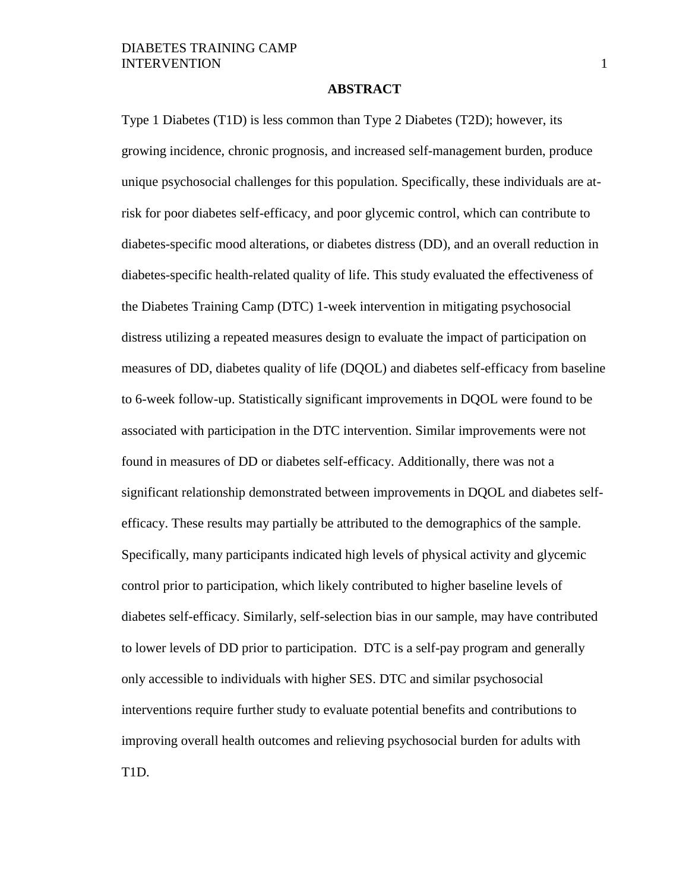**ABSTRACT**

Type 1 Diabetes (T1D) is less common than Type 2 Diabetes (T2D); however, its growing incidence, chronic prognosis, and increased self-management burden, produce unique psychosocial challenges for this population. Specifically, these individuals are at-risk for poor diabetes self-efficacy, and poor glycemic control, which can contribute to diabetes-specific mood alterations, or diabetes distress (DD), and an overall reduction in diabetes-specific health-related quality of life. This study evaluated the effectiveness of the Diabetes Training Camp (DTC) 1-week intervention in mitigating psychosocial distress utilizing a repeated measures design to evaluate the impact of participation on measures of DD, diabetes quality of life (DQOL) and diabetes self-efficacy from baseline to 6-week follow-up. Statistically significant improvements in DQOL were found to be associated with participation in the DTC intervention. Similar improvements were not found in measures of DD or diabetes self-efficacy. Additionally, there was not a significant relationship demonstrated between improvements in DQOL and diabetes self-efficacy. These results may partially be attributed to the demographics of the sample. Specifically, many participants indicated high levels of physical activity and glycemic control prior to participation, which likely contributed to higher baseline levels of diabetes self-efficacy. Similarly, self-selection bias in our sample, may have contributed to lower levels of DD prior to participation. DTC is a self-pay program and generally only accessible to individuals with higher SES. DTC and similar psychosocial interventions require further study to evaluate potential benefits and contributions to improving overall health outcomes and relieving psychosocial burden for adults with T1D.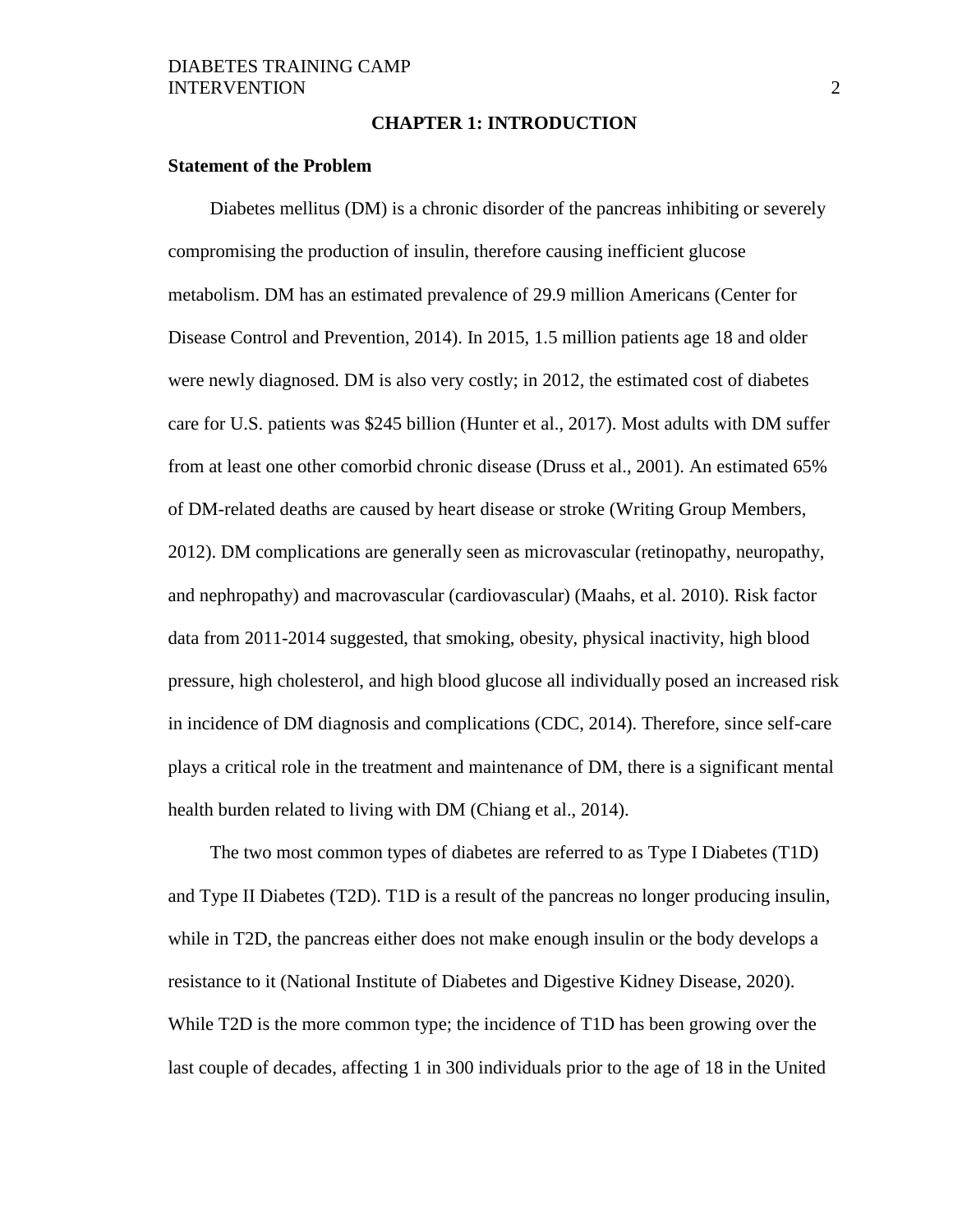# CHAPTER 1: INTRODUCTION

## Statement of the Problem

Diabetes mellitus (DM) is a chronic disorder of the pancreas inhibiting or severely compromising the production of insulin, therefore causing inefficient glucose metabolism. DM has an estimated prevalence of 29.9 million Americans (Center for Disease Control and Prevention, 2014). In 2015, 1.5 million patients age 18 and older were newly diagnosed. DM is also very costly; in 2012, the estimated cost of diabetes care for U.S. patients was $245 billion (Hunter et al., 2017). Most adults with DM suffer from at least one other comorbid chronic disease (Druss et al., 2001). An estimated 65% of DM-related deaths are caused by heart disease or stroke (Writing Group Members, 2012). DM complications are generally seen as microvascular (retinopathy, neuropathy, and nephropathy) and macrovascular (cardiovascular) (Maahs, et al. 2010). Risk factor data from 2011-2014 suggested, that smoking, obesity, physical inactivity, high blood pressure, high cholesterol, and high blood glucose all individually posed an increased risk in incidence of DM diagnosis and complications (CDC, 2014). Therefore, since self-care plays a critical role in the treatment and maintenance of DM, there is a significant mental health burden related to living with DM (Chiang et al., 2014).

The two most common types of diabetes are referred to as Type I Diabetes (T1D) and Type II Diabetes (T2D). T1D is a result of the pancreas no longer producing insulin, while in T2D, the pancreas either does not make enough insulin or the body develops a resistance to it (National Institute of Diabetes and Digestive Kidney Disease, 2020). While T2D is the more common type; the incidence of T1D has been growing over the last couple of decades, affecting 1 in 300 individuals prior to the age of 18 in the United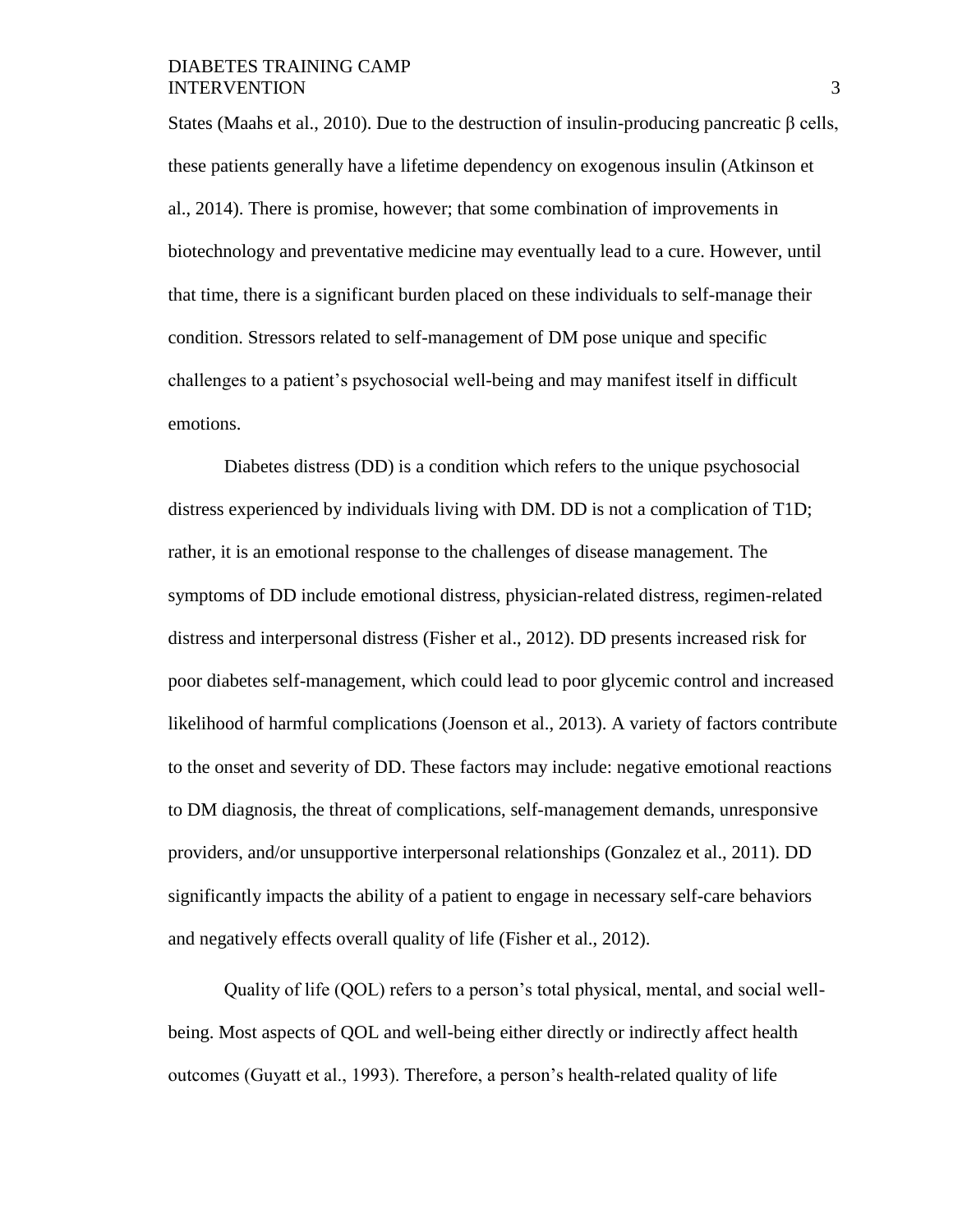States (Maahs et al., 2010). Due to the destruction of insulin-producing pancreatic β cells, these patients generally have a lifetime dependency on exogenous insulin (Atkinson et al., 2014). There is promise, however; that some combination of improvements in biotechnology and preventative medicine may eventually lead to a cure. However, until that time, there is a significant burden placed on these individuals to self-manage their condition. Stressors related to self-management of DM pose unique and specific challenges to a patient's psychosocial well-being and may manifest itself in difficult emotions.

Diabetes distress (DD) is a condition which refers to the unique psychosocial distress experienced by individuals living with DM. DD is not a complication of T1D; rather, it is an emotional response to the challenges of disease management. The symptoms of DD include emotional distress, physician-related distress, regimen-related distress and interpersonal distress (Fisher et al., 2012). DD presents increased risk for poor diabetes self-management, which could lead to poor glycemic control and increased likelihood of harmful complications (Joenson et al., 2013). A variety of factors contribute to the onset and severity of DD. These factors may include: negative emotional reactions to DM diagnosis, the threat of complications, self-management demands, unresponsive providers, and/or unsupportive interpersonal relationships (Gonzalez et al., 2011). DD significantly impacts the ability of a patient to engage in necessary self-care behaviors and negatively effects overall quality of life (Fisher et al., 2012).

Quality of life (QOL) refers to a person's total physical, mental, and social well-being. Most aspects of QOL and well-being either directly or indirectly affect health outcomes (Guyatt et al., 1993). Therefore, a person's health-related quality of life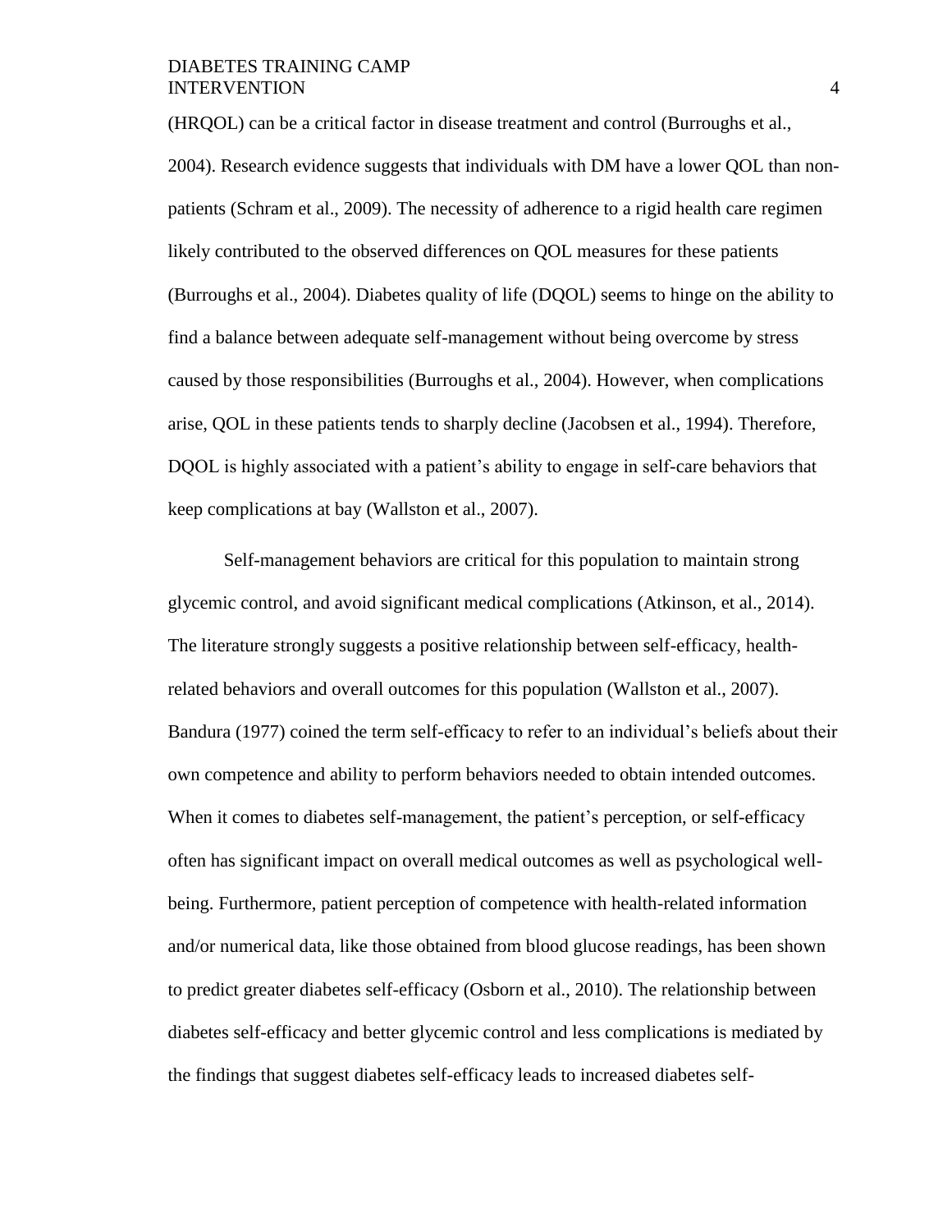(HRQOL) can be a critical factor in disease treatment and control (Burroughs et al., 2004). Research evidence suggests that individuals with DM have a lower QOL than non-patients (Schram et al., 2009). The necessity of adherence to a rigid health care regimen likely contributed to the observed differences on QOL measures for these patients (Burroughs et al., 2004). Diabetes quality of life (DQOL) seems to hinge on the ability to find a balance between adequate self-management without being overcome by stress caused by those responsibilities (Burroughs et al., 2004). However, when complications arise, QOL in these patients tends to sharply decline (Jacobsen et al., 1994). Therefore, DQOL is highly associated with a patient's ability to engage in self-care behaviors that keep complications at bay (Wallston et al., 2007).

Self-management behaviors are critical for this population to maintain strong glycemic control, and avoid significant medical complications (Atkinson, et al., 2014). The literature strongly suggests a positive relationship between self-efficacy, health-related behaviors and overall outcomes for this population (Wallston et al., 2007). Bandura (1977) coined the term self-efficacy to refer to an individual's beliefs about their own competence and ability to perform behaviors needed to obtain intended outcomes. When it comes to diabetes self-management, the patient's perception, or self-efficacy often has significant impact on overall medical outcomes as well as psychological well-being. Furthermore, patient perception of competence with health-related information and/or numerical data, like those obtained from blood glucose readings, has been shown to predict greater diabetes self-efficacy (Osborn et al., 2010). The relationship between diabetes self-efficacy and better glycemic control and less complications is mediated by the findings that suggest diabetes self-efficacy leads to increased diabetes self-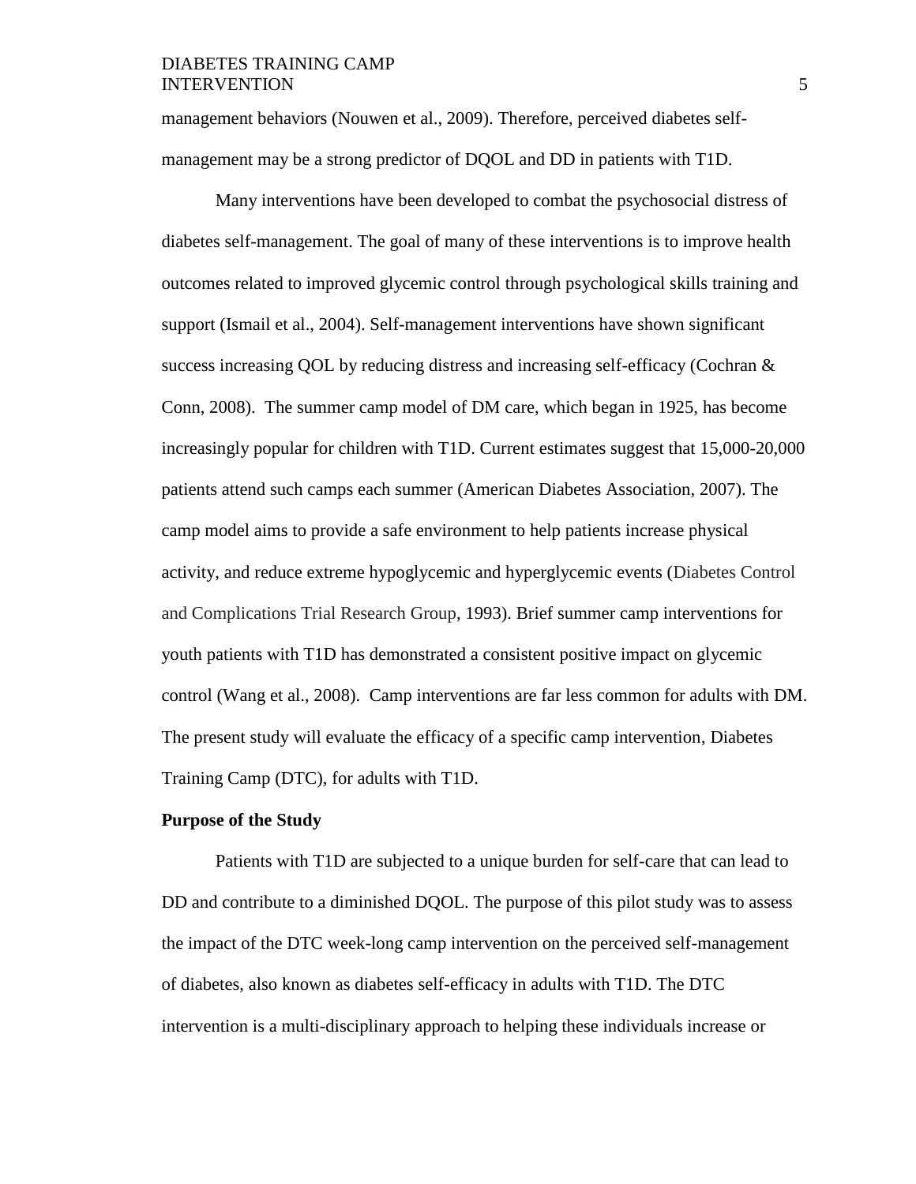management behaviors (Nouwen et al., 2009). Therefore, perceived diabetes self-management may be a strong predictor of DQOL and DD in patients with T1D.

Many interventions have been developed to combat the psychosocial distress of diabetes self-management. The goal of many of these interventions is to improve health outcomes related to improved glycemic control through psychological skills training and support (Ismail et al., 2004). Self-management interventions have shown significant success increasing QOL by reducing distress and increasing self-efficacy (Cochran & Conn, 2008). The summer camp model of DM care, which began in 1925, has become increasingly popular for children with T1D. Current estimates suggest that 15,000-20,000 patients attend such camps each summer (American Diabetes Association, 2007). The camp model aims to provide a safe environment to help patients increase physical activity, and reduce extreme hypoglycemic and hyperglycemic events (Diabetes Control and Complications Trial Research Group, 1993). Brief summer camp interventions for youth patients with T1D has demonstrated a consistent positive impact on glycemic control (Wang et al., 2008). Camp interventions are far less common for adults with DM. The present study will evaluate the efficacy of a specific camp intervention, Diabetes Training Camp (DTC), for adults with T1D.

**Purpose of the Study**

Patients with T1D are subjected to a unique burden for self-care that can lead to DD and contribute to a diminished DQOL. The purpose of this pilot study was to assess the impact of the DTC week-long camp intervention on the perceived self-management of diabetes, also known as diabetes self-efficacy in adults with T1D. The DTC intervention is a multi-disciplinary approach to helping these individuals increase or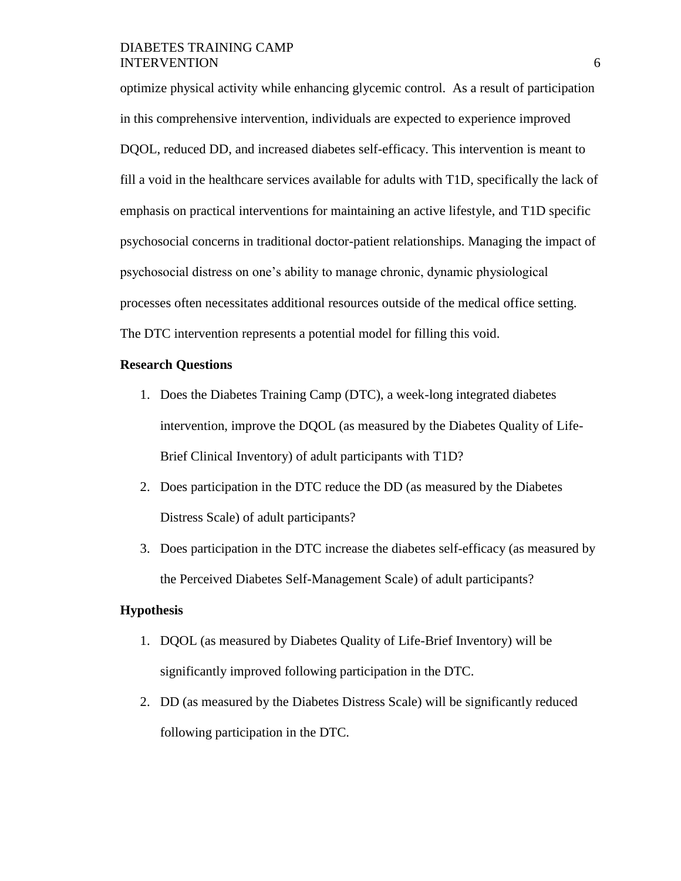optimize physical activity while enhancing glycemic control. As a result of participation in this comprehensive intervention, individuals are expected to experience improved DQOL, reduced DD, and increased diabetes self-efficacy. This intervention is meant to fill a void in the healthcare services available for adults with T1D, specifically the lack of emphasis on practical interventions for maintaining an active lifestyle, and T1D specific psychosocial concerns in traditional doctor-patient relationships. Managing the impact of psychosocial distress on one's ability to manage chronic, dynamic physiological processes often necessitates additional resources outside of the medical office setting. The DTC intervention represents a potential model for filling this void.

**Research Questions**

1. Does the Diabetes Training Camp (DTC), a week-long integrated diabetes intervention, improve the DQOL (as measured by the Diabetes Quality of Life-Brief Clinical Inventory) of adult participants with T1D?
2. Does participation in the DTC reduce the DD (as measured by the Diabetes Distress Scale) of adult participants?
3. Does participation in the DTC increase the diabetes self-efficacy (as measured by the Perceived Diabetes Self-Management Scale) of adult participants?

**Hypothesis**

1. DQOL (as measured by Diabetes Quality of Life-Brief Inventory) will be significantly improved following participation in the DTC.
2. DD (as measured by the Diabetes Distress Scale) will be significantly reduced following participation in the DTC.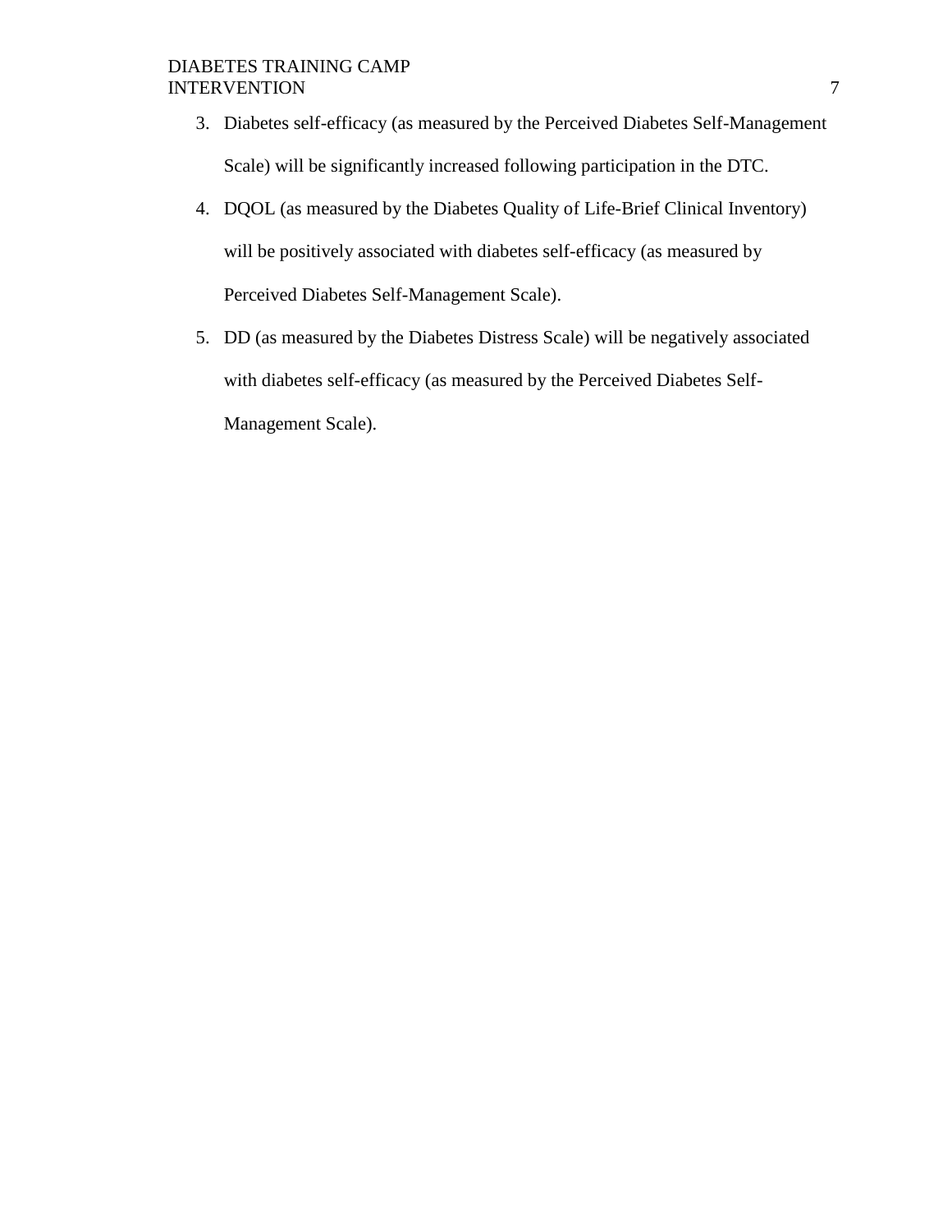3. Diabetes self-efficacy (as measured by the Perceived Diabetes Self-Management Scale) will be significantly increased following participation in the DTC.
4. DQOL (as measured by the Diabetes Quality of Life-Brief Clinical Inventory) will be positively associated with diabetes self-efficacy (as measured by Perceived Diabetes Self-Management Scale).
5. DD (as measured by the Diabetes Distress Scale) will be negatively associated with diabetes self-efficacy (as measured by the Perceived Diabetes Self-Management Scale).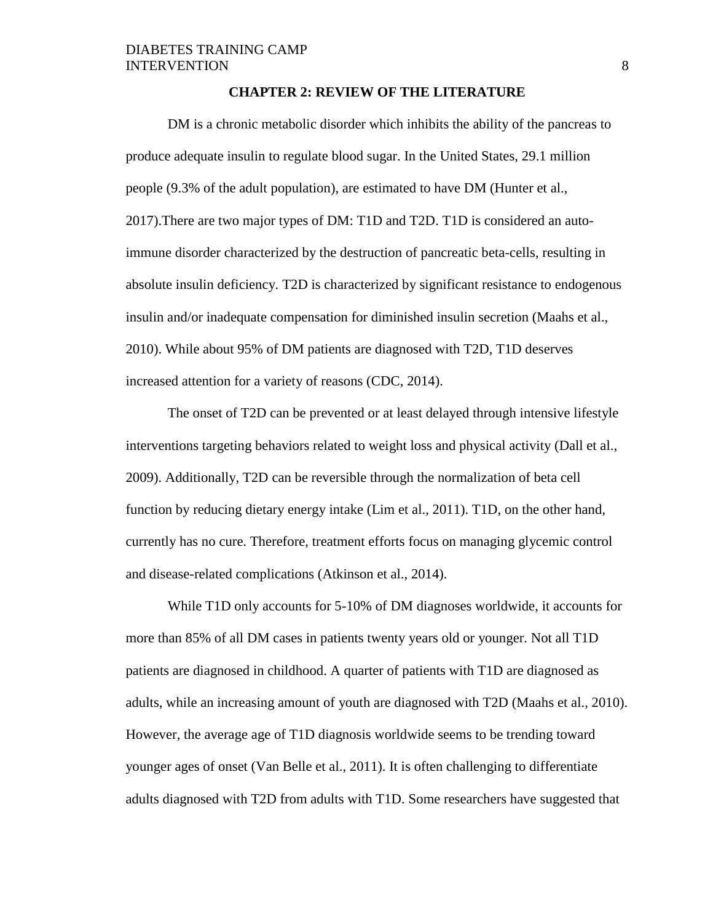## CHAPTER 2: REVIEW OF THE LITERATURE

DM is a chronic metabolic disorder which inhibits the ability of the pancreas to produce adequate insulin to regulate blood sugar. In the United States, 29.1 million people (9.3% of the adult population), are estimated to have DM (Hunter et al., 2017).There are two major types of DM: T1D and T2D. T1D is considered an auto-immune disorder characterized by the destruction of pancreatic beta-cells, resulting in absolute insulin deficiency. T2D is characterized by significant resistance to endogenous insulin and/or inadequate compensation for diminished insulin secretion (Maahs et al., 2010). While about 95% of DM patients are diagnosed with T2D, T1D deserves increased attention for a variety of reasons (CDC, 2014).

The onset of T2D can be prevented or at least delayed through intensive lifestyle interventions targeting behaviors related to weight loss and physical activity (Dall et al., 2009). Additionally, T2D can be reversible through the normalization of beta cell function by reducing dietary energy intake (Lim et al., 2011). T1D, on the other hand, currently has no cure. Therefore, treatment efforts focus on managing glycemic control and disease-related complications (Atkinson et al., 2014).

While T1D only accounts for 5-10% of DM diagnoses worldwide, it accounts for more than 85% of all DM cases in patients twenty years old or younger. Not all T1D patients are diagnosed in childhood. A quarter of patients with T1D are diagnosed as adults, while an increasing amount of youth are diagnosed with T2D (Maahs et al., 2010). However, the average age of T1D diagnosis worldwide seems to be trending toward younger ages of onset (Van Belle et al., 2011). It is often challenging to differentiate adults diagnosed with T2D from adults with T1D. Some researchers have suggested that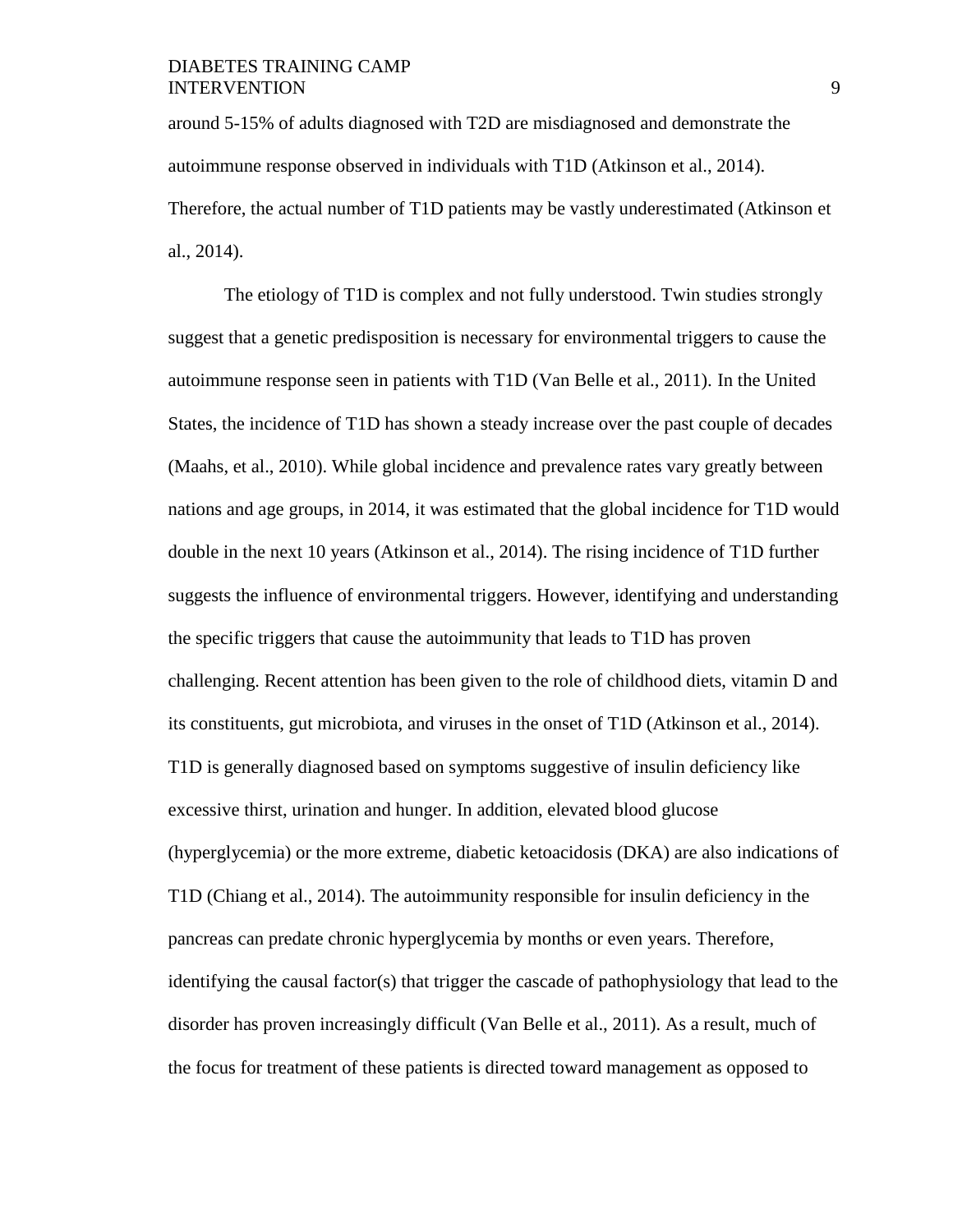around 5-15% of adults diagnosed with T2D are misdiagnosed and demonstrate the autoimmune response observed in individuals with T1D (Atkinson et al., 2014). Therefore, the actual number of T1D patients may be vastly underestimated (Atkinson et al., 2014).

The etiology of T1D is complex and not fully understood. Twin studies strongly suggest that a genetic predisposition is necessary for environmental triggers to cause the autoimmune response seen in patients with T1D (Van Belle et al., 2011). In the United States, the incidence of T1D has shown a steady increase over the past couple of decades (Maahs, et al., 2010). While global incidence and prevalence rates vary greatly between nations and age groups, in 2014, it was estimated that the global incidence for T1D would double in the next 10 years (Atkinson et al., 2014). The rising incidence of T1D further suggests the influence of environmental triggers. However, identifying and understanding the specific triggers that cause the autoimmunity that leads to T1D has proven challenging. Recent attention has been given to the role of childhood diets, vitamin D and its constituents, gut microbiota, and viruses in the onset of T1D (Atkinson et al., 2014). T1D is generally diagnosed based on symptoms suggestive of insulin deficiency like excessive thirst, urination and hunger. In addition, elevated blood glucose (hyperglycemia) or the more extreme, diabetic ketoacidosis (DKA) are also indications of T1D (Chiang et al., 2014). The autoimmunity responsible for insulin deficiency in the pancreas can predate chronic hyperglycemia by months or even years. Therefore, identifying the causal factor(s) that trigger the cascade of pathophysiology that lead to the disorder has proven increasingly difficult (Van Belle et al., 2011). As a result, much of the focus for treatment of these patients is directed toward management as opposed to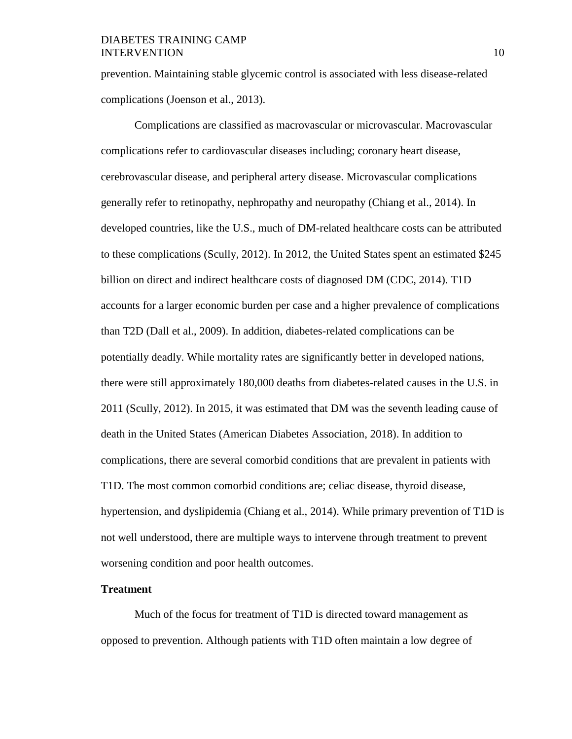prevention. Maintaining stable glycemic control is associated with less disease-related complications (Joenson et al., 2013).

Complications are classified as macrovascular or microvascular. Macrovascular complications refer to cardiovascular diseases including; coronary heart disease, cerebrovascular disease, and peripheral artery disease. Microvascular complications generally refer to retinopathy, nephropathy and neuropathy (Chiang et al., 2014). In developed countries, like the U.S., much of DM-related healthcare costs can be attributed to these complications (Scully, 2012). In 2012, the United States spent an estimated $245 billion on direct and indirect healthcare costs of diagnosed DM (CDC, 2014). T1D accounts for a larger economic burden per case and a higher prevalence of complications than T2D (Dall et al., 2009). In addition, diabetes-related complications can be potentially deadly. While mortality rates are significantly better in developed nations, there were still approximately 180,000 deaths from diabetes-related causes in the U.S. in 2011 (Scully, 2012). In 2015, it was estimated that DM was the seventh leading cause of death in the United States (American Diabetes Association, 2018). In addition to complications, there are several comorbid conditions that are prevalent in patients with T1D. The most common comorbid conditions are; celiac disease, thyroid disease, hypertension, and dyslipidemia (Chiang et al., 2014). While primary prevention of T1D is not well understood, there are multiple ways to intervene through treatment to prevent worsening condition and poor health outcomes.

**Treatment**

Much of the focus for treatment of T1D is directed toward management as opposed to prevention. Although patients with T1D often maintain a low degree of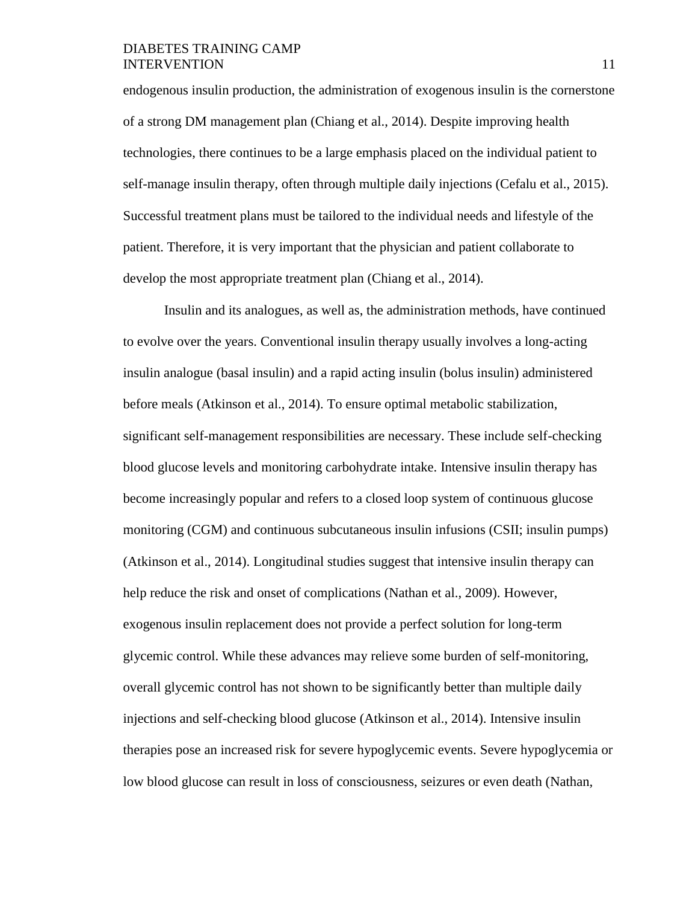endogenous insulin production, the administration of exogenous insulin is the cornerstone of a strong DM management plan (Chiang et al., 2014). Despite improving health technologies, there continues to be a large emphasis placed on the individual patient to self-manage insulin therapy, often through multiple daily injections (Cefalu et al., 2015). Successful treatment plans must be tailored to the individual needs and lifestyle of the patient. Therefore, it is very important that the physician and patient collaborate to develop the most appropriate treatment plan (Chiang et al., 2014).

Insulin and its analogues, as well as, the administration methods, have continued to evolve over the years. Conventional insulin therapy usually involves a long-acting insulin analogue (basal insulin) and a rapid acting insulin (bolus insulin) administered before meals (Atkinson et al., 2014). To ensure optimal metabolic stabilization, significant self-management responsibilities are necessary. These include self-checking blood glucose levels and monitoring carbohydrate intake. Intensive insulin therapy has become increasingly popular and refers to a closed loop system of continuous glucose monitoring (CGM) and continuous subcutaneous insulin infusions (CSII; insulin pumps) (Atkinson et al., 2014). Longitudinal studies suggest that intensive insulin therapy can help reduce the risk and onset of complications (Nathan et al., 2009). However, exogenous insulin replacement does not provide a perfect solution for long-term glycemic control. While these advances may relieve some burden of self-monitoring, overall glycemic control has not shown to be significantly better than multiple daily injections and self-checking blood glucose (Atkinson et al., 2014). Intensive insulin therapies pose an increased risk for severe hypoglycemic events. Severe hypoglycemia or low blood glucose can result in loss of consciousness, seizures or even death (Nathan,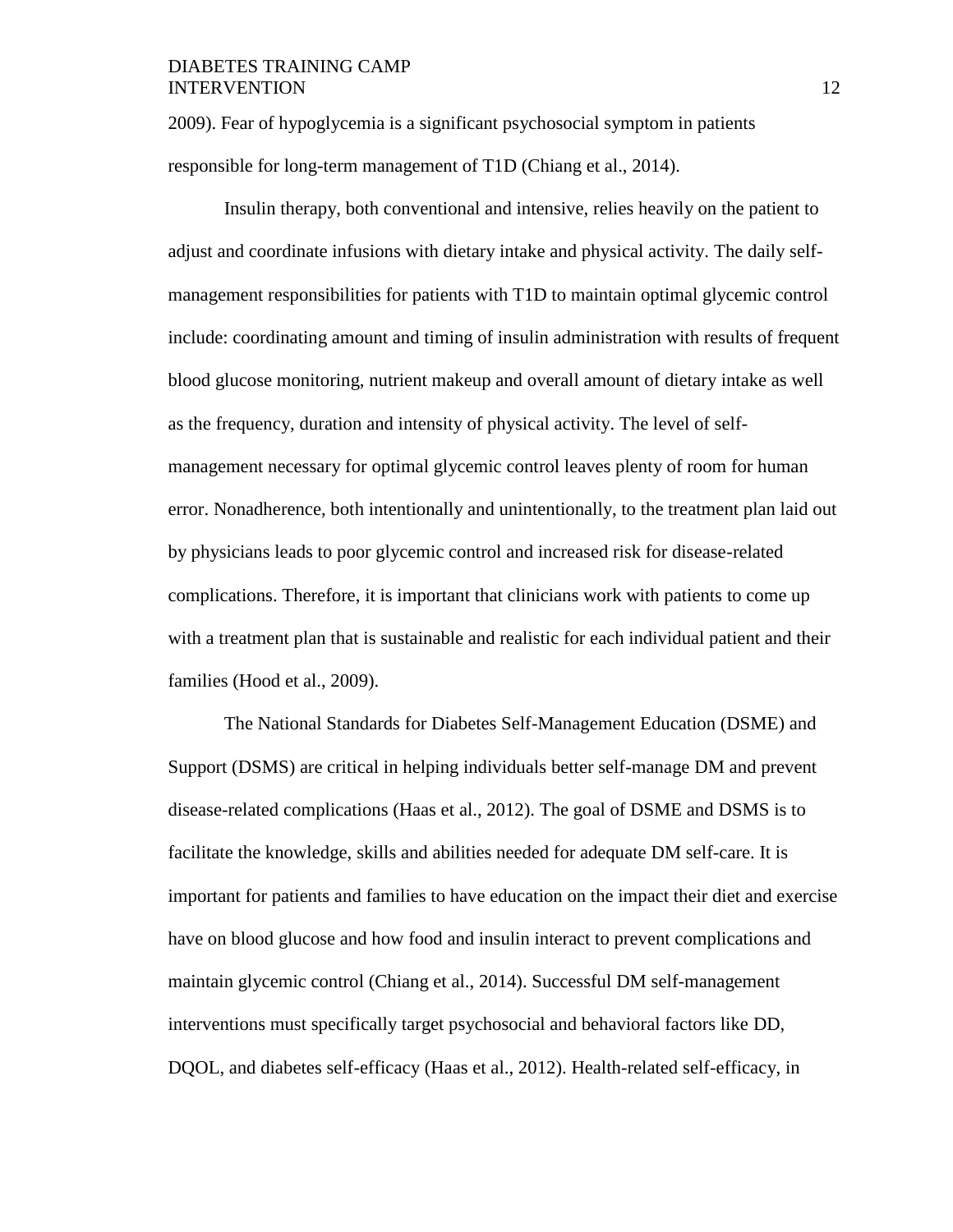2009). Fear of hypoglycemia is a significant psychosocial symptom in patients responsible for long-term management of T1D (Chiang et al., 2014).

Insulin therapy, both conventional and intensive, relies heavily on the patient to adjust and coordinate infusions with dietary intake and physical activity. The daily self-management responsibilities for patients with T1D to maintain optimal glycemic control include: coordinating amount and timing of insulin administration with results of frequent blood glucose monitoring, nutrient makeup and overall amount of dietary intake as well as the frequency, duration and intensity of physical activity. The level of self-management necessary for optimal glycemic control leaves plenty of room for human error. Nonadherence, both intentionally and unintentionally, to the treatment plan laid out by physicians leads to poor glycemic control and increased risk for disease-related complications. Therefore, it is important that clinicians work with patients to come up with a treatment plan that is sustainable and realistic for each individual patient and their families (Hood et al., 2009).

The National Standards for Diabetes Self-Management Education (DSME) and Support (DSMS) are critical in helping individuals better self-manage DM and prevent disease-related complications (Haas et al., 2012). The goal of DSME and DSMS is to facilitate the knowledge, skills and abilities needed for adequate DM self-care. It is important for patients and families to have education on the impact their diet and exercise have on blood glucose and how food and insulin interact to prevent complications and maintain glycemic control (Chiang et al., 2014). Successful DM self-management interventions must specifically target psychosocial and behavioral factors like DD, DQOL, and diabetes self-efficacy (Haas et al., 2012). Health-related self-efficacy, in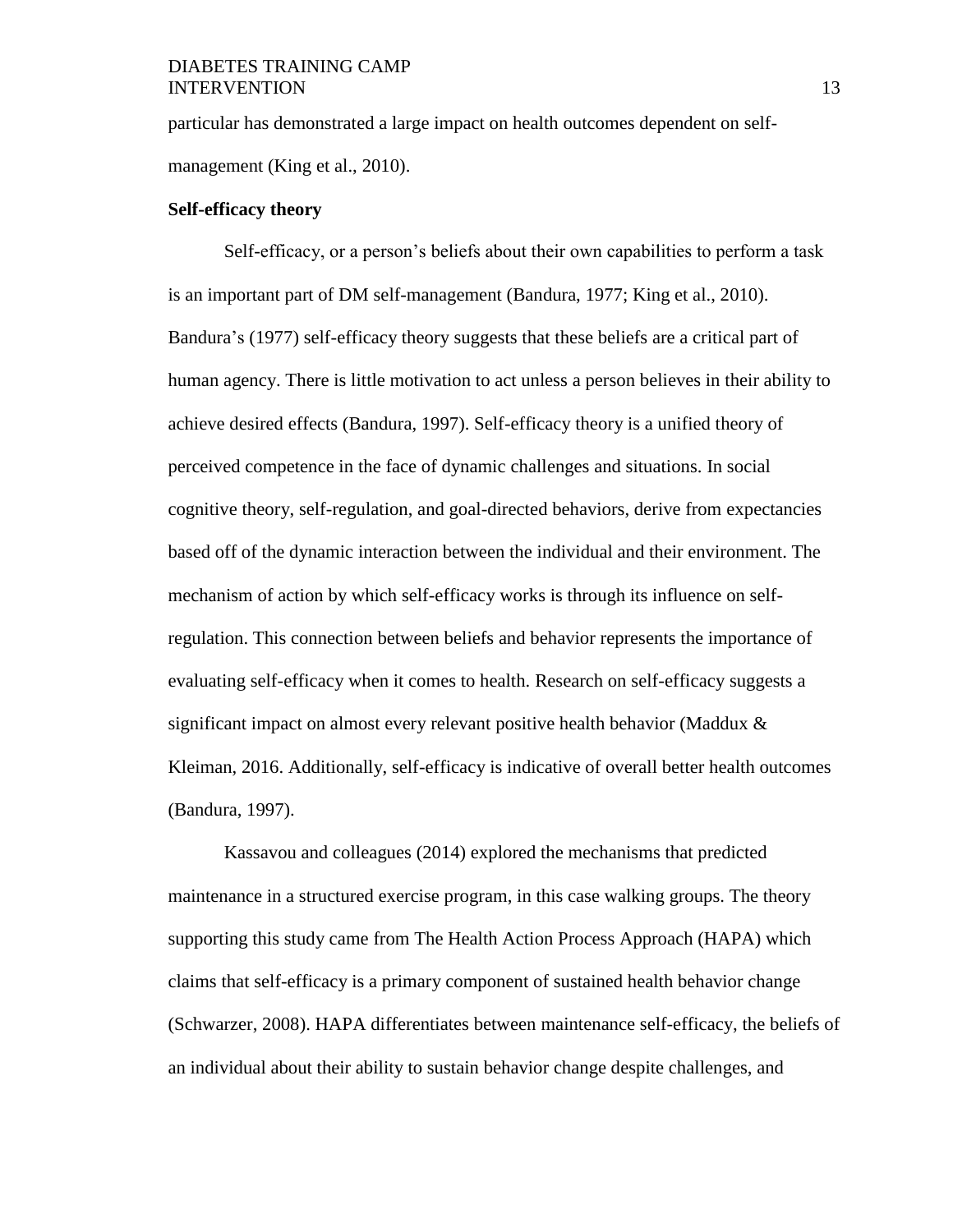particular has demonstrated a large impact on health outcomes dependent on self-management (King et al., 2010).

**Self-efficacy theory**

Self-efficacy, or a person's beliefs about their own capabilities to perform a task is an important part of DM self-management (Bandura, 1977; King et al., 2010). Bandura's (1977) self-efficacy theory suggests that these beliefs are a critical part of human agency. There is little motivation to act unless a person believes in their ability to achieve desired effects (Bandura, 1997). Self-efficacy theory is a unified theory of perceived competence in the face of dynamic challenges and situations. In social cognitive theory, self-regulation, and goal-directed behaviors, derive from expectancies based off of the dynamic interaction between the individual and their environment. The mechanism of action by which self-efficacy works is through its influence on self-regulation. This connection between beliefs and behavior represents the importance of evaluating self-efficacy when it comes to health. Research on self-efficacy suggests a significant impact on almost every relevant positive health behavior (Maddux & Kleiman, 2016. Additionally, self-efficacy is indicative of overall better health outcomes (Bandura, 1997).

Kassavou and colleagues (2014) explored the mechanisms that predicted maintenance in a structured exercise program, in this case walking groups. The theory supporting this study came from The Health Action Process Approach (HAPA) which claims that self-efficacy is a primary component of sustained health behavior change (Schwarzer, 2008). HAPA differentiates between maintenance self-efficacy, the beliefs of an individual about their ability to sustain behavior change despite challenges, and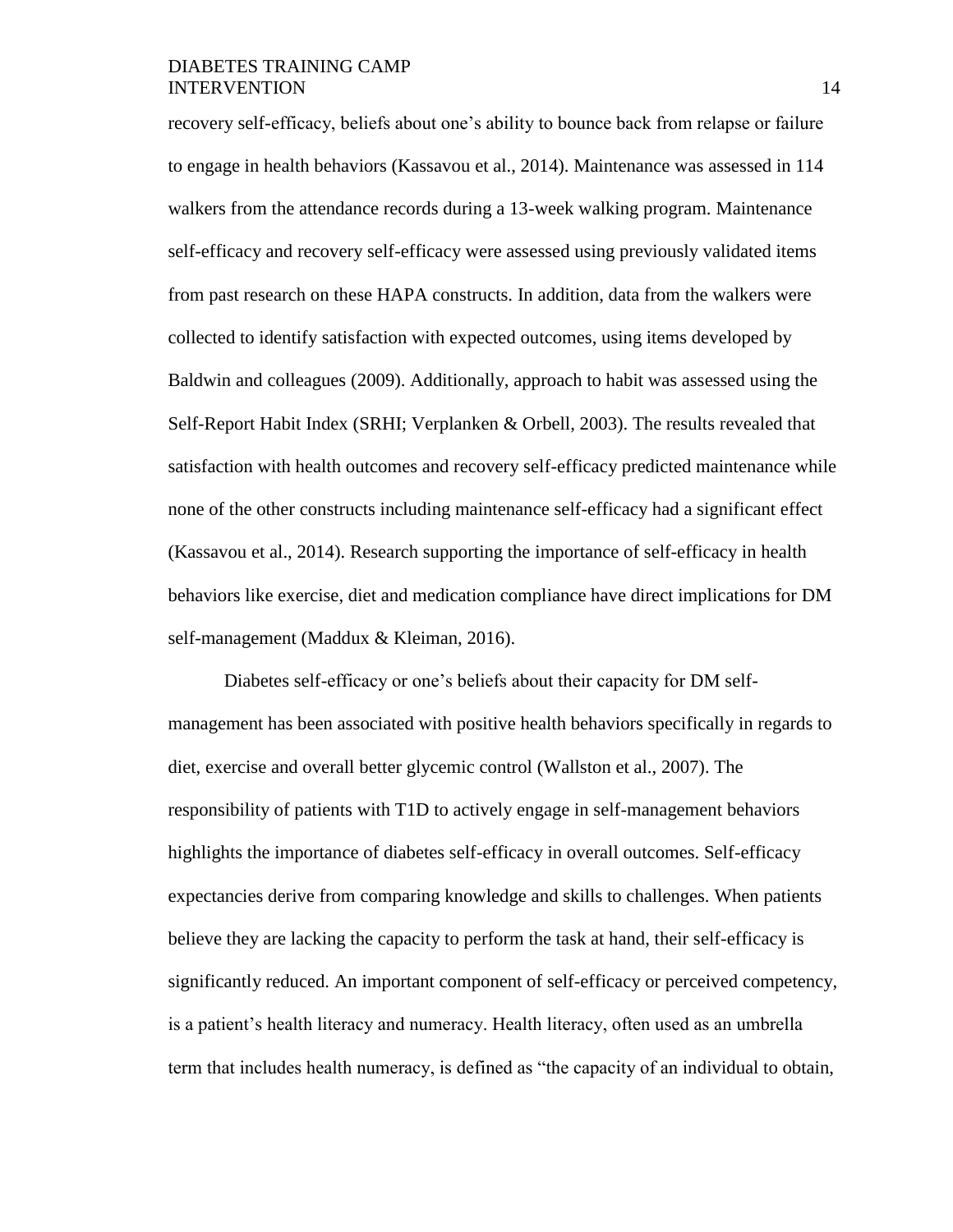recovery self-efficacy, beliefs about one's ability to bounce back from relapse or failure to engage in health behaviors (Kassavou et al., 2014). Maintenance was assessed in 114 walkers from the attendance records during a 13-week walking program. Maintenance self-efficacy and recovery self-efficacy were assessed using previously validated items from past research on these HAPA constructs. In addition, data from the walkers were collected to identify satisfaction with expected outcomes, using items developed by Baldwin and colleagues (2009). Additionally, approach to habit was assessed using the Self-Report Habit Index (SRHI; Verplanken & Orbell, 2003). The results revealed that satisfaction with health outcomes and recovery self-efficacy predicted maintenance while none of the other constructs including maintenance self-efficacy had a significant effect (Kassavou et al., 2014). Research supporting the importance of self-efficacy in health behaviors like exercise, diet and medication compliance have direct implications for DM self-management (Maddux & Kleiman, 2016).

Diabetes self-efficacy or one's beliefs about their capacity for DM self-management has been associated with positive health behaviors specifically in regards to diet, exercise and overall better glycemic control (Wallston et al., 2007). The responsibility of patients with T1D to actively engage in self-management behaviors highlights the importance of diabetes self-efficacy in overall outcomes. Self-efficacy expectancies derive from comparing knowledge and skills to challenges. When patients believe they are lacking the capacity to perform the task at hand, their self-efficacy is significantly reduced. An important component of self-efficacy or perceived competency, is a patient's health literacy and numeracy. Health literacy, often used as an umbrella term that includes health numeracy, is defined as "the capacity of an individual to obtain,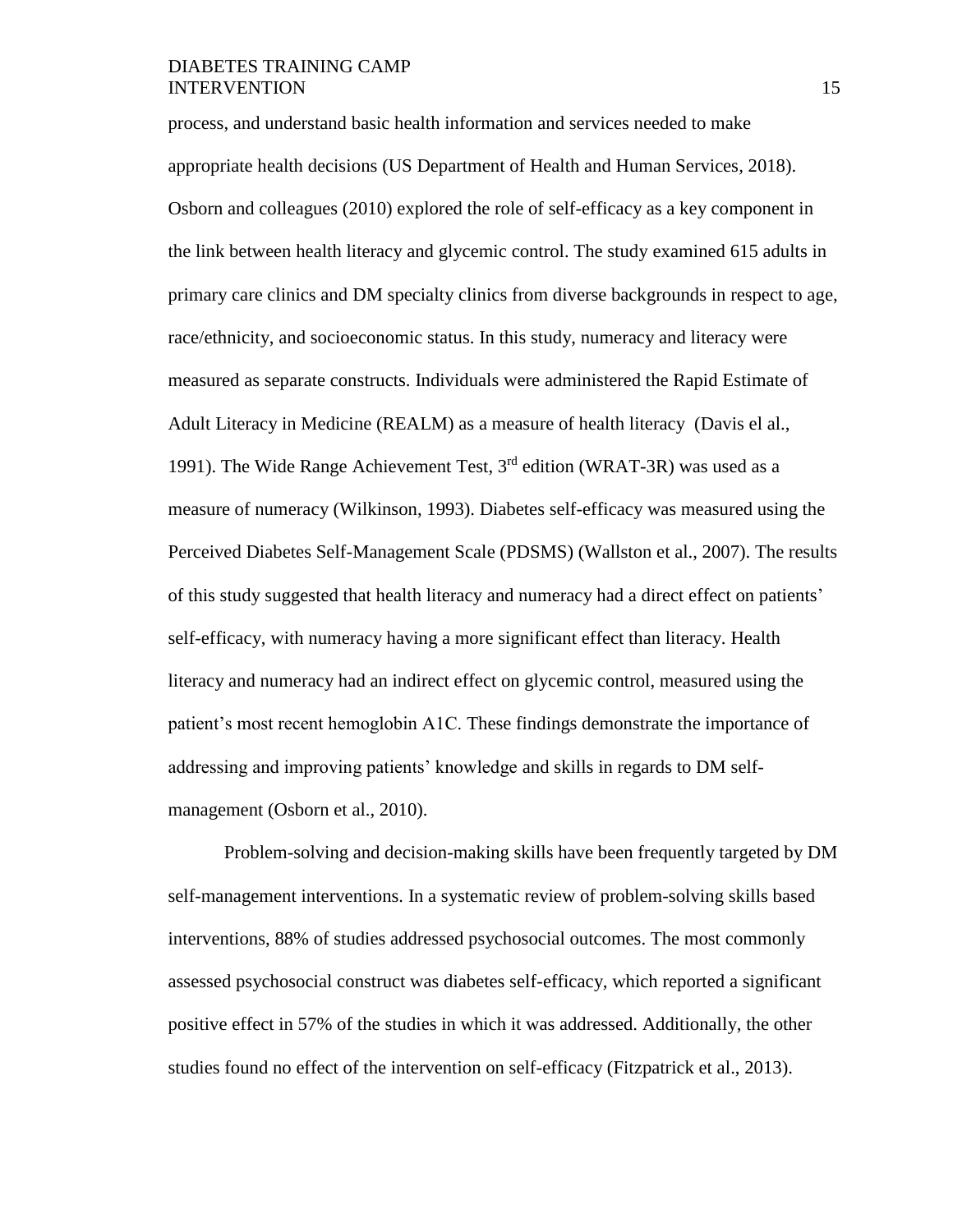process, and understand basic health information and services needed to make appropriate health decisions (US Department of Health and Human Services, 2018). Osborn and colleagues (2010) explored the role of self-efficacy as a key component in the link between health literacy and glycemic control. The study examined 615 adults in primary care clinics and DM specialty clinics from diverse backgrounds in respect to age, race/ethnicity, and socioeconomic status. In this study, numeracy and literacy were measured as separate constructs. Individuals were administered the Rapid Estimate of Adult Literacy in Medicine (REALM) as a measure of health literacy (Davis el al., 1991). The Wide Range Achievement Test, 3rd edition (WRAT-3R) was used as a measure of numeracy (Wilkinson, 1993). Diabetes self-efficacy was measured using the Perceived Diabetes Self-Management Scale (PDSMS) (Wallston et al., 2007). The results of this study suggested that health literacy and numeracy had a direct effect on patients' self-efficacy, with numeracy having a more significant effect than literacy. Health literacy and numeracy had an indirect effect on glycemic control, measured using the patient's most recent hemoglobin A1C. These findings demonstrate the importance of addressing and improving patients' knowledge and skills in regards to DM self-management (Osborn et al., 2010).

Problem-solving and decision-making skills have been frequently targeted by DM self-management interventions. In a systematic review of problem-solving skills based interventions, 88% of studies addressed psychosocial outcomes. The most commonly assessed psychosocial construct was diabetes self-efficacy, which reported a significant positive effect in 57% of the studies in which it was addressed. Additionally, the other studies found no effect of the intervention on self-efficacy (Fitzpatrick et al., 2013).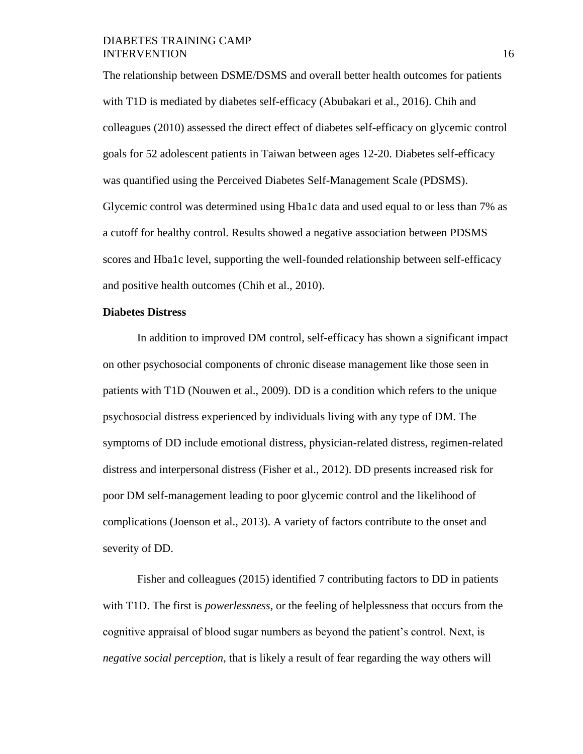The relationship between DSME/DSMS and overall better health outcomes for patients with T1D is mediated by diabetes self-efficacy (Abubakari et al., 2016). Chih and colleagues (2010) assessed the direct effect of diabetes self-efficacy on glycemic control goals for 52 adolescent patients in Taiwan between ages 12-20. Diabetes self-efficacy was quantified using the Perceived Diabetes Self-Management Scale (PDSMS). Glycemic control was determined using Hba1c data and used equal to or less than 7% as a cutoff for healthy control. Results showed a negative association between PDSMS scores and Hba1c level, supporting the well-founded relationship between self-efficacy and positive health outcomes (Chih et al., 2010).

**Diabetes Distress**

In addition to improved DM control, self-efficacy has shown a significant impact on other psychosocial components of chronic disease management like those seen in patients with T1D (Nouwen et al., 2009). DD is a condition which refers to the unique psychosocial distress experienced by individuals living with any type of DM. The symptoms of DD include emotional distress, physician-related distress, regimen-related distress and interpersonal distress (Fisher et al., 2012). DD presents increased risk for poor DM self-management leading to poor glycemic control and the likelihood of complications (Joenson et al., 2013). A variety of factors contribute to the onset and severity of DD.

Fisher and colleagues (2015) identified 7 contributing factors to DD in patients with T1D. The first is *powerlessness*, or the feeling of helplessness that occurs from the cognitive appraisal of blood sugar numbers as beyond the patient's control. Next, is *negative social perception*, that is likely a result of fear regarding the way others will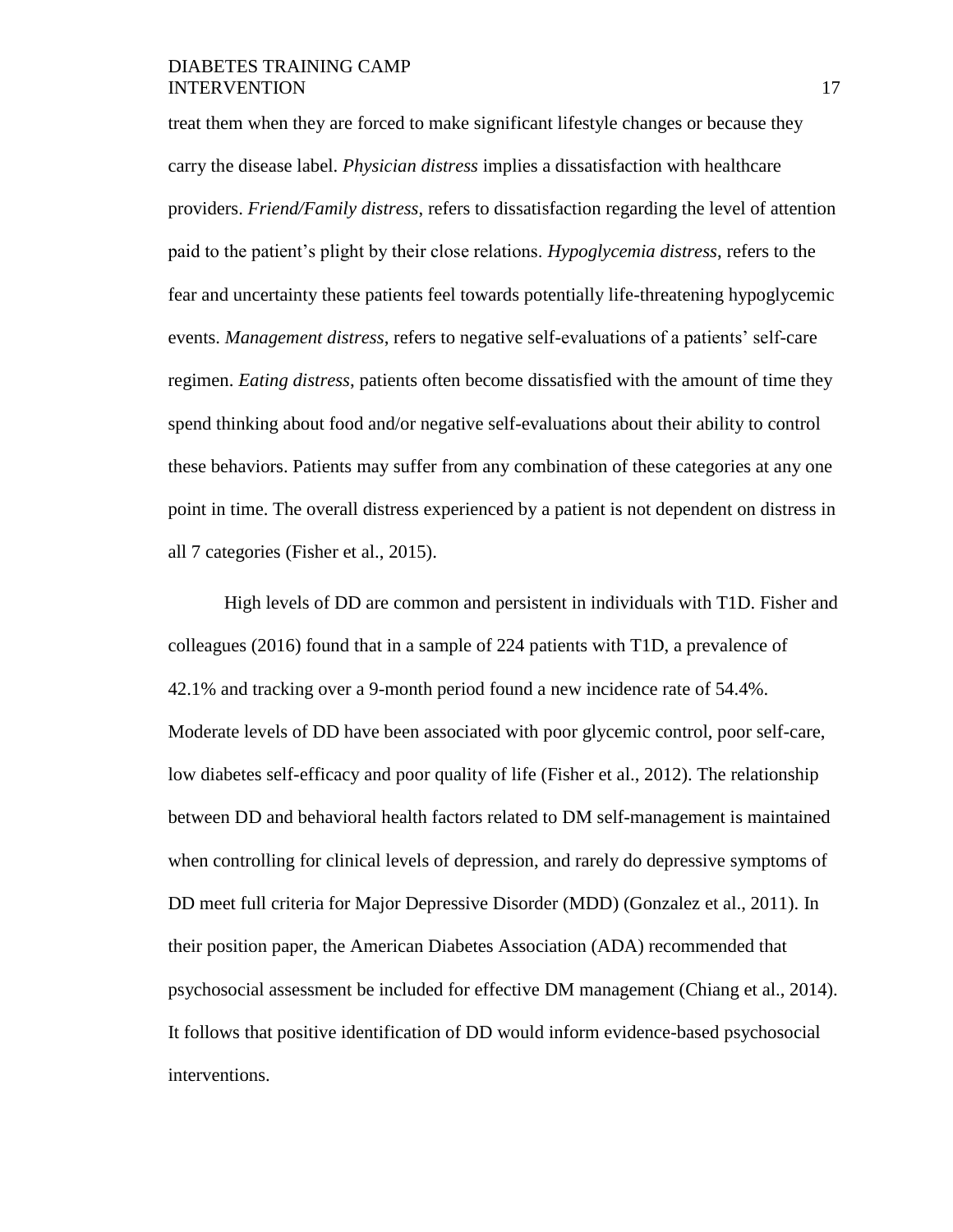treat them when they are forced to make significant lifestyle changes or because they carry the disease label. *Physician distress* implies a dissatisfaction with healthcare providers. *Friend/Family distress*, refers to dissatisfaction regarding the level of attention paid to the patient's plight by their close relations. *Hypoglycemia distress*, refers to the fear and uncertainty these patients feel towards potentially life-threatening hypoglycemic events. *Management distress*, refers to negative self-evaluations of a patients' self-care regimen. *Eating distress*, patients often become dissatisfied with the amount of time they spend thinking about food and/or negative self-evaluations about their ability to control these behaviors. Patients may suffer from any combination of these categories at any one point in time. The overall distress experienced by a patient is not dependent on distress in all 7 categories (Fisher et al., 2015).

High levels of DD are common and persistent in individuals with T1D. Fisher and colleagues (2016) found that in a sample of 224 patients with T1D, a prevalence of 42.1% and tracking over a 9-month period found a new incidence rate of 54.4%. Moderate levels of DD have been associated with poor glycemic control, poor self-care, low diabetes self-efficacy and poor quality of life (Fisher et al., 2012). The relationship between DD and behavioral health factors related to DM self-management is maintained when controlling for clinical levels of depression, and rarely do depressive symptoms of DD meet full criteria for Major Depressive Disorder (MDD) (Gonzalez et al., 2011). In their position paper, the American Diabetes Association (ADA) recommended that psychosocial assessment be included for effective DM management (Chiang et al., 2014). It follows that positive identification of DD would inform evidence-based psychosocial interventions.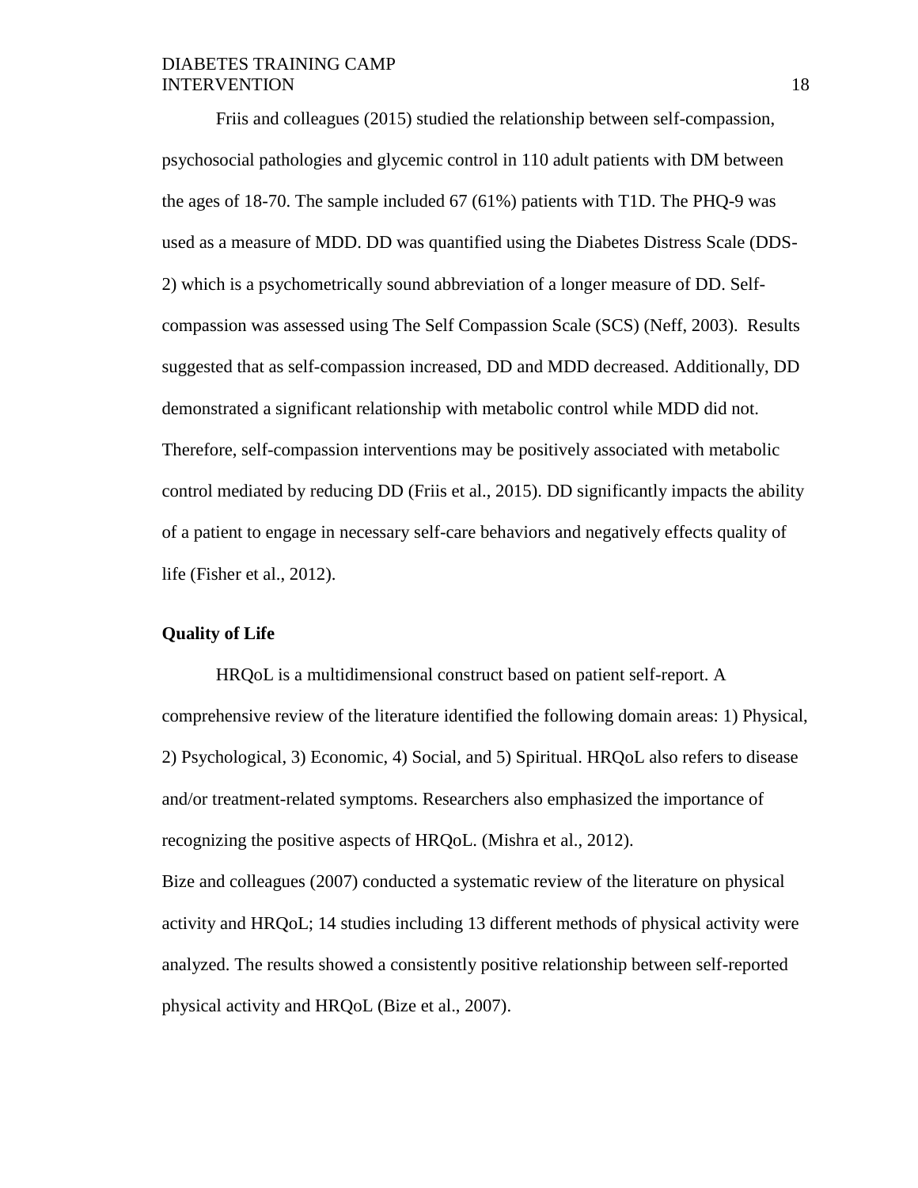Friis and colleagues (2015) studied the relationship between self-compassion, psychosocial pathologies and glycemic control in 110 adult patients with DM between the ages of 18-70. The sample included 67 (61%) patients with T1D. The PHQ-9 was used as a measure of MDD. DD was quantified using the Diabetes Distress Scale (DDS-2) which is a psychometrically sound abbreviation of a longer measure of DD. Self-compassion was assessed using The Self Compassion Scale (SCS) (Neff, 2003). Results suggested that as self-compassion increased, DD and MDD decreased. Additionally, DD demonstrated a significant relationship with metabolic control while MDD did not. Therefore, self-compassion interventions may be positively associated with metabolic control mediated by reducing DD (Friis et al., 2015). DD significantly impacts the ability of a patient to engage in necessary self-care behaviors and negatively effects quality of life (Fisher et al., 2012).

**Quality of Life**

HRQoL is a multidimensional construct based on patient self-report. A comprehensive review of the literature identified the following domain areas: 1) Physical, 2) Psychological, 3) Economic, 4) Social, and 5) Spiritual. HRQoL also refers to disease and/or treatment-related symptoms. Researchers also emphasized the importance of recognizing the positive aspects of HRQoL. (Mishra et al., 2012).

Bize and colleagues (2007) conducted a systematic review of the literature on physical activity and HRQoL; 14 studies including 13 different methods of physical activity were analyzed. The results showed a consistently positive relationship between self-reported physical activity and HRQoL (Bize et al., 2007).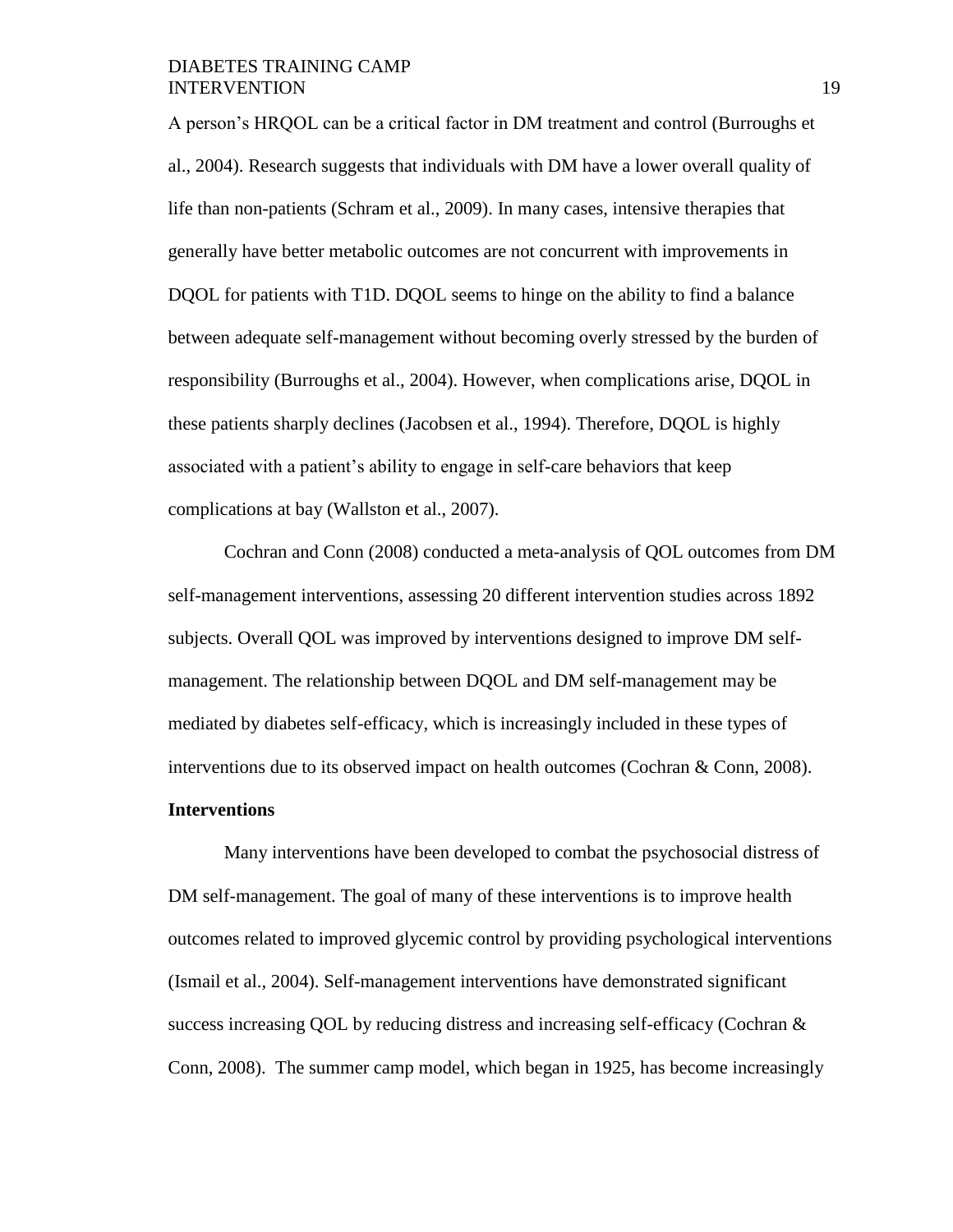A person's HRQOL can be a critical factor in DM treatment and control (Burroughs et al., 2004). Research suggests that individuals with DM have a lower overall quality of life than non-patients (Schram et al., 2009). In many cases, intensive therapies that generally have better metabolic outcomes are not concurrent with improvements in DQOL for patients with T1D. DQOL seems to hinge on the ability to find a balance between adequate self-management without becoming overly stressed by the burden of responsibility (Burroughs et al., 2004). However, when complications arise, DQOL in these patients sharply declines (Jacobsen et al., 1994). Therefore, DQOL is highly associated with a patient's ability to engage in self-care behaviors that keep complications at bay (Wallston et al., 2007).

Cochran and Conn (2008) conducted a meta-analysis of QOL outcomes from DM self-management interventions, assessing 20 different intervention studies across 1892 subjects. Overall QOL was improved by interventions designed to improve DM self-management. The relationship between DQOL and DM self-management may be mediated by diabetes self-efficacy, which is increasingly included in these types of interventions due to its observed impact on health outcomes (Cochran & Conn, 2008).

**Interventions**

Many interventions have been developed to combat the psychosocial distress of DM self-management. The goal of many of these interventions is to improve health outcomes related to improved glycemic control by providing psychological interventions (Ismail et al., 2004). Self-management interventions have demonstrated significant success increasing QOL by reducing distress and increasing self-efficacy (Cochran & Conn, 2008). The summer camp model, which began in 1925, has become increasingly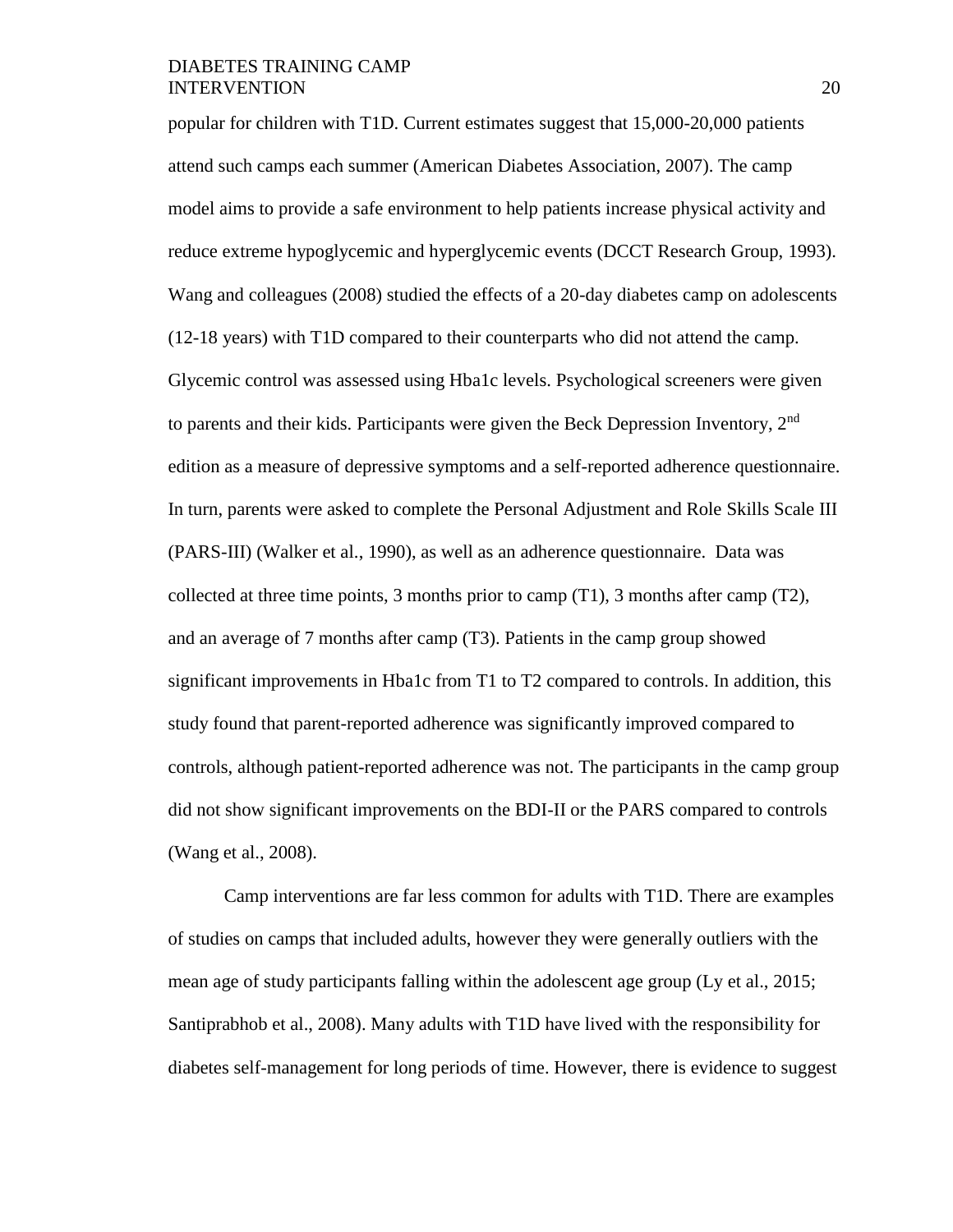popular for children with T1D. Current estimates suggest that 15,000-20,000 patients attend such camps each summer (American Diabetes Association, 2007). The camp model aims to provide a safe environment to help patients increase physical activity and reduce extreme hypoglycemic and hyperglycemic events (DCCT Research Group, 1993). Wang and colleagues (2008) studied the effects of a 20-day diabetes camp on adolescents (12-18 years) with T1D compared to their counterparts who did not attend the camp. Glycemic control was assessed using Hba1c levels. Psychological screeners were given to parents and their kids. Participants were given the Beck Depression Inventory, 2nd edition as a measure of depressive symptoms and a self-reported adherence questionnaire. In turn, parents were asked to complete the Personal Adjustment and Role Skills Scale III (PARS-III) (Walker et al., 1990), as well as an adherence questionnaire. Data was collected at three time points, 3 months prior to camp (T1), 3 months after camp (T2), and an average of 7 months after camp (T3). Patients in the camp group showed significant improvements in Hba1c from T1 to T2 compared to controls. In addition, this study found that parent-reported adherence was significantly improved compared to controls, although patient-reported adherence was not. The participants in the camp group did not show significant improvements on the BDI-II or the PARS compared to controls (Wang et al., 2008).

Camp interventions are far less common for adults with T1D. There are examples of studies on camps that included adults, however they were generally outliers with the mean age of study participants falling within the adolescent age group (Ly et al., 2015; Santiprabhob et al., 2008). Many adults with T1D have lived with the responsibility for diabetes self-management for long periods of time. However, there is evidence to suggest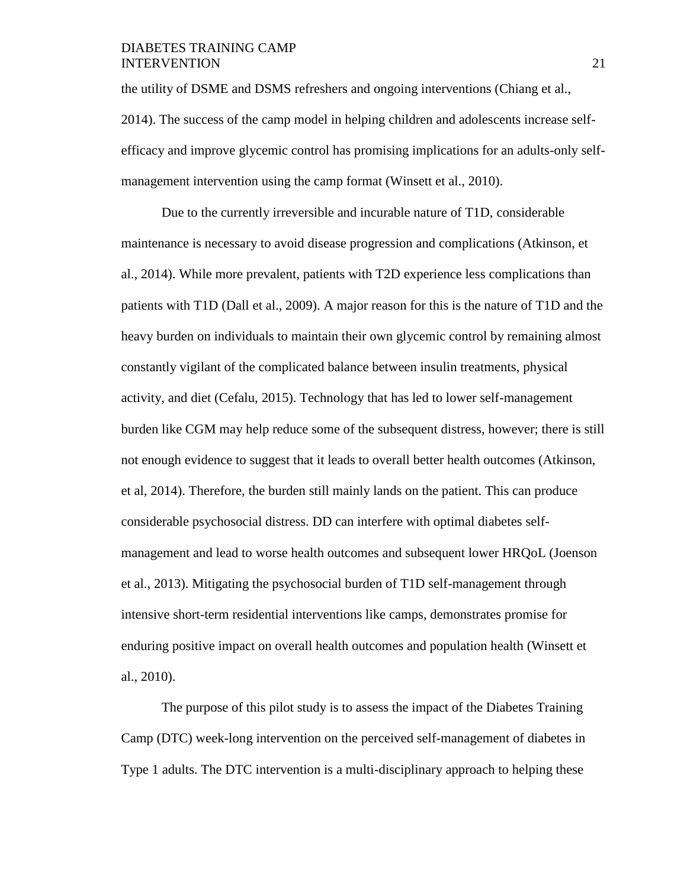the utility of DSME and DSMS refreshers and ongoing interventions (Chiang et al., 2014). The success of the camp model in helping children and adolescents increase self-efficacy and improve glycemic control has promising implications for an adults-only self-management intervention using the camp format (Winsett et al., 2010).

Due to the currently irreversible and incurable nature of T1D, considerable maintenance is necessary to avoid disease progression and complications (Atkinson, et al., 2014). While more prevalent, patients with T2D experience less complications than patients with T1D (Dall et al., 2009). A major reason for this is the nature of T1D and the heavy burden on individuals to maintain their own glycemic control by remaining almost constantly vigilant of the complicated balance between insulin treatments, physical activity, and diet (Cefalu, 2015). Technology that has led to lower self-management burden like CGM may help reduce some of the subsequent distress, however; there is still not enough evidence to suggest that it leads to overall better health outcomes (Atkinson, et al, 2014). Therefore, the burden still mainly lands on the patient. This can produce considerable psychosocial distress. DD can interfere with optimal diabetes self-management and lead to worse health outcomes and subsequent lower HRQoL (Joenson et al., 2013). Mitigating the psychosocial burden of T1D self-management through intensive short-term residential interventions like camps, demonstrates promise for enduring positive impact on overall health outcomes and population health (Winsett et al., 2010).

The purpose of this pilot study is to assess the impact of the Diabetes Training Camp (DTC) week-long intervention on the perceived self-management of diabetes in Type 1 adults. The DTC intervention is a multi-disciplinary approach to helping these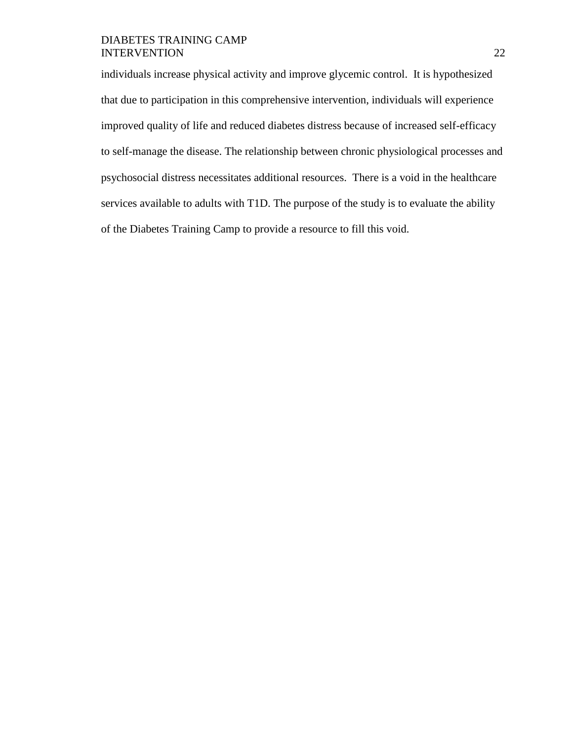individuals increase physical activity and improve glycemic control. It is hypothesized that due to participation in this comprehensive intervention, individuals will experience improved quality of life and reduced diabetes distress because of increased self-efficacy to self-manage the disease. The relationship between chronic physiological processes and psychosocial distress necessitates additional resources. There is a void in the healthcare services available to adults with T1D. The purpose of the study is to evaluate the ability of the Diabetes Training Camp to provide a resource to fill this void.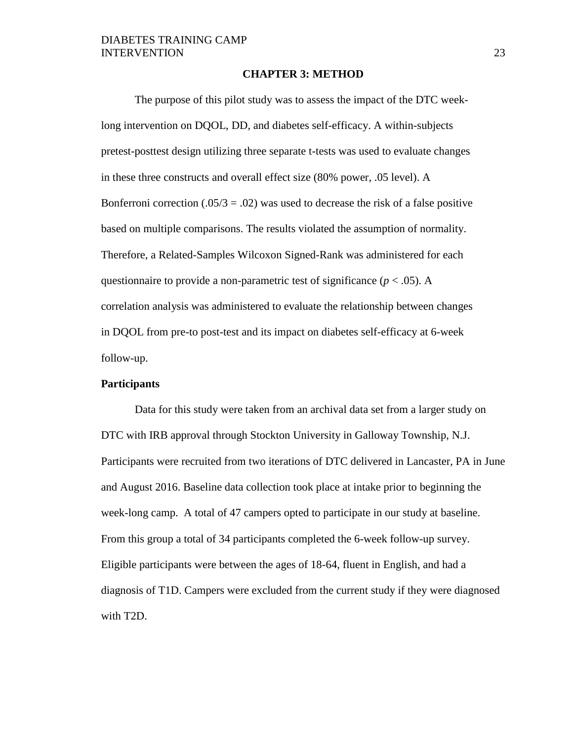# CHAPTER 3: METHOD

The purpose of this pilot study was to assess the impact of the DTC week-long intervention on DQOL, DD, and diabetes self-efficacy. A within-subjects pretest-posttest design utilizing three separate t-tests was used to evaluate changes in these three constructs and overall effect size (80% power, .05 level). A Bonferroni correction (.05/3 = .02) was used to decrease the risk of a false positive based on multiple comparisons. The results violated the assumption of normality. Therefore, a Related-Samples Wilcoxon Signed-Rank was administered for each questionnaire to provide a non-parametric test of significance ($p < .05$). A correlation analysis was administered to evaluate the relationship between changes in DQOL from pre-to post-test and its impact on diabetes self-efficacy at 6-week follow-up.

## Participants

Data for this study were taken from an archival data set from a larger study on DTC with IRB approval through Stockton University in Galloway Township, N.J. Participants were recruited from two iterations of DTC delivered in Lancaster, PA in June and August 2016. Baseline data collection took place at intake prior to beginning the week-long camp. A total of 47 campers opted to participate in our study at baseline. From this group a total of 34 participants completed the 6-week follow-up survey. Eligible participants were between the ages of 18-64, fluent in English, and had a diagnosis of T1D. Campers were excluded from the current study if they were diagnosed with T2D.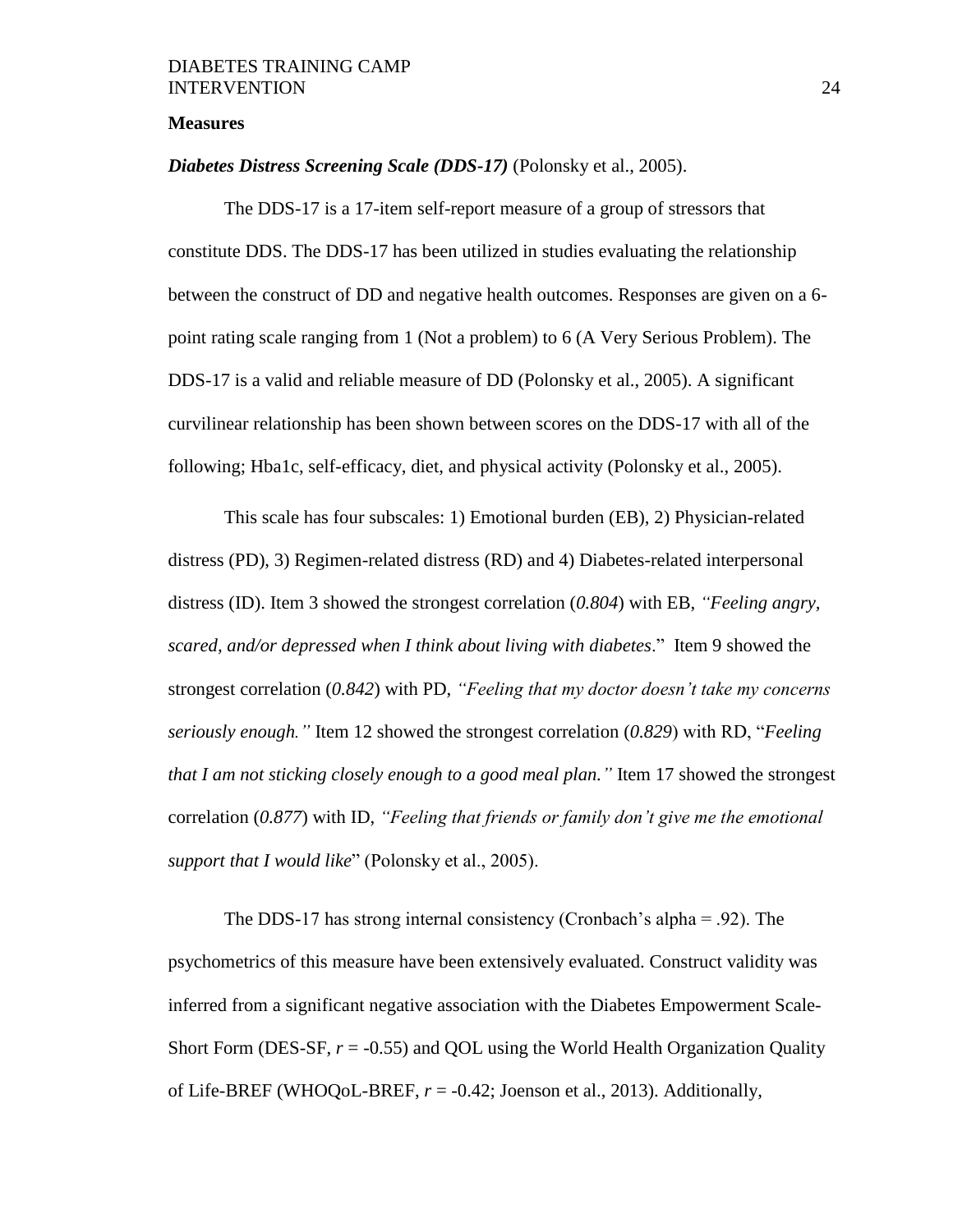**Measures**

***Diabetes Distress Screening Scale (DDS-17)*** (Polonsky et al., 2005).

The DDS-17 is a 17-item self-report measure of a group of stressors that constitute DDS. The DDS-17 has been utilized in studies evaluating the relationship between the construct of DD and negative health outcomes. Responses are given on a 6-point rating scale ranging from 1 (Not a problem) to 6 (A Very Serious Problem). The DDS-17 is a valid and reliable measure of DD (Polonsky et al., 2005). A significant curvilinear relationship has been shown between scores on the DDS-17 with all of the following; Hba1c, self-efficacy, diet, and physical activity (Polonsky et al., 2005).

This scale has four subscales: 1) Emotional burden (EB), 2) Physician-related distress (PD), 3) Regimen-related distress (RD) and 4) Diabetes-related interpersonal distress (ID). Item 3 showed the strongest correlation (*0.804*) with EB, *"Feeling angry, scared, and/or depressed when I think about living with diabetes*." Item 9 showed the strongest correlation (*0.842*) with PD, *"Feeling that my doctor doesn't take my concerns seriously enough."* Item 12 showed the strongest correlation (*0.829*) with RD, "*Feeling that I am not sticking closely enough to a good meal plan."* Item 17 showed the strongest correlation (*0.877*) with ID, *"Feeling that friends or family don't give me the emotional support that I would like*" (Polonsky et al., 2005).

The DDS-17 has strong internal consistency (Cronbach's alpha = .92). The psychometrics of this measure have been extensively evaluated. Construct validity was inferred from a significant negative association with the Diabetes Empowerment Scale-Short Form (DES-SF, $r = -0.55$) and QOL using the World Health Organization Quality of Life-BREF (WHOQoL-BREF, $r = -0.42$; Joenson et al., 2013). Additionally,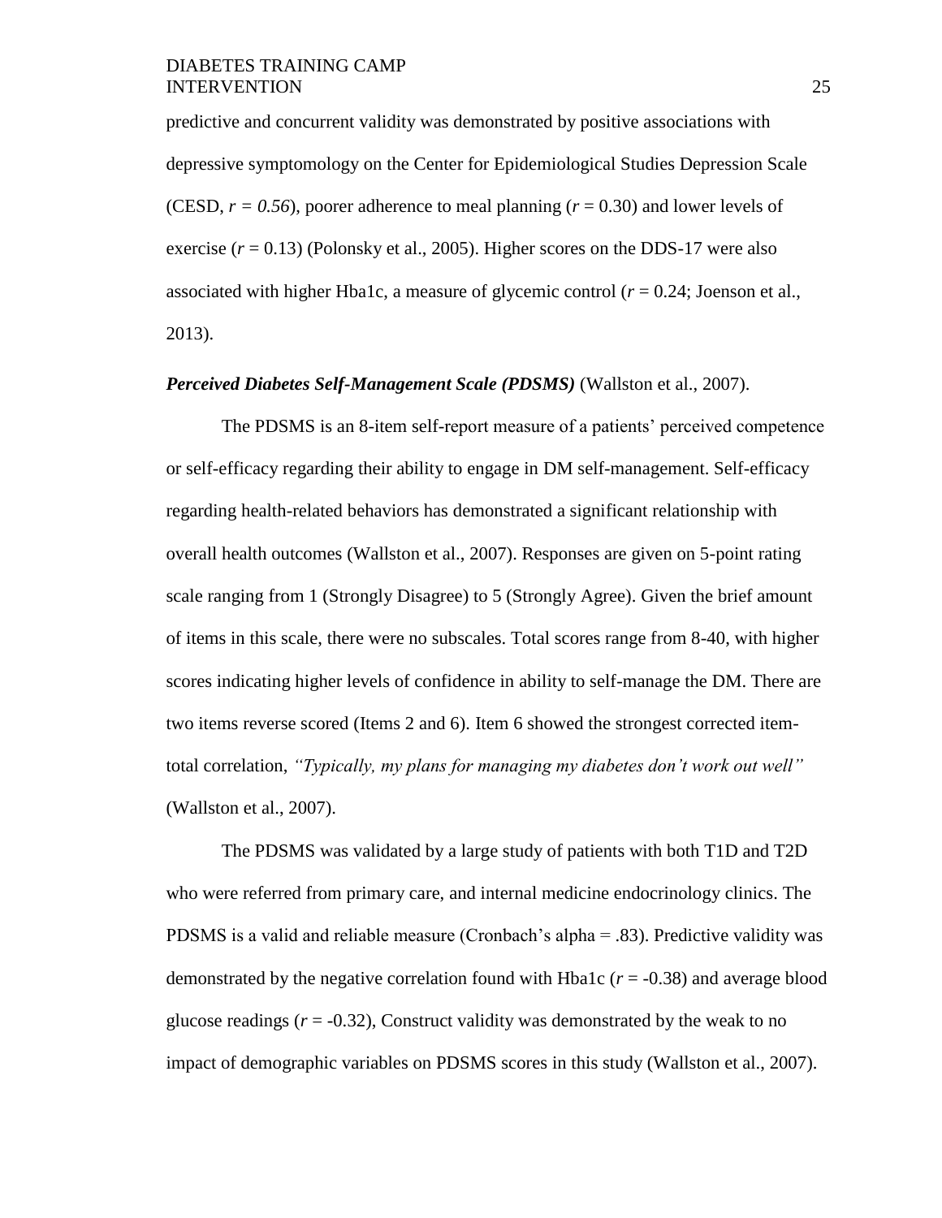predictive and concurrent validity was demonstrated by positive associations with depressive symptomology on the Center for Epidemiological Studies Depression Scale (CESD, $r = 0.56$), poorer adherence to meal planning ($r = 0.30$) and lower levels of exercise ($r = 0.13$) (Polonsky et al., 2005). Higher scores on the DDS-17 were also associated with higher Hba1c, a measure of glycemic control ($r = 0.24$; Joenson et al., 2013).

***Perceived Diabetes Self-Management Scale (PDSMS)*** (Wallston et al., 2007).

The PDSMS is an 8-item self-report measure of a patients' perceived competence or self-efficacy regarding their ability to engage in DM self-management. Self-efficacy regarding health-related behaviors has demonstrated a significant relationship with overall health outcomes (Wallston et al., 2007). Responses are given on 5-point rating scale ranging from 1 (Strongly Disagree) to 5 (Strongly Agree). Given the brief amount of items in this scale, there were no subscales. Total scores range from 8-40, with higher scores indicating higher levels of confidence in ability to self-manage the DM. There are two items reverse scored (Items 2 and 6). Item 6 showed the strongest corrected item-total correlation, *"Typically, my plans for managing my diabetes don't work out well"* (Wallston et al., 2007).

The PDSMS was validated by a large study of patients with both T1D and T2D who were referred from primary care, and internal medicine endocrinology clinics. The PDSMS is a valid and reliable measure (Cronbach's alpha = .83). Predictive validity was demonstrated by the negative correlation found with Hba1c ($r = -0.38$) and average blood glucose readings ($r = -0.32$), Construct validity was demonstrated by the weak to no impact of demographic variables on PDSMS scores in this study (Wallston et al., 2007).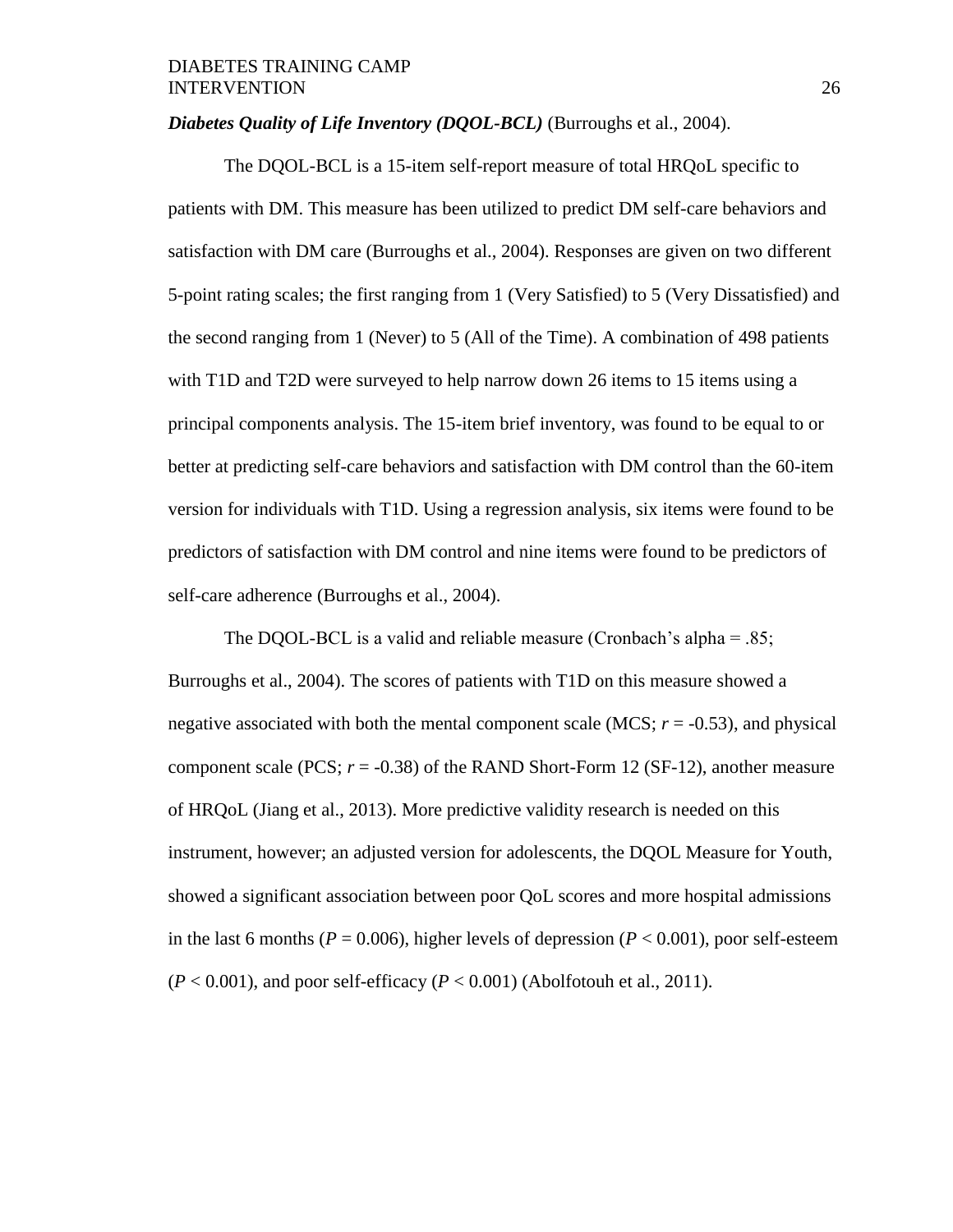***Diabetes Quality of Life Inventory (DQOL-BCL)*** (Burroughs et al., 2004).

The DQOL-BCL is a 15-item self-report measure of total HRQoL specific to patients with DM. This measure has been utilized to predict DM self-care behaviors and satisfaction with DM care (Burroughs et al., 2004). Responses are given on two different 5-point rating scales; the first ranging from 1 (Very Satisfied) to 5 (Very Dissatisfied) and the second ranging from 1 (Never) to 5 (All of the Time). A combination of 498 patients with T1D and T2D were surveyed to help narrow down 26 items to 15 items using a principal components analysis. The 15-item brief inventory, was found to be equal to or better at predicting self-care behaviors and satisfaction with DM control than the 60-item version for individuals with T1D. Using a regression analysis, six items were found to be predictors of satisfaction with DM control and nine items were found to be predictors of self-care adherence (Burroughs et al., 2004).

The DQOL-BCL is a valid and reliable measure (Cronbach's alpha = .85; Burroughs et al., 2004). The scores of patients with T1D on this measure showed a negative associated with both the mental component scale (MCS; $r = -0.53$), and physical component scale (PCS; $r = -0.38$) of the RAND Short-Form 12 (SF-12), another measure of HRQoL (Jiang et al., 2013). More predictive validity research is needed on this instrument, however; an adjusted version for adolescents, the DQOL Measure for Youth, showed a significant association between poor QoL scores and more hospital admissions in the last 6 months ($P = 0.006$), higher levels of depression ($P < 0.001$), poor self-esteem ($P < 0.001$), and poor self-efficacy ($P < 0.001$) (Abolfotouh et al., 2011).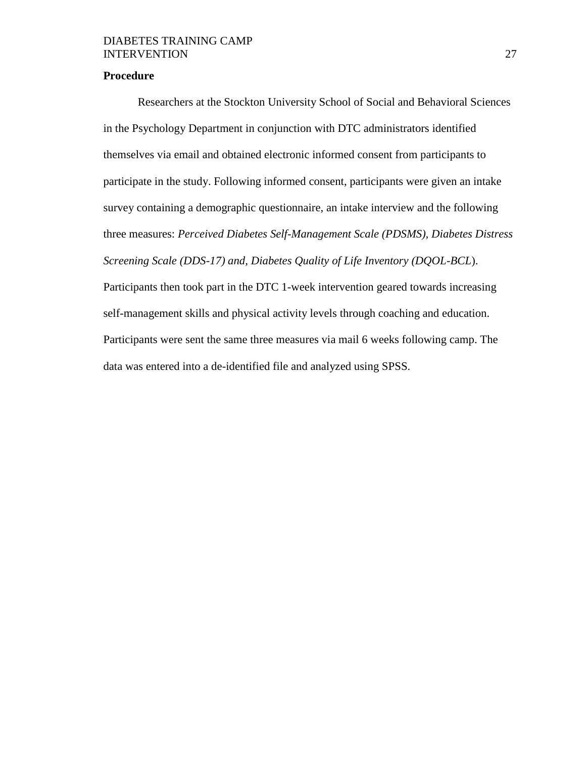**Procedure**

Researchers at the Stockton University School of Social and Behavioral Sciences in the Psychology Department in conjunction with DTC administrators identified themselves via email and obtained electronic informed consent from participants to participate in the study. Following informed consent, participants were given an intake survey containing a demographic questionnaire, an intake interview and the following three measures: *Perceived Diabetes Self-Management Scale (PDSMS), Diabetes Distress Screening Scale (DDS-17) and, Diabetes Quality of Life Inventory (DQOL-BCL*). Participants then took part in the DTC 1-week intervention geared towards increasing self-management skills and physical activity levels through coaching and education. Participants were sent the same three measures via mail 6 weeks following camp. The data was entered into a de-identified file and analyzed using SPSS.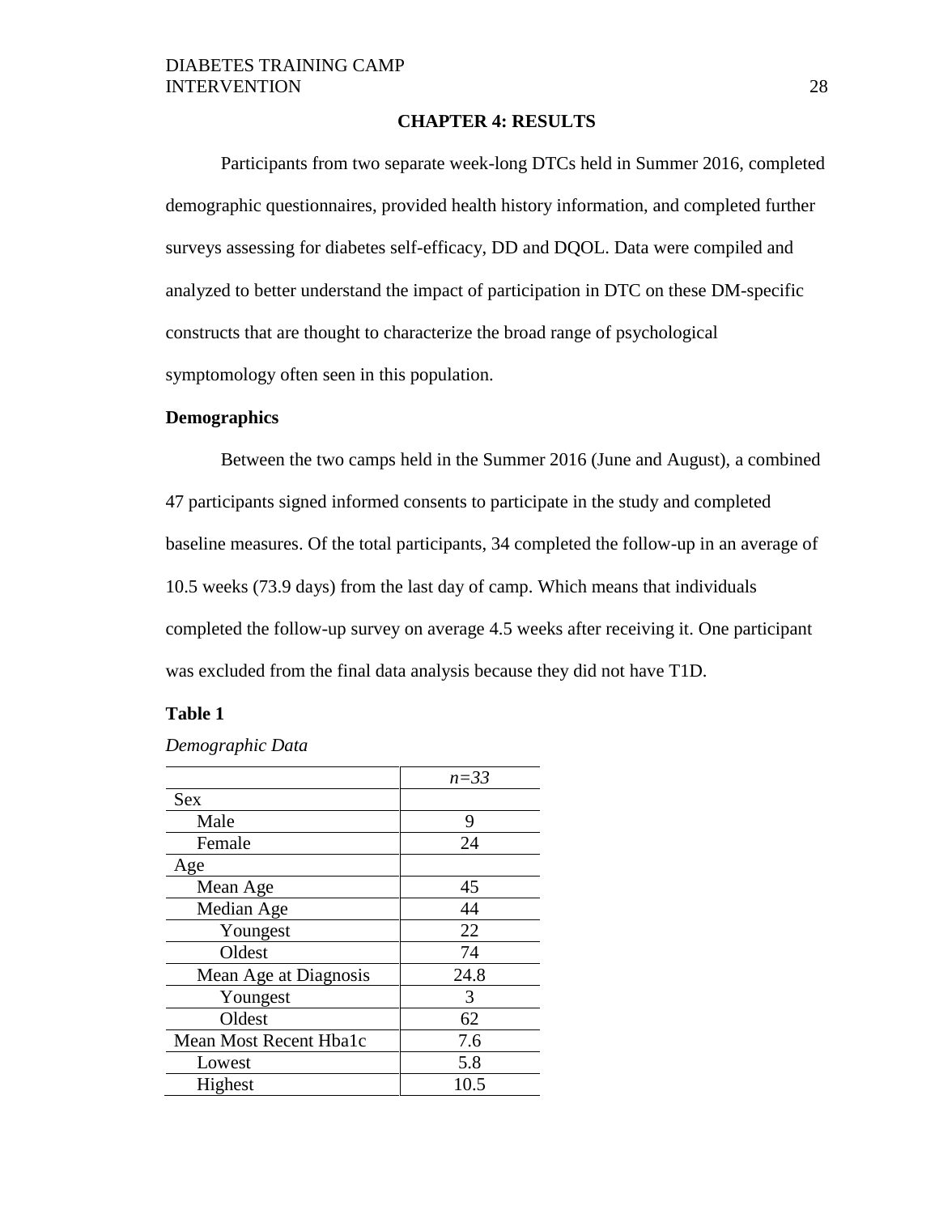# CHAPTER 4: RESULTS

Participants from two separate week-long DTCs held in Summer 2016, completed demographic questionnaires, provided health history information, and completed further surveys assessing for diabetes self-efficacy, DD and DQOL. Data were compiled and analyzed to better understand the impact of participation in DTC on these DM-specific constructs that are thought to characterize the broad range of psychological symptomology often seen in this population.

## Demographics

Between the two camps held in the Summer 2016 (June and August), a combined 47 participants signed informed consents to participate in the study and completed baseline measures. Of the total participants, 34 completed the follow-up in an average of 10.5 weeks (73.9 days) from the last day of camp. Which means that individuals completed the follow-up survey on average 4.5 weeks after receiving it. One participant was excluded from the final data analysis because they did not have T1D.

**Table 1**

*Demographic Data*

| | *n=33* |
|---|---|
| Sex | |
| Male | 9 |
| Female | 24 |
| Age | |
| Mean Age | 45 |
| Median Age | 44 |
| Youngest | 22 |
| Oldest | 74 |
| Mean Age at Diagnosis | 24.8 |
| Youngest | 3 |
| Oldest | 62 |
| Mean Most Recent Hba1c | 7.6 |
| Lowest | 5.8 |
| Highest | 10.5 |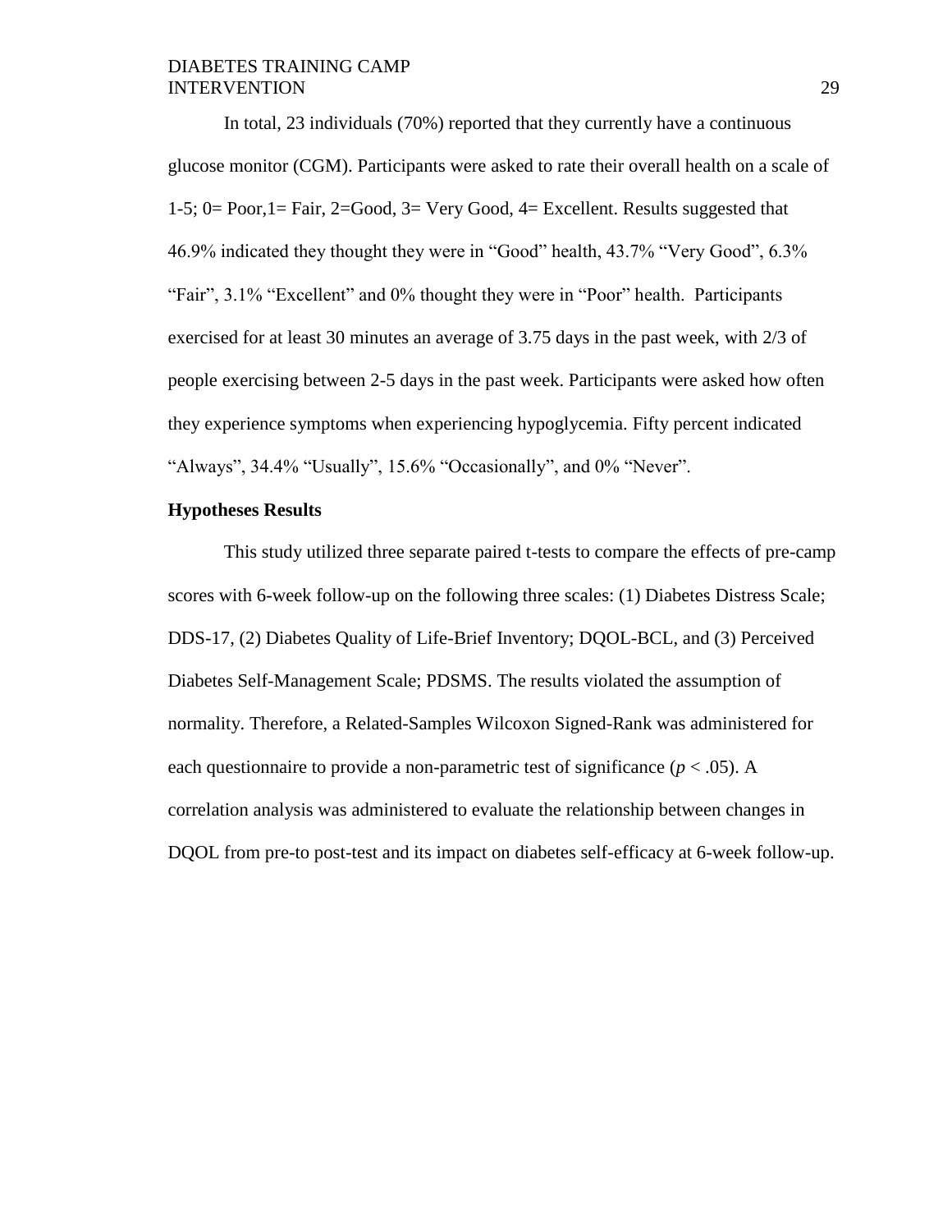In total, 23 individuals (70%) reported that they currently have a continuous glucose monitor (CGM). Participants were asked to rate their overall health on a scale of 1-5; 0= Poor,1= Fair, 2=Good, 3= Very Good, 4= Excellent. Results suggested that 46.9% indicated they thought they were in "Good" health, 43.7% "Very Good", 6.3% "Fair", 3.1% "Excellent" and 0% thought they were in "Poor" health. Participants exercised for at least 30 minutes an average of 3.75 days in the past week, with 2/3 of people exercising between 2-5 days in the past week. Participants were asked how often they experience symptoms when experiencing hypoglycemia. Fifty percent indicated "Always", 34.4% "Usually", 15.6% "Occasionally", and 0% "Never".

**Hypotheses Results**

This study utilized three separate paired t-tests to compare the effects of pre-camp scores with 6-week follow-up on the following three scales: (1) Diabetes Distress Scale; DDS-17, (2) Diabetes Quality of Life-Brief Inventory; DQOL-BCL, and (3) Perceived Diabetes Self-Management Scale; PDSMS. The results violated the assumption of normality. Therefore, a Related-Samples Wilcoxon Signed-Rank was administered for each questionnaire to provide a non-parametric test of significance ($p < .05$). A correlation analysis was administered to evaluate the relationship between changes in DQOL from pre-to post-test and its impact on diabetes self-efficacy at 6-week follow-up.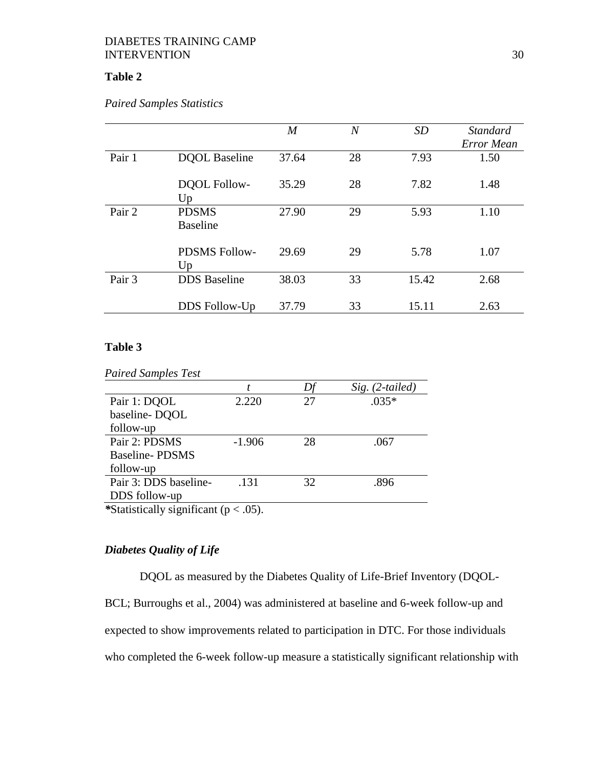**Table 2**

*Paired Samples Statistics*

| | | *M* | *N* | *SD* | *Standard Error Mean* |
|---|---|---|---|---|---|
| Pair 1 | DQOL Baseline | 37.64 | 28 | 7.93 | 1.50 |
| | DQOL Follow-Up | 35.29 | 28 | 7.82 | 1.48 |
| Pair 2 | PDSMS Baseline | 27.90 | 29 | 5.93 | 1.10 |
| | PDSMS Follow-Up | 29.69 | 29 | 5.78 | 1.07 |
| Pair 3 | DDS Baseline | 38.03 | 33 | 15.42 | 2.68 |
| | DDS Follow-Up | 37.79 | 33 | 15.11 | 2.63 |

**Table 3**

*Paired Samples Test*

| | *t* | *Df* | *Sig. (2-tailed)* |
|---|---|---|---|
| Pair 1: DQOL baseline- DQOL follow-up | 2.220 | 27 | .035* |
| Pair 2: PDSMS Baseline- PDSMS follow-up | -1.906 | 28 | .067 |
| Pair 3: DDS baseline- DDS follow-up | .131 | 32 | .896 |

*Statistically significant ($p < .05$).

### *Diabetes Quality of Life*

DQOL as measured by the Diabetes Quality of Life-Brief Inventory (DQOL-BCL; Burroughs et al., 2004) was administered at baseline and 6-week follow-up and expected to show improvements related to participation in DTC. For those individuals who completed the 6-week follow-up measure a statistically significant relationship with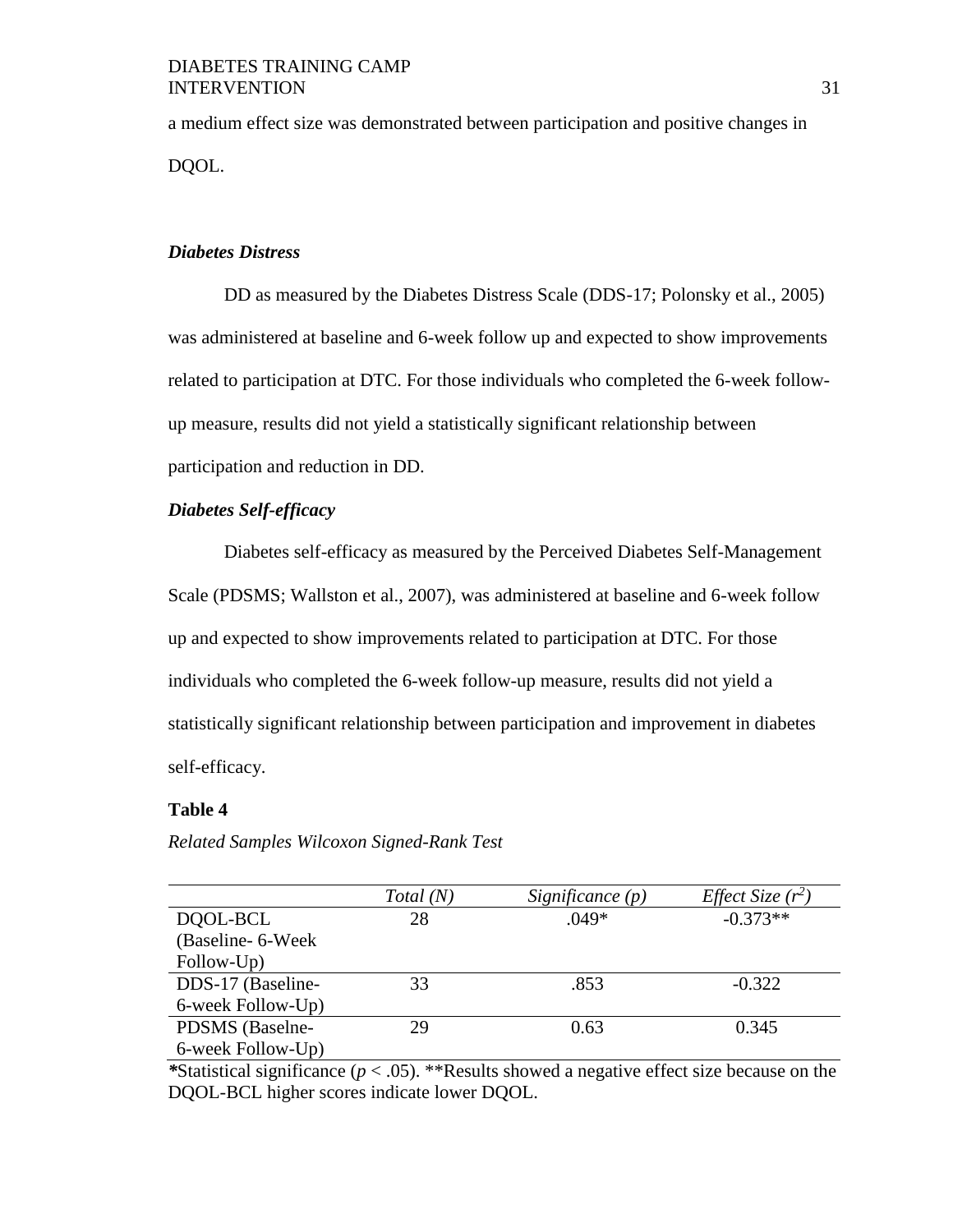a medium effect size was demonstrated between participation and positive changes in DQOL.

### *Diabetes Distress*

DD as measured by the Diabetes Distress Scale (DDS-17; Polonsky et al., 2005) was administered at baseline and 6-week follow up and expected to show improvements related to participation at DTC. For those individuals who completed the 6-week follow-up measure, results did not yield a statistically significant relationship between participation and reduction in DD.

### *Diabetes Self-efficacy*

Diabetes self-efficacy as measured by the Perceived Diabetes Self-Management Scale (PDSMS; Wallston et al., 2007), was administered at baseline and 6-week follow up and expected to show improvements related to participation at DTC. For those individuals who completed the 6-week follow-up measure, results did not yield a statistically significant relationship between participation and improvement in diabetes self-efficacy.

**Table 4**

*Related Samples Wilcoxon Signed-Rank Test*

| | *Total (N)* | *Significance (p)* | *Effect Size ($r^2$)* |
|---|---|---|---|
| DQOL-BCL (Baseline- 6-Week Follow-Up) | 28 | .049* | -0.373** |
| DDS-17 (Baseline- 6-week Follow-Up) | 33 | .853 | -0.322 |
| PDSMS (Baselne- 6-week Follow-Up) | 29 | 0.63 | 0.345 |

*Statistical significance ($p < .05$). **Results showed a negative effect size because on the DQOL-BCL higher scores indicate lower DQOL.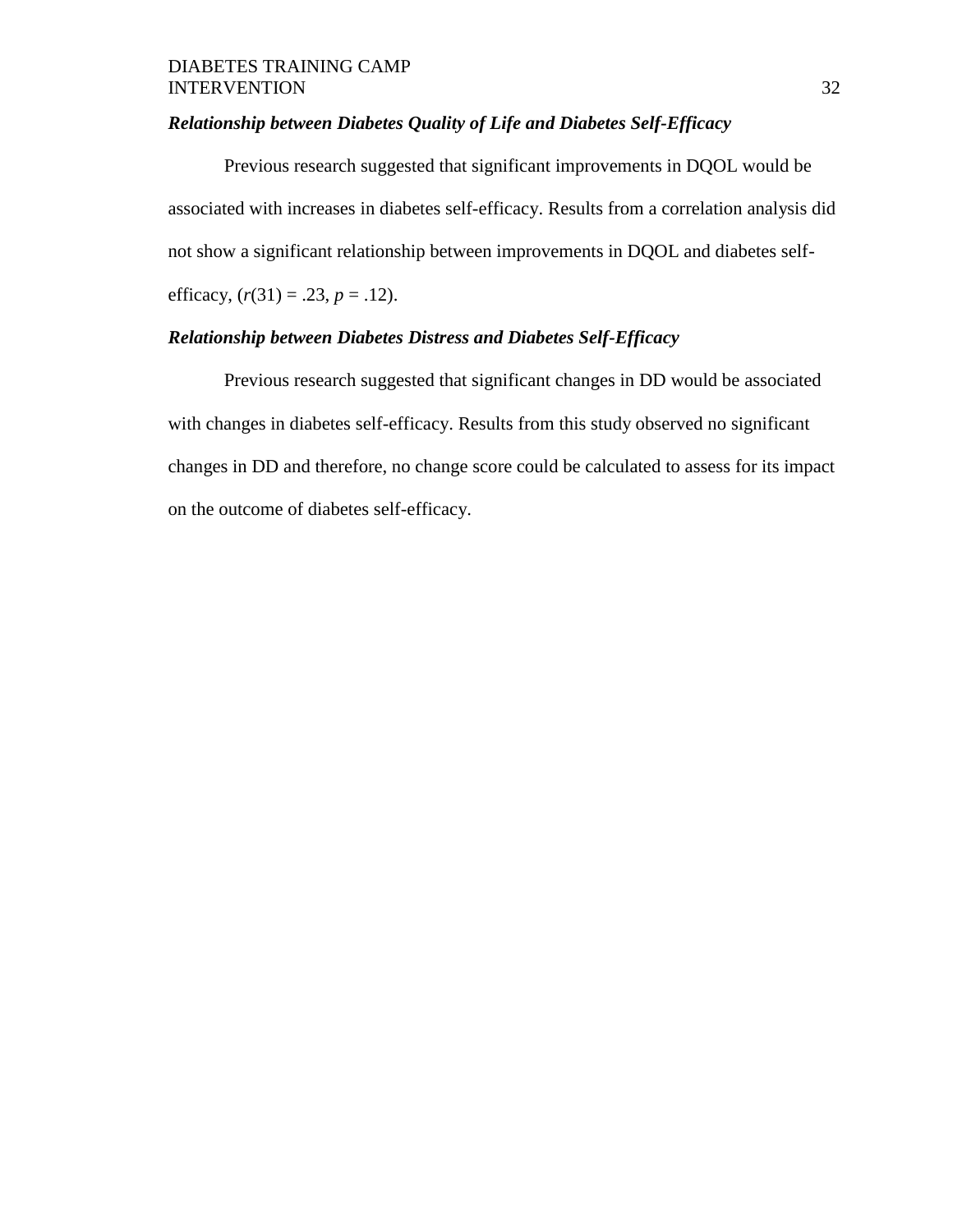### ***Relationship between Diabetes Quality of Life and Diabetes Self-Efficacy***

Previous research suggested that significant improvements in DQOL would be associated with increases in diabetes self-efficacy. Results from a correlation analysis did not show a significant relationship between improvements in DQOL and diabetes self-efficacy, ($r(31) = .23$, $p = .12$).

### ***Relationship between Diabetes Distress and Diabetes Self-Efficacy***

Previous research suggested that significant changes in DD would be associated with changes in diabetes self-efficacy. Results from this study observed no significant changes in DD and therefore, no change score could be calculated to assess for its impact on the outcome of diabetes self-efficacy.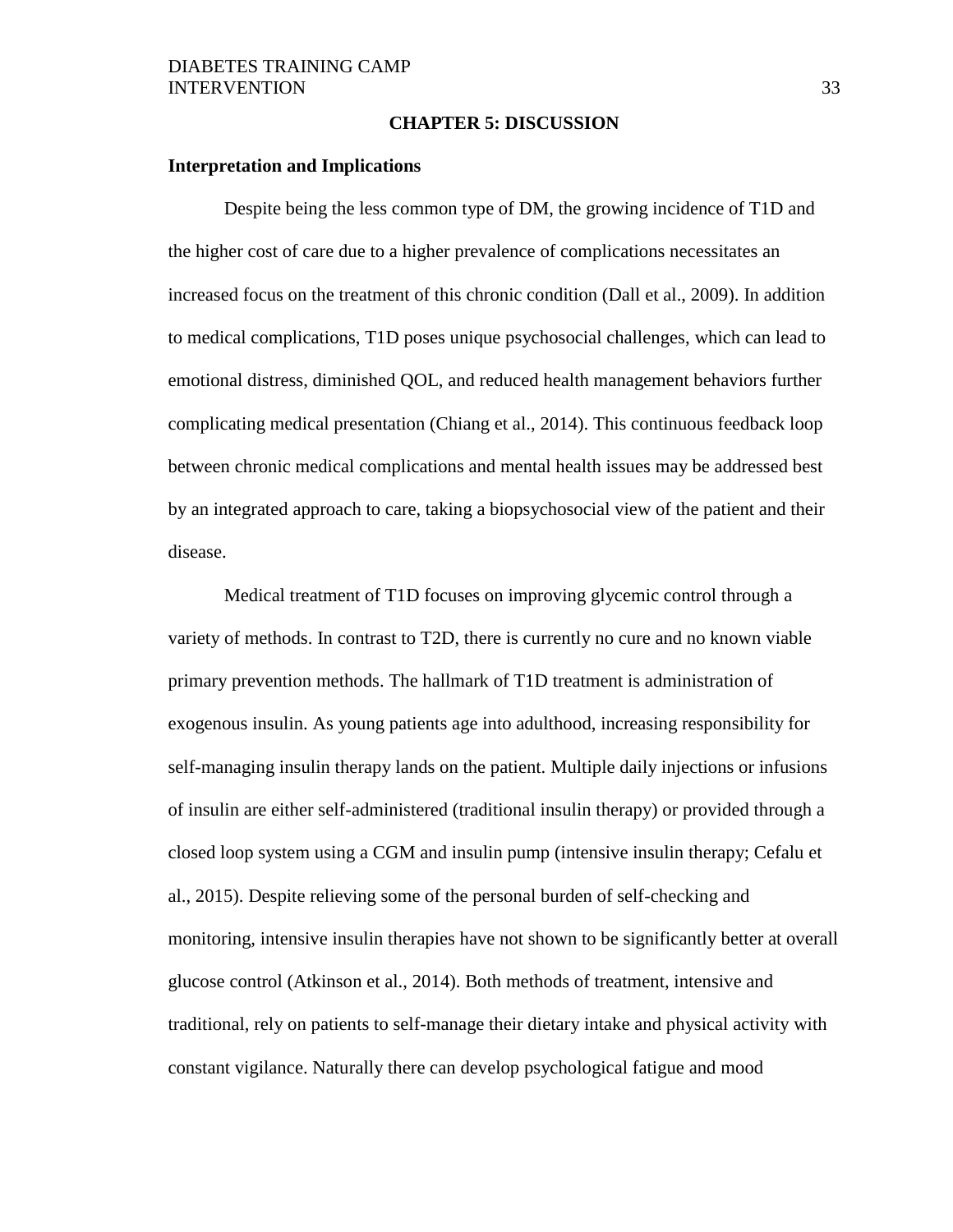## CHAPTER 5: DISCUSSION

### Interpretation and Implications

Despite being the less common type of DM, the growing incidence of T1D and the higher cost of care due to a higher prevalence of complications necessitates an increased focus on the treatment of this chronic condition (Dall et al., 2009). In addition to medical complications, T1D poses unique psychosocial challenges, which can lead to emotional distress, diminished QOL, and reduced health management behaviors further complicating medical presentation (Chiang et al., 2014). This continuous feedback loop between chronic medical complications and mental health issues may be addressed best by an integrated approach to care, taking a biopsychosocial view of the patient and their disease.

Medical treatment of T1D focuses on improving glycemic control through a variety of methods. In contrast to T2D, there is currently no cure and no known viable primary prevention methods. The hallmark of T1D treatment is administration of exogenous insulin. As young patients age into adulthood, increasing responsibility for self-managing insulin therapy lands on the patient. Multiple daily injections or infusions of insulin are either self-administered (traditional insulin therapy) or provided through a closed loop system using a CGM and insulin pump (intensive insulin therapy; Cefalu et al., 2015). Despite relieving some of the personal burden of self-checking and monitoring, intensive insulin therapies have not shown to be significantly better at overall glucose control (Atkinson et al., 2014). Both methods of treatment, intensive and traditional, rely on patients to self-manage their dietary intake and physical activity with constant vigilance. Naturally there can develop psychological fatigue and mood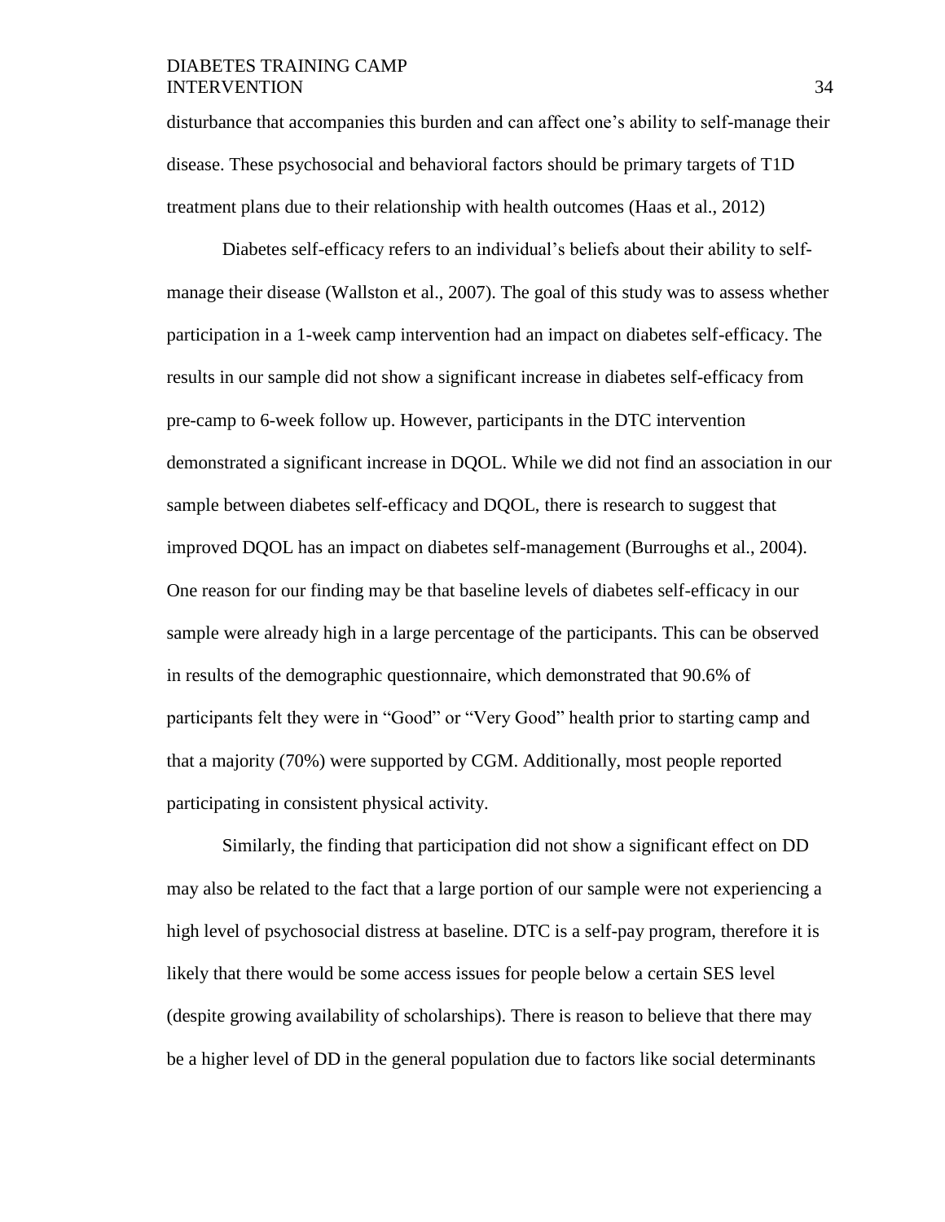disturbance that accompanies this burden and can affect one's ability to self-manage their disease. These psychosocial and behavioral factors should be primary targets of T1D treatment plans due to their relationship with health outcomes (Haas et al., 2012)

Diabetes self-efficacy refers to an individual's beliefs about their ability to self-manage their disease (Wallston et al., 2007). The goal of this study was to assess whether participation in a 1-week camp intervention had an impact on diabetes self-efficacy. The results in our sample did not show a significant increase in diabetes self-efficacy from pre-camp to 6-week follow up. However, participants in the DTC intervention demonstrated a significant increase in DQOL. While we did not find an association in our sample between diabetes self-efficacy and DQOL, there is research to suggest that improved DQOL has an impact on diabetes self-management (Burroughs et al., 2004). One reason for our finding may be that baseline levels of diabetes self-efficacy in our sample were already high in a large percentage of the participants. This can be observed in results of the demographic questionnaire, which demonstrated that 90.6% of participants felt they were in "Good" or "Very Good" health prior to starting camp and that a majority (70%) were supported by CGM. Additionally, most people reported participating in consistent physical activity.

Similarly, the finding that participation did not show a significant effect on DD may also be related to the fact that a large portion of our sample were not experiencing a high level of psychosocial distress at baseline. DTC is a self-pay program, therefore it is likely that there would be some access issues for people below a certain SES level (despite growing availability of scholarships). There is reason to believe that there may be a higher level of DD in the general population due to factors like social determinants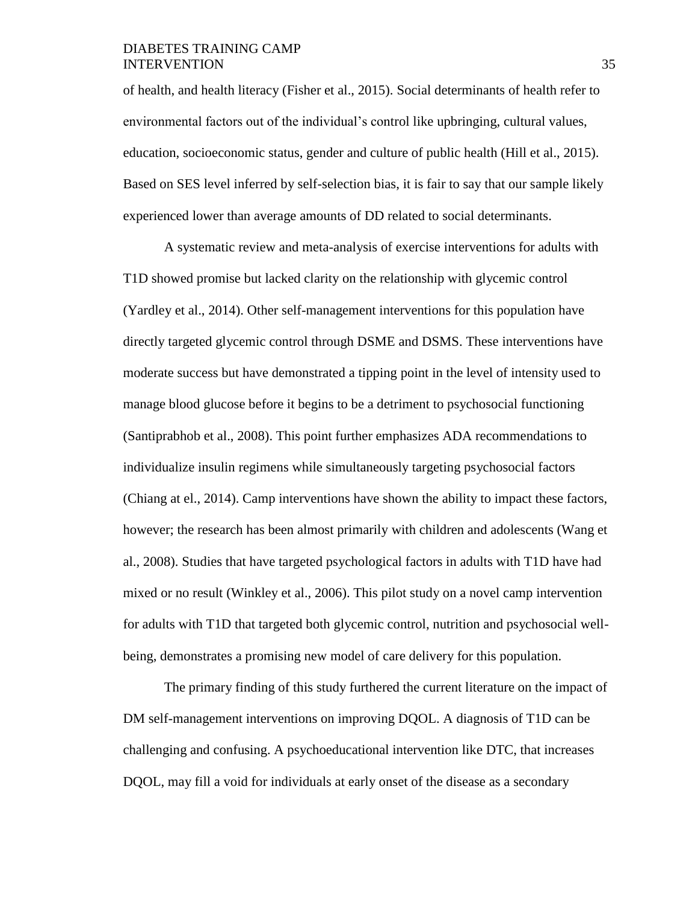of health, and health literacy (Fisher et al., 2015). Social determinants of health refer to environmental factors out of the individual's control like upbringing, cultural values, education, socioeconomic status, gender and culture of public health (Hill et al., 2015). Based on SES level inferred by self-selection bias, it is fair to say that our sample likely experienced lower than average amounts of DD related to social determinants.

A systematic review and meta-analysis of exercise interventions for adults with T1D showed promise but lacked clarity on the relationship with glycemic control (Yardley et al., 2014). Other self-management interventions for this population have directly targeted glycemic control through DSME and DSMS. These interventions have moderate success but have demonstrated a tipping point in the level of intensity used to manage blood glucose before it begins to be a detriment to psychosocial functioning (Santiprabhob et al., 2008). This point further emphasizes ADA recommendations to individualize insulin regimens while simultaneously targeting psychosocial factors (Chiang at el., 2014). Camp interventions have shown the ability to impact these factors, however; the research has been almost primarily with children and adolescents (Wang et al., 2008). Studies that have targeted psychological factors in adults with T1D have had mixed or no result (Winkley et al., 2006). This pilot study on a novel camp intervention for adults with T1D that targeted both glycemic control, nutrition and psychosocial well-being, demonstrates a promising new model of care delivery for this population.

The primary finding of this study furthered the current literature on the impact of DM self-management interventions on improving DQOL. A diagnosis of T1D can be challenging and confusing. A psychoeducational intervention like DTC, that increases DQOL, may fill a void for individuals at early onset of the disease as a secondary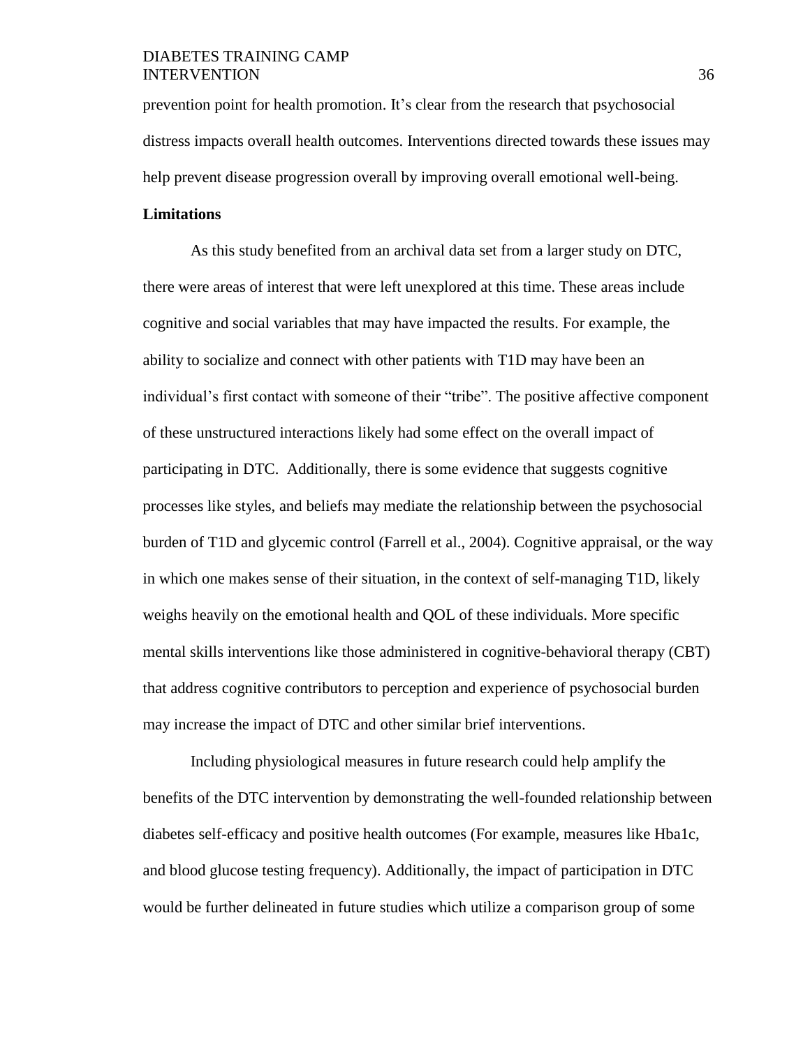prevention point for health promotion. It's clear from the research that psychosocial distress impacts overall health outcomes. Interventions directed towards these issues may help prevent disease progression overall by improving overall emotional well-being.

**Limitations**

As this study benefited from an archival data set from a larger study on DTC, there were areas of interest that were left unexplored at this time. These areas include cognitive and social variables that may have impacted the results. For example, the ability to socialize and connect with other patients with T1D may have been an individual's first contact with someone of their "tribe". The positive affective component of these unstructured interactions likely had some effect on the overall impact of participating in DTC. Additionally, there is some evidence that suggests cognitive processes like styles, and beliefs may mediate the relationship between the psychosocial burden of T1D and glycemic control (Farrell et al., 2004). Cognitive appraisal, or the way in which one makes sense of their situation, in the context of self-managing T1D, likely weighs heavily on the emotional health and QOL of these individuals. More specific mental skills interventions like those administered in cognitive-behavioral therapy (CBT) that address cognitive contributors to perception and experience of psychosocial burden may increase the impact of DTC and other similar brief interventions.

Including physiological measures in future research could help amplify the benefits of the DTC intervention by demonstrating the well-founded relationship between diabetes self-efficacy and positive health outcomes (For example, measures like Hba1c, and blood glucose testing frequency). Additionally, the impact of participation in DTC would be further delineated in future studies which utilize a comparison group of some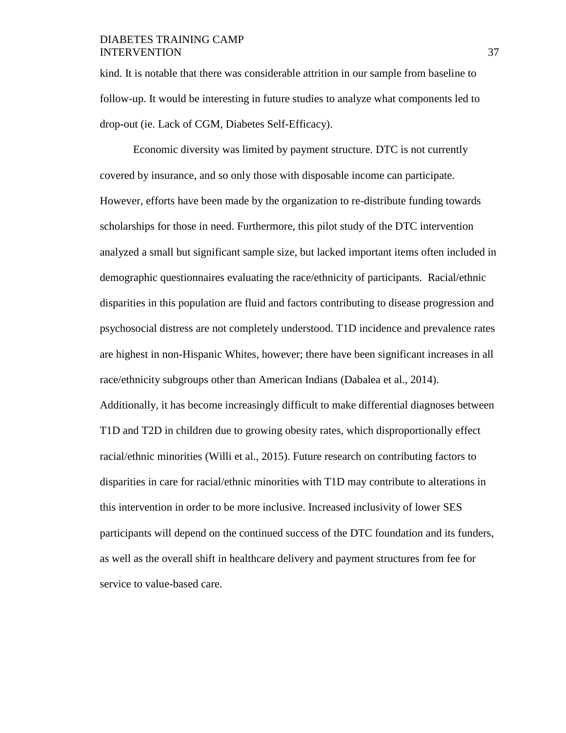kind. It is notable that there was considerable attrition in our sample from baseline to follow-up. It would be interesting in future studies to analyze what components led to drop-out (ie. Lack of CGM, Diabetes Self-Efficacy).

Economic diversity was limited by payment structure. DTC is not currently covered by insurance, and so only those with disposable income can participate. However, efforts have been made by the organization to re-distribute funding towards scholarships for those in need. Furthermore, this pilot study of the DTC intervention analyzed a small but significant sample size, but lacked important items often included in demographic questionnaires evaluating the race/ethnicity of participants. Racial/ethnic disparities in this population are fluid and factors contributing to disease progression and psychosocial distress are not completely understood. T1D incidence and prevalence rates are highest in non-Hispanic Whites, however; there have been significant increases in all race/ethnicity subgroups other than American Indians (Dabalea et al., 2014). Additionally, it has become increasingly difficult to make differential diagnoses between T1D and T2D in children due to growing obesity rates, which disproportionally effect racial/ethnic minorities (Willi et al., 2015). Future research on contributing factors to disparities in care for racial/ethnic minorities with T1D may contribute to alterations in this intervention in order to be more inclusive. Increased inclusivity of lower SES participants will depend on the continued success of the DTC foundation and its funders, as well as the overall shift in healthcare delivery and payment structures from fee for service to value-based care.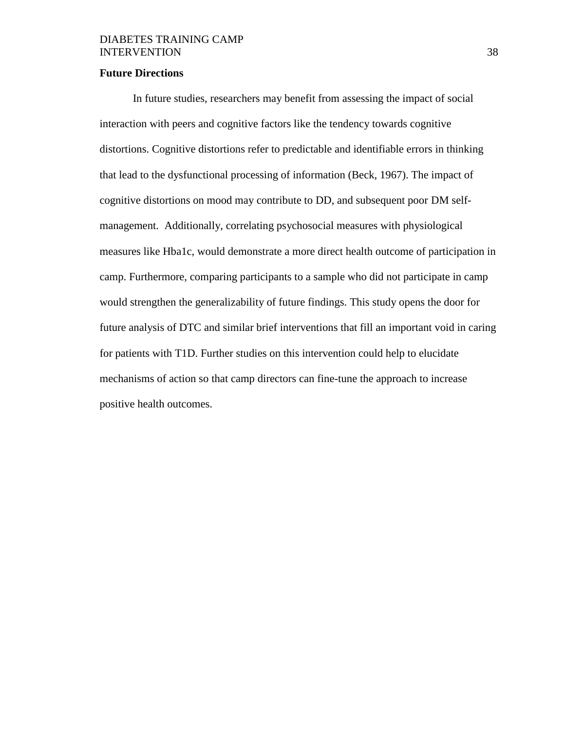## Future Directions

In future studies, researchers may benefit from assessing the impact of social interaction with peers and cognitive factors like the tendency towards cognitive distortions. Cognitive distortions refer to predictable and identifiable errors in thinking that lead to the dysfunctional processing of information (Beck, 1967). The impact of cognitive distortions on mood may contribute to DD, and subsequent poor DM self-management. Additionally, correlating psychosocial measures with physiological measures like Hba1c, would demonstrate a more direct health outcome of participation in camp. Furthermore, comparing participants to a sample who did not participate in camp would strengthen the generalizability of future findings. This study opens the door for future analysis of DTC and similar brief interventions that fill an important void in caring for patients with T1D. Further studies on this intervention could help to elucidate mechanisms of action so that camp directors can fine-tune the approach to increase positive health outcomes.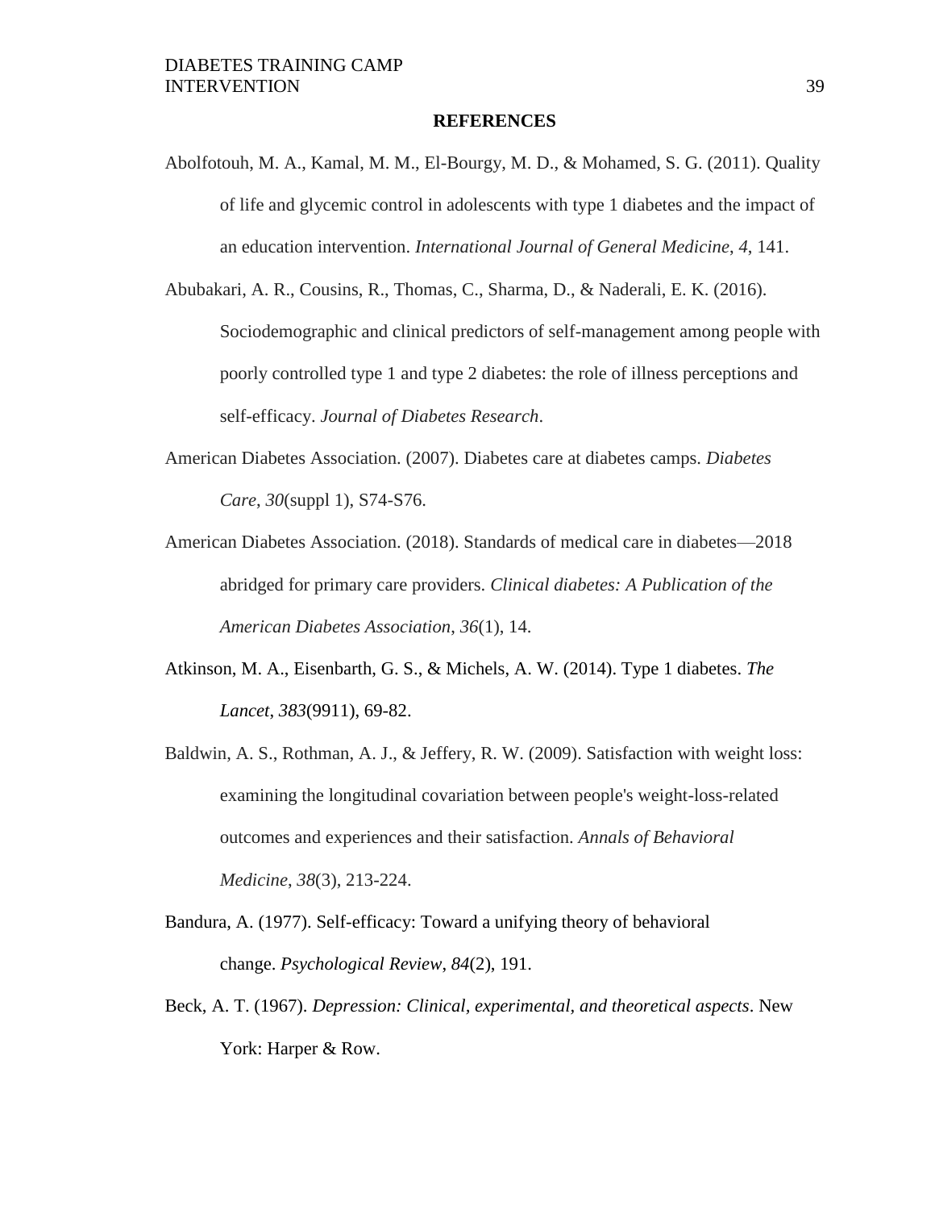## REFERENCES

Abolfotouh, M. A., Kamal, M. M., El-Bourgy, M. D., & Mohamed, S. G. (2011). Quality of life and glycemic control in adolescents with type 1 diabetes and the impact of an education intervention. *International Journal of General Medicine*, *4*, 141.

Abubakari, A. R., Cousins, R., Thomas, C., Sharma, D., & Naderali, E. K. (2016). Sociodemographic and clinical predictors of self-management among people with poorly controlled type 1 and type 2 diabetes: the role of illness perceptions and self-efficacy. *Journal of Diabetes Research*.

American Diabetes Association. (2007). Diabetes care at diabetes camps. *Diabetes Care*, *30*(suppl 1), S74-S76.

American Diabetes Association. (2018). Standards of medical care in diabetes—2018 abridged for primary care providers. *Clinical diabetes: A Publication of the American Diabetes Association*, *36*(1), 14.

Atkinson, M. A., Eisenbarth, G. S., & Michels, A. W. (2014). Type 1 diabetes. *The Lancet*, *383*(9911), 69-82.

Baldwin, A. S., Rothman, A. J., & Jeffery, R. W. (2009). Satisfaction with weight loss: examining the longitudinal covariation between people's weight-loss-related outcomes and experiences and their satisfaction. *Annals of Behavioral Medicine*, *38*(3), 213-224.

Bandura, A. (1977). Self-efficacy: Toward a unifying theory of behavioral change. *Psychological Review*, *84*(2), 191.

Beck, A. T. (1967). *Depression: Clinical, experimental, and theoretical aspects*. New York: Harper & Row.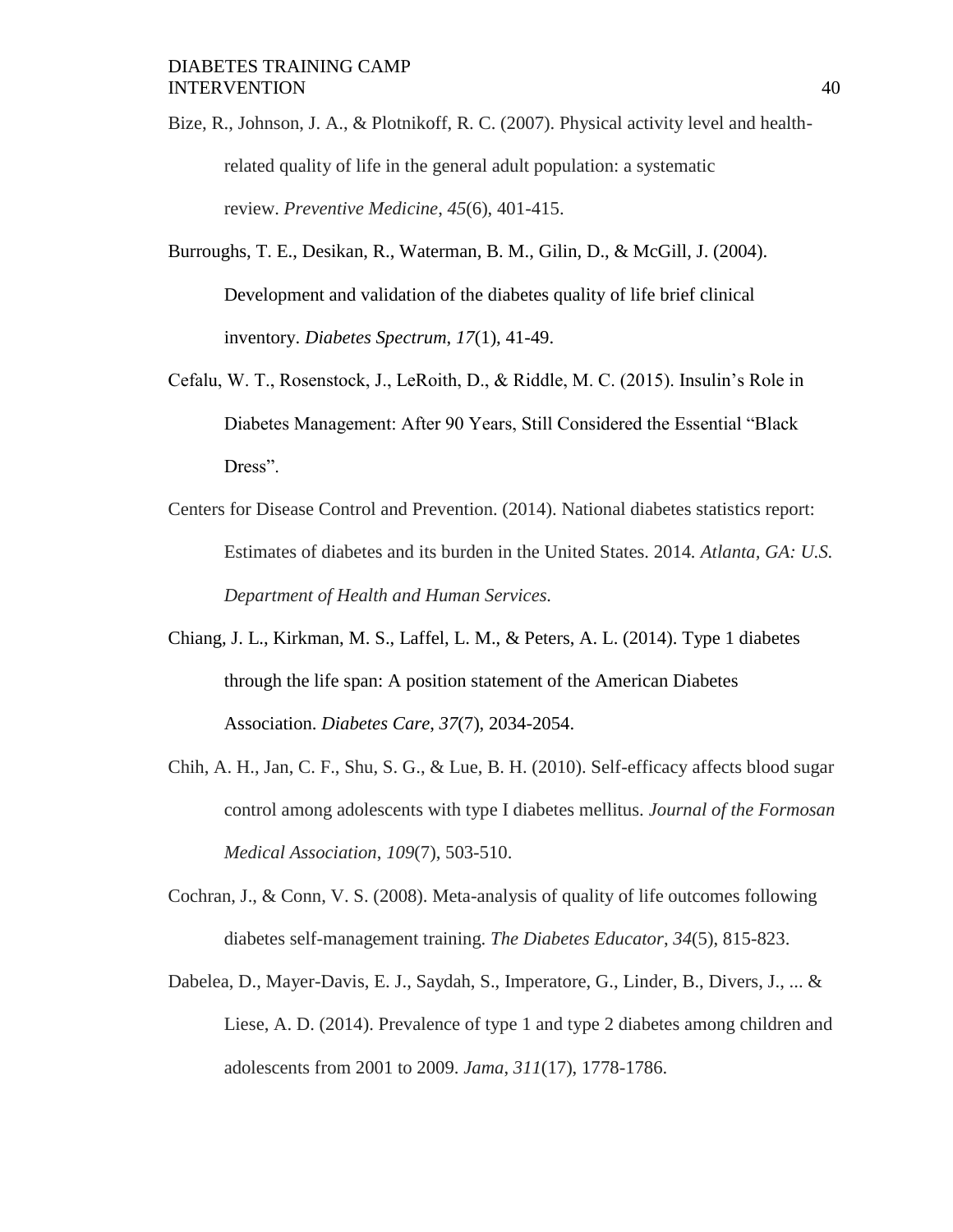Bize, R., Johnson, J. A., & Plotnikoff, R. C. (2007). Physical activity level and health-related quality of life in the general adult population: a systematic review. *Preventive Medicine*, *45*(6), 401-415.

Burroughs, T. E., Desikan, R., Waterman, B. M., Gilin, D., & McGill, J. (2004). Development and validation of the diabetes quality of life brief clinical inventory. *Diabetes Spectrum*, *17*(1), 41-49.

Cefalu, W. T., Rosenstock, J., LeRoith, D., & Riddle, M. C. (2015). Insulin's Role in Diabetes Management: After 90 Years, Still Considered the Essential "Black Dress".

Centers for Disease Control and Prevention. (2014). National diabetes statistics report: Estimates of diabetes and its burden in the United States. 2014. *Atlanta, GA: U.S. Department of Health and Human Services.*

Chiang, J. L., Kirkman, M. S., Laffel, L. M., & Peters, A. L. (2014). Type 1 diabetes through the life span: A position statement of the American Diabetes Association. *Diabetes Care*, *37*(7), 2034-2054.

Chih, A. H., Jan, C. F., Shu, S. G., & Lue, B. H. (2010). Self-efficacy affects blood sugar control among adolescents with type I diabetes mellitus. *Journal of the Formosan Medical Association*, *109*(7), 503-510.

Cochran, J., & Conn, V. S. (2008). Meta-analysis of quality of life outcomes following diabetes self-management training. *The Diabetes Educator*, *34*(5), 815-823.

Dabelea, D., Mayer-Davis, E. J., Saydah, S., Imperatore, G., Linder, B., Divers, J., ... & Liese, A. D. (2014). Prevalence of type 1 and type 2 diabetes among children and adolescents from 2001 to 2009. *Jama*, *311*(17), 1778-1786.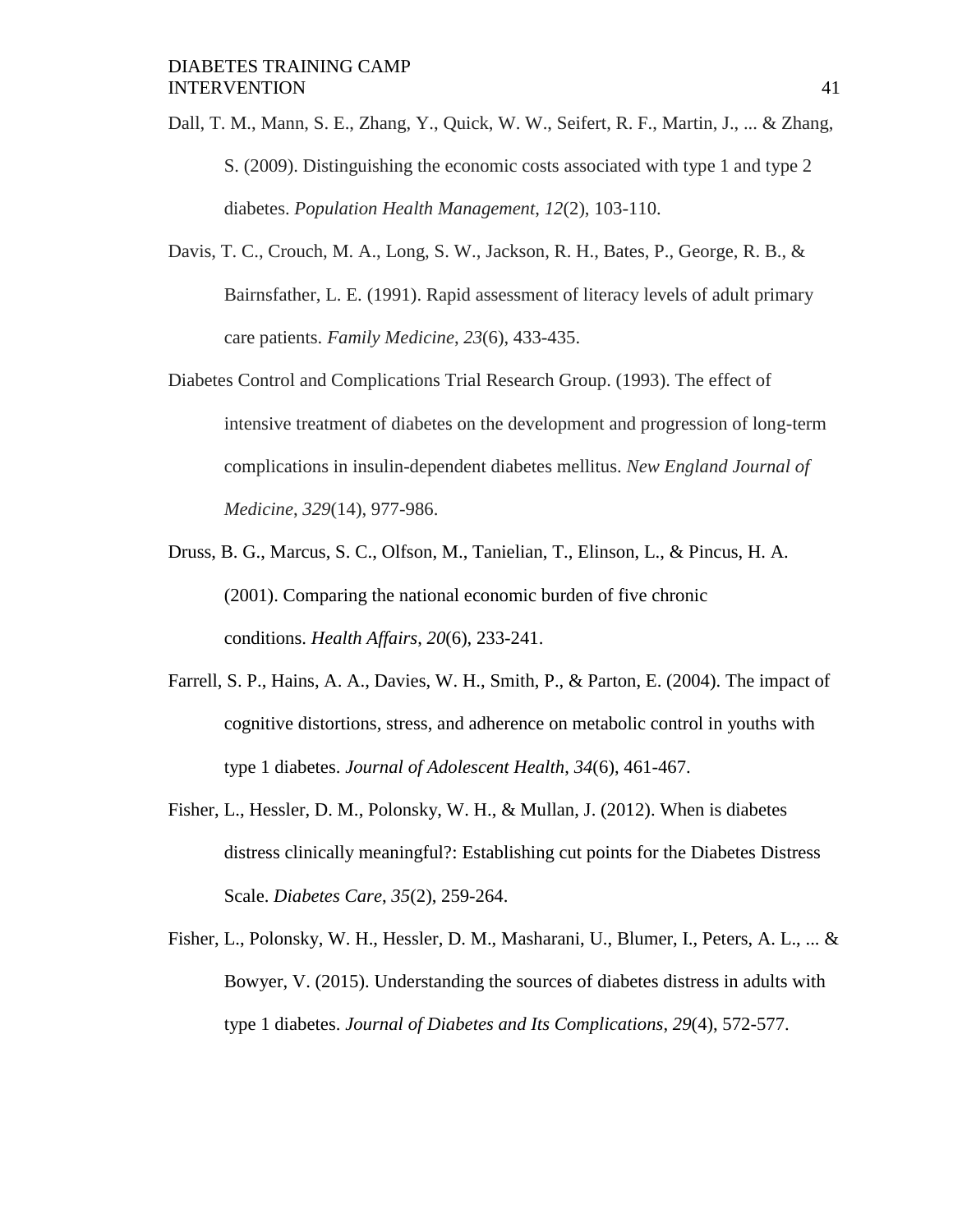Dall, T. M., Mann, S. E., Zhang, Y., Quick, W. W., Seifert, R. F., Martin, J., ... & Zhang, S. (2009). Distinguishing the economic costs associated with type 1 and type 2 diabetes. *Population Health Management*, *12*(2), 103-110.

Davis, T. C., Crouch, M. A., Long, S. W., Jackson, R. H., Bates, P., George, R. B., & Bairnsfather, L. E. (1991). Rapid assessment of literacy levels of adult primary care patients. *Family Medicine*, *23*(6), 433-435.

Diabetes Control and Complications Trial Research Group. (1993). The effect of intensive treatment of diabetes on the development and progression of long-term complications in insulin-dependent diabetes mellitus. *New England Journal of Medicine*, *329*(14), 977-986.

Druss, B. G., Marcus, S. C., Olfson, M., Tanielian, T., Elinson, L., & Pincus, H. A. (2001). Comparing the national economic burden of five chronic conditions. *Health Affairs, 20*(6), 233-241.

Farrell, S. P., Hains, A. A., Davies, W. H., Smith, P., & Parton, E. (2004). The impact of cognitive distortions, stress, and adherence on metabolic control in youths with type 1 diabetes. *Journal of Adolescent Health*, *34*(6), 461-467.

Fisher, L., Hessler, D. M., Polonsky, W. H., & Mullan, J. (2012). When is diabetes distress clinically meaningful?: Establishing cut points for the Diabetes Distress Scale. *Diabetes Care*, *35*(2), 259-264.

Fisher, L., Polonsky, W. H., Hessler, D. M., Masharani, U., Blumer, I., Peters, A. L., ... & Bowyer, V. (2015). Understanding the sources of diabetes distress in adults with type 1 diabetes. *Journal of Diabetes and Its Complications*, *29*(4), 572-577.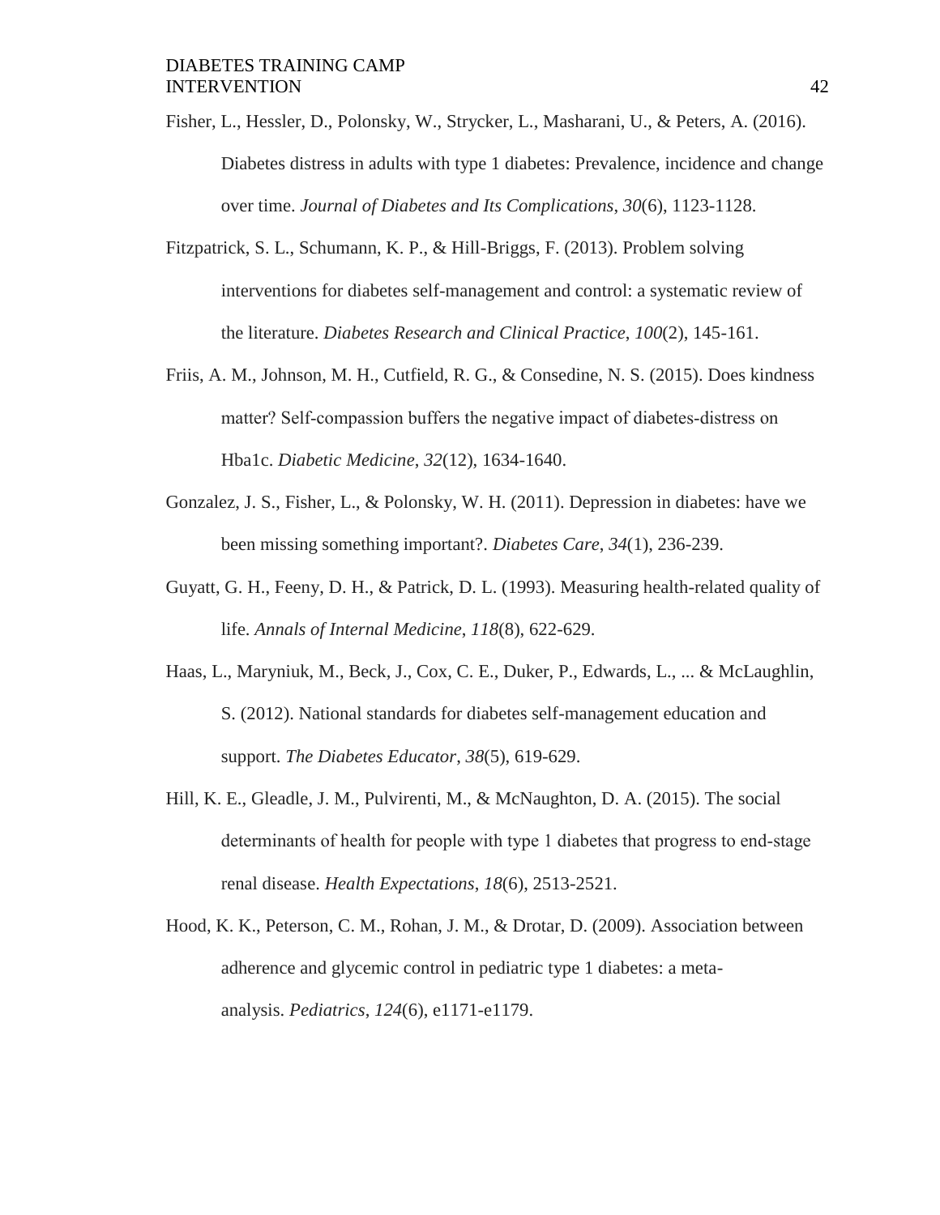Fisher, L., Hessler, D., Polonsky, W., Strycker, L., Masharani, U., & Peters, A. (2016). Diabetes distress in adults with type 1 diabetes: Prevalence, incidence and change over time. *Journal of Diabetes and Its Complications*, *30*(6), 1123-1128.

Fitzpatrick, S. L., Schumann, K. P., & Hill-Briggs, F. (2013). Problem solving interventions for diabetes self-management and control: a systematic review of the literature. *Diabetes Research and Clinical Practice*, *100*(2), 145-161.

Friis, A. M., Johnson, M. H., Cutfield, R. G., & Consedine, N. S. (2015). Does kindness matter? Self-compassion buffers the negative impact of diabetes-distress on Hba1c. *Diabetic Medicine*, *32*(12), 1634-1640.

Gonzalez, J. S., Fisher, L., & Polonsky, W. H. (2011). Depression in diabetes: have we been missing something important?. *Diabetes Care*, *34*(1), 236-239.

Guyatt, G. H., Feeny, D. H., & Patrick, D. L. (1993). Measuring health-related quality of life. *Annals of Internal Medicine*, *118*(8), 622-629.

Haas, L., Maryniuk, M., Beck, J., Cox, C. E., Duker, P., Edwards, L., ... & McLaughlin, S. (2012). National standards for diabetes self-management education and support. *The Diabetes Educator*, *38*(5), 619-629.

Hill, K. E., Gleadle, J. M., Pulvirenti, M., & McNaughton, D. A. (2015). The social determinants of health for people with type 1 diabetes that progress to end-stage renal disease. *Health Expectations*, *18*(6), 2513-2521.

Hood, K. K., Peterson, C. M., Rohan, J. M., & Drotar, D. (2009). Association between adherence and glycemic control in pediatric type 1 diabetes: a meta-analysis. *Pediatrics*, *124*(6), e1171-e1179.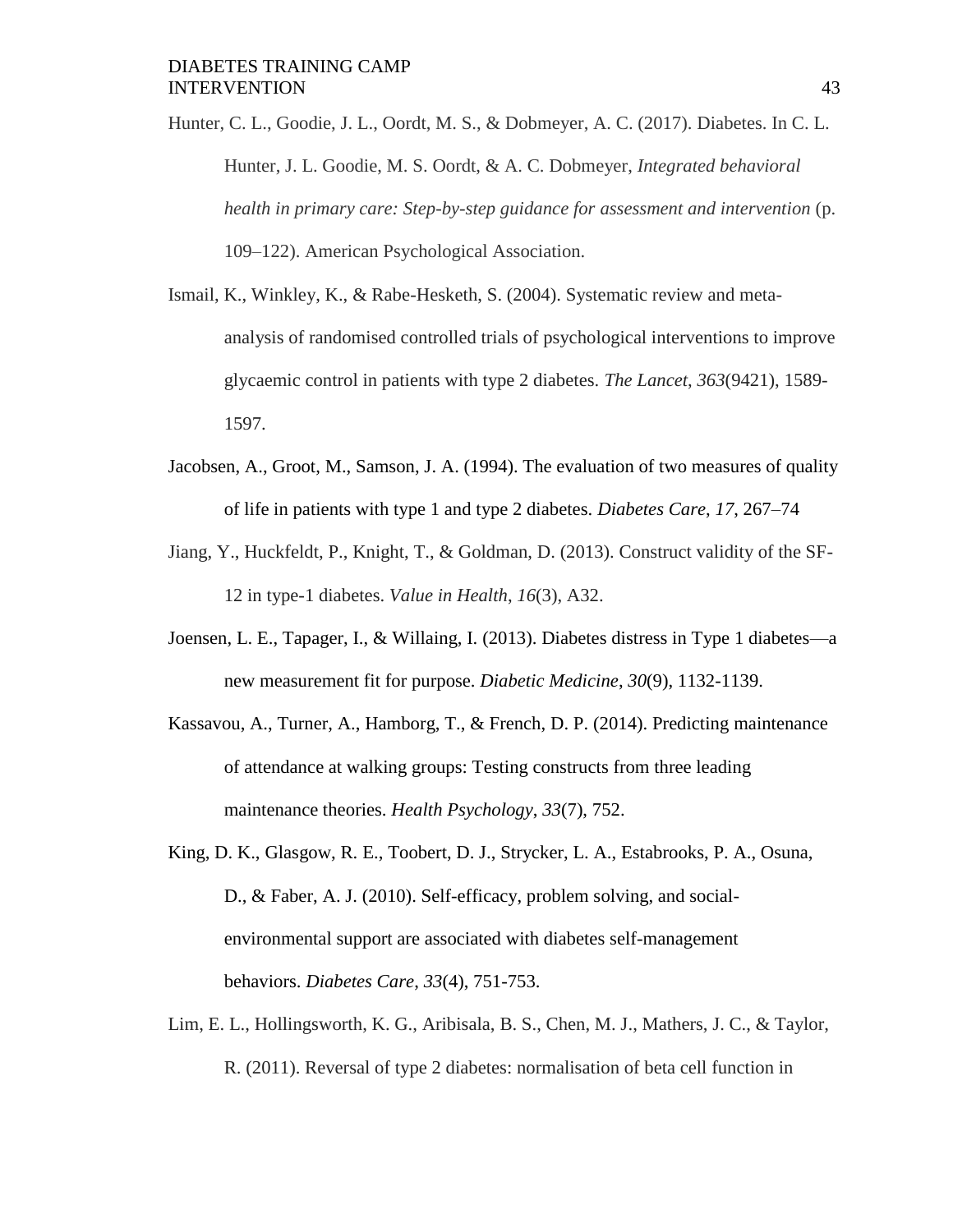Hunter, C. L., Goodie, J. L., Oordt, M. S., & Dobmeyer, A. C. (2017). Diabetes. In C. L. Hunter, J. L. Goodie, M. S. Oordt, & A. C. Dobmeyer, *Integrated behavioral health in primary care: Step-by-step guidance for assessment and intervention* (p. 109–122). American Psychological Association.

Ismail, K., Winkley, K., & Rabe-Hesketh, S. (2004). Systematic review and meta-analysis of randomised controlled trials of psychological interventions to improve glycaemic control in patients with type 2 diabetes. *The Lancet*, *363*(9421), 1589-1597.

Jacobsen, A., Groot, M., Samson, J. A. (1994). The evaluation of two measures of quality of life in patients with type 1 and type 2 diabetes. *Diabetes Care*, *17*, 267–74

Jiang, Y., Huckfeldt, P., Knight, T., & Goldman, D. (2013). Construct validity of the SF-12 in type-1 diabetes. *Value in Health*, *16*(3), A32.

Joensen, L. E., Tapager, I., & Willaing, I. (2013). Diabetes distress in Type 1 diabetes—a new measurement fit for purpose. *Diabetic Medicine*, *30*(9), 1132-1139.

Kassavou, A., Turner, A., Hamborg, T., & French, D. P. (2014). Predicting maintenance of attendance at walking groups: Testing constructs from three leading maintenance theories. *Health Psychology*, *33*(7), 752.

King, D. K., Glasgow, R. E., Toobert, D. J., Strycker, L. A., Estabrooks, P. A., Osuna, D., & Faber, A. J. (2010). Self-efficacy, problem solving, and social-environmental support are associated with diabetes self-management behaviors. *Diabetes Care*, *33*(4), 751-753.

Lim, E. L., Hollingsworth, K. G., Aribisala, B. S., Chen, M. J., Mathers, J. C., & Taylor, R. (2011). Reversal of type 2 diabetes: normalisation of beta cell function in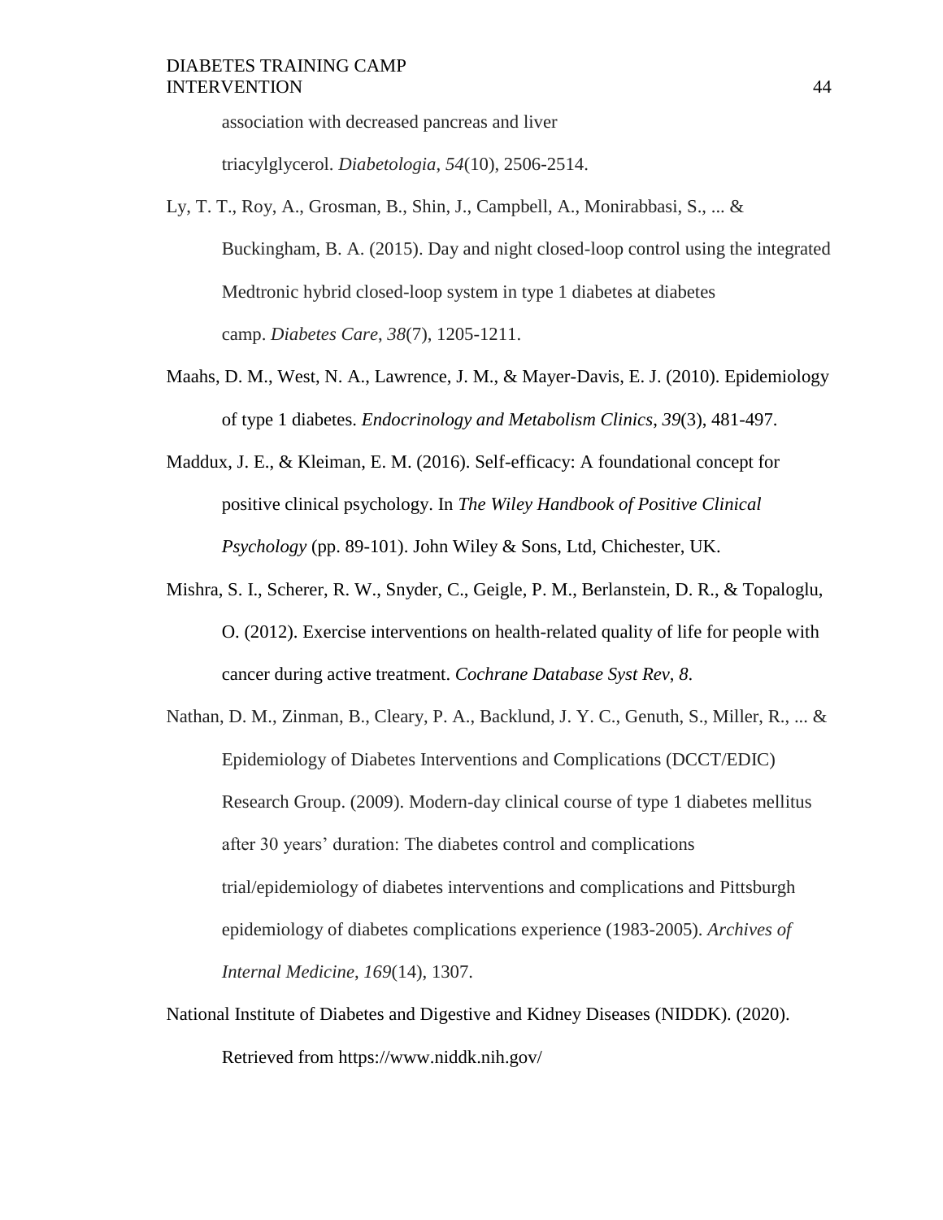association with decreased pancreas and liver triacylglycerol. *Diabetologia*, *54*(10), 2506-2514.

Ly, T. T., Roy, A., Grosman, B., Shin, J., Campbell, A., Monirabbasi, S., ... & Buckingham, B. A. (2015). Day and night closed-loop control using the integrated Medtronic hybrid closed-loop system in type 1 diabetes at diabetes camp. *Diabetes Care*, *38*(7), 1205-1211.

Maahs, D. M., West, N. A., Lawrence, J. M., & Mayer-Davis, E. J. (2010). Epidemiology of type 1 diabetes. *Endocrinology and Metabolism Clinics*, *39*(3), 481-497.

Maddux, J. E., & Kleiman, E. M. (2016). Self-efficacy: A foundational concept for positive clinical psychology. In *The Wiley Handbook of Positive Clinical Psychology* (pp. 89-101). John Wiley & Sons, Ltd, Chichester, UK.

Mishra, S. I., Scherer, R. W., Snyder, C., Geigle, P. M., Berlanstein, D. R., & Topaloglu, O. (2012). Exercise interventions on health-related quality of life for people with cancer during active treatment. *Cochrane Database Syst Rev, 8*.

Nathan, D. M., Zinman, B., Cleary, P. A., Backlund, J. Y. C., Genuth, S., Miller, R., ... & Epidemiology of Diabetes Interventions and Complications (DCCT/EDIC) Research Group. (2009). Modern-day clinical course of type 1 diabetes mellitus after 30 years' duration: The diabetes control and complications trial/epidemiology of diabetes interventions and complications and Pittsburgh epidemiology of diabetes complications experience (1983-2005). *Archives of Internal Medicine*, *169*(14), 1307.

National Institute of Diabetes and Digestive and Kidney Diseases (NIDDK). (2020). Retrieved from https://www.niddk.nih.gov/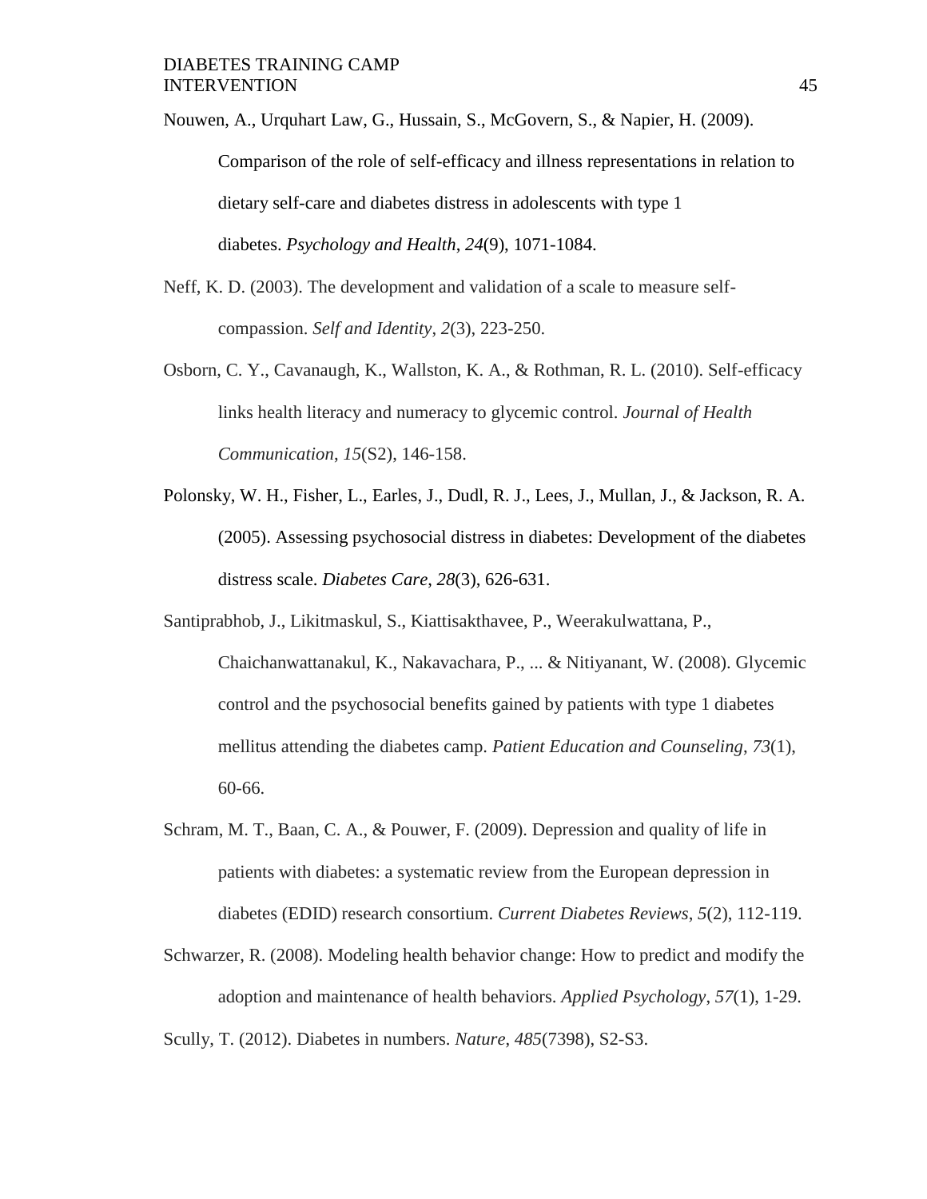Nouwen, A., Urquhart Law, G., Hussain, S., McGovern, S., & Napier, H. (2009). Comparison of the role of self-efficacy and illness representations in relation to dietary self-care and diabetes distress in adolescents with type 1 diabetes. *Psychology and Health*, *24*(9), 1071-1084.

Neff, K. D. (2003). The development and validation of a scale to measure self-compassion. *Self and Identity*, *2*(3), 223-250.

Osborn, C. Y., Cavanaugh, K., Wallston, K. A., & Rothman, R. L. (2010). Self-efficacy links health literacy and numeracy to glycemic control. *Journal of Health Communication*, *15*(S2), 146-158.

Polonsky, W. H., Fisher, L., Earles, J., Dudl, R. J., Lees, J., Mullan, J., & Jackson, R. A. (2005). Assessing psychosocial distress in diabetes: Development of the diabetes distress scale. *Diabetes Care*, *28*(3), 626-631.

Santiprabhob, J., Likitmaskul, S., Kiattisakthavee, P., Weerakulwattana, P., Chaichanwattanakul, K., Nakavachara, P., ... & Nitiyanant, W. (2008). Glycemic control and the psychosocial benefits gained by patients with type 1 diabetes mellitus attending the diabetes camp. *Patient Education and Counseling*, *73*(1), 60-66.

Schram, M. T., Baan, C. A., & Pouwer, F. (2009). Depression and quality of life in patients with diabetes: a systematic review from the European depression in diabetes (EDID) research consortium. *Current Diabetes Reviews*, *5*(2), 112-119.

Schwarzer, R. (2008). Modeling health behavior change: How to predict and modify the adoption and maintenance of health behaviors. *Applied Psychology*, *57*(1), 1-29.

Scully, T. (2012). Diabetes in numbers. *Nature*, *485*(7398), S2-S3.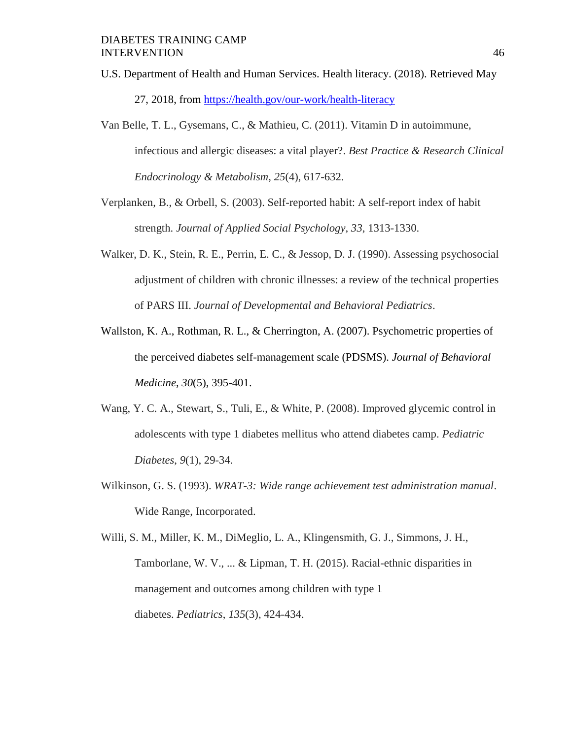U.S. Department of Health and Human Services. Health literacy. (2018). Retrieved May 27, 2018, from https://health.gov/our-work/health-literacy

Van Belle, T. L., Gysemans, C., & Mathieu, C. (2011). Vitamin D in autoimmune, infectious and allergic diseases: a vital player?. *Best Practice & Research Clinical Endocrinology & Metabolism*, *25*(4), 617-632.

Verplanken, B., & Orbell, S. (2003). Self-reported habit: A self-report index of habit strength. *Journal of Applied Social Psychology*, *33*, 1313-1330.

Walker, D. K., Stein, R. E., Perrin, E. C., & Jessop, D. J. (1990). Assessing psychosocial adjustment of children with chronic illnesses: a review of the technical properties of PARS III. *Journal of Developmental and Behavioral Pediatrics*.

Wallston, K. A., Rothman, R. L., & Cherrington, A. (2007). Psychometric properties of the perceived diabetes self-management scale (PDSMS). *Journal of Behavioral Medicine*, *30*(5), 395-401.

Wang, Y. C. A., Stewart, S., Tuli, E., & White, P. (2008). Improved glycemic control in adolescents with type 1 diabetes mellitus who attend diabetes camp. *Pediatric Diabetes*, *9*(1), 29-34.

Wilkinson, G. S. (1993). *WRAT-3: Wide range achievement test administration manual*. Wide Range, Incorporated.

Willi, S. M., Miller, K. M., DiMeglio, L. A., Klingensmith, G. J., Simmons, J. H., Tamborlane, W. V., ... & Lipman, T. H. (2015). Racial-ethnic disparities in management and outcomes among children with type 1 diabetes. *Pediatrics*, *135*(3), 424-434.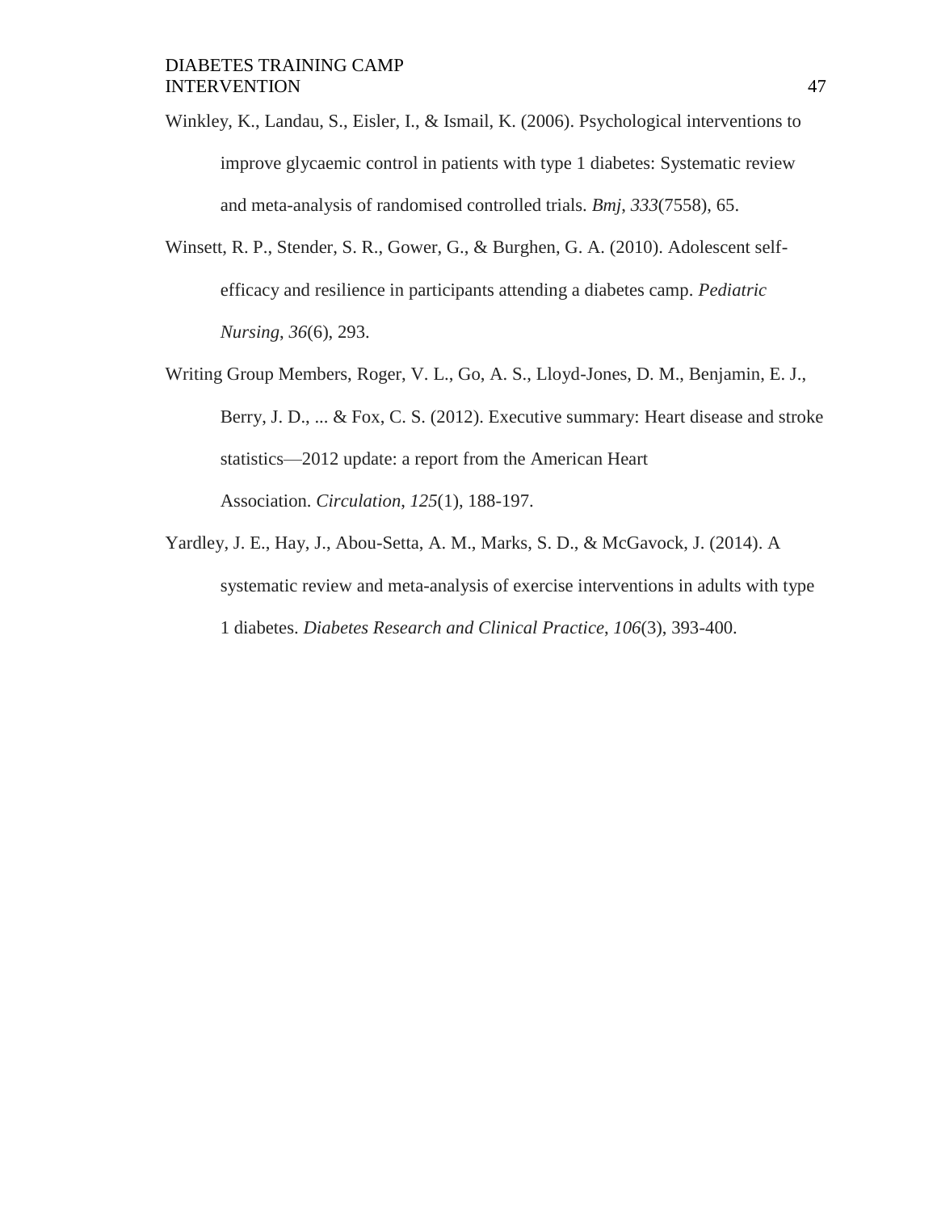Winkley, K., Landau, S., Eisler, I., & Ismail, K. (2006). Psychological interventions to improve glycaemic control in patients with type 1 diabetes: Systematic review and meta-analysis of randomised controlled trials. *Bmj*, *333*(7558), 65.

Winsett, R. P., Stender, S. R., Gower, G., & Burghen, G. A. (2010). Adolescent self-efficacy and resilience in participants attending a diabetes camp. *Pediatric Nursing*, *36*(6), 293.

Writing Group Members, Roger, V. L., Go, A. S., Lloyd-Jones, D. M., Benjamin, E. J., Berry, J. D., ... & Fox, C. S. (2012). Executive summary: Heart disease and stroke statistics—2012 update: a report from the American Heart Association. *Circulation*, *125*(1), 188-197.

Yardley, J. E., Hay, J., Abou-Setta, A. M., Marks, S. D., & McGavock, J. (2014). A systematic review and meta-analysis of exercise interventions in adults with type 1 diabetes. *Diabetes Research and Clinical Practice*, *106*(3), 393-400.